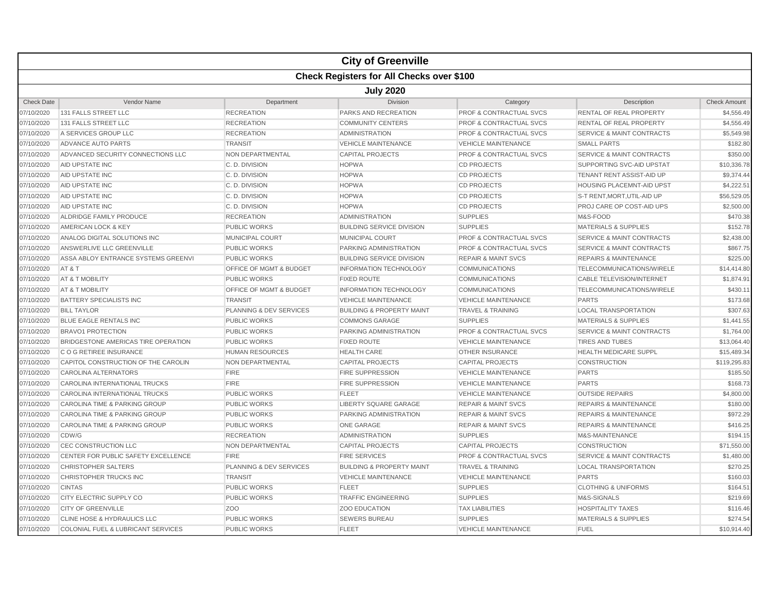# City of Greenville

## Check Registers for All Checks over $100

### July 2020

| Check Date | Vendor Name | Department | Division | Category | Description | Check Amount |
|---|---|---|---|---|---|---|
| 07/10/2020 | 131 FALLS STREET LLC | RECREATION | PARKS AND RECREATION | PROF & CONTRACTUAL SVCS | RENTAL OF REAL PROPERTY | $4,556.49 |
| 07/10/2020 | 131 FALLS STREET LLC | RECREATION | COMMUNITY CENTERS | PROF & CONTRACTUAL SVCS | RENTAL OF REAL PROPERTY | $4,556.49 |
| 07/10/2020 | A SERVICES GROUP LLC | RECREATION | ADMINISTRATION | PROF & CONTRACTUAL SVCS | SERVICE & MAINT CONTRACTS | $5,549.98 |
| 07/10/2020 | ADVANCE AUTO PARTS | TRANSIT | VEHICLE MAINTENANCE | VEHICLE MAINTENANCE | SMALL PARTS | $182.80 |
| 07/10/2020 | ADVANCED SECURITY CONNECTIONS LLC | NON DEPARTMENTAL | CAPITAL PROJECTS | PROF & CONTRACTUAL SVCS | SERVICE & MAINT CONTRACTS | $350.00 |
| 07/10/2020 | AID UPSTATE INC | C. D. DIVISION | HOPWA | CD PROJECTS | SUPPORTING SVC-AID UPSTAT | $10,336.78 |
| 07/10/2020 | AID UPSTATE INC | C. D. DIVISION | HOPWA | CD PROJECTS | TENANT RENT ASSIST-AID UP | $9,374.44 |
| 07/10/2020 | AID UPSTATE INC | C. D. DIVISION | HOPWA | CD PROJECTS | HOUSING PLACEMNT-AID UPST | $4,222.51 |
| 07/10/2020 | AID UPSTATE INC | C. D. DIVISION | HOPWA | CD PROJECTS | S-T RENT,MORT,UTIL-AID UP | $56,529.05 |
| 07/10/2020 | AID UPSTATE INC | C. D. DIVISION | HOPWA | CD PROJECTS | PROJ CARE OP COST-AID UPS | $2,500.00 |
| 07/10/2020 | ALDRIDGE FAMILY PRODUCE | RECREATION | ADMINISTRATION | SUPPLIES | M&S-FOOD | $470.38 |
| 07/10/2020 | AMERICAN LOCK & KEY | PUBLIC WORKS | BUILDING SERVICE DIVISION | SUPPLIES | MATERIALS & SUPPLIES | $152.78 |
| 07/10/2020 | ANALOG DIGITAL SOLUTIONS INC | MUNICIPAL COURT | MUNICIPAL COURT | PROF & CONTRACTUAL SVCS | SERVICE & MAINT CONTRACTS | $2,438.00 |
| 07/10/2020 | ANSWERLIVE LLC GREENVILLE | PUBLIC WORKS | PARKING ADMINISTRATION | PROF & CONTRACTUAL SVCS | SERVICE & MAINT CONTRACTS | $867.75 |
| 07/10/2020 | ASSA ABLOY ENTRANCE SYSTEMS GREENVI | PUBLIC WORKS | BUILDING SERVICE DIVISION | REPAIR & MAINT SVCS | REPAIRS & MAINTENANCE | $225.00 |
| 07/10/2020 | AT & T | OFFICE OF MGMT & BUDGET | INFORMATION TECHNOLOGY | COMMUNICATIONS | TELECOMMUNICATIONS/WIRELE | $14,414.80 |
| 07/10/2020 | AT & T MOBILITY | PUBLIC WORKS | FIXED ROUTE | COMMUNICATIONS | CABLE TELEVISION/INTERNET | $1,874.91 |
| 07/10/2020 | AT & T MOBILITY | OFFICE OF MGMT & BUDGET | INFORMATION TECHNOLOGY | COMMUNICATIONS | TELECOMMUNICATIONS/WIRELE | $430.11 |
| 07/10/2020 | BATTERY SPECIALISTS INC | TRANSIT | VEHICLE MAINTENANCE | VEHICLE MAINTENANCE | PARTS | $173.68 |
| 07/10/2020 | BILL TAYLOR | PLANNING & DEV SERVICES | BUILDING & PROPERTY MAINT | TRAVEL & TRAINING | LOCAL TRANSPORTATION | $307.63 |
| 07/10/2020 | BLUE EAGLE RENTALS INC | PUBLIC WORKS | COMMONS GARAGE | SUPPLIES | MATERIALS & SUPPLIES | $1,441.55 |
| 07/10/2020 | BRAVO1 PROTECTION | PUBLIC WORKS | PARKING ADMINISTRATION | PROF & CONTRACTUAL SVCS | SERVICE & MAINT CONTRACTS | $1,764.00 |
| 07/10/2020 | BRIDGESTONE AMERICAS TIRE OPERATION | PUBLIC WORKS | FIXED ROUTE | VEHICLE MAINTENANCE | TIRES AND TUBES | $13,064.40 |
| 07/10/2020 | C O G RETIREE INSURANCE | HUMAN RESOURCES | HEALTH CARE | OTHER INSURANCE | HEALTH MEDICARE SUPPL | $15,489.34 |
| 07/10/2020 | CAPITOL CONSTRUCTION OF THE CAROLIN | NON DEPARTMENTAL | CAPITAL PROJECTS | CAPITAL PROJECTS | CONSTRUCTION | $119,295.83 |
| 07/10/2020 | CAROLINA ALTERNATORS | FIRE | FIRE SUPPRESSION | VEHICLE MAINTENANCE | PARTS | $185.50 |
| 07/10/2020 | CAROLINA INTERNATIONAL TRUCKS | FIRE | FIRE SUPPRESSION | VEHICLE MAINTENANCE | PARTS | $168.73 |
| 07/10/2020 | CAROLINA INTERNATIONAL TRUCKS | PUBLIC WORKS | FLEET | VEHICLE MAINTENANCE | OUTSIDE REPAIRS | $4,800.00 |
| 07/10/2020 | CAROLINA TIME & PARKING GROUP | PUBLIC WORKS | LIBERTY SQUARE GARAGE | REPAIR & MAINT SVCS | REPAIRS & MAINTENANCE | $180.00 |
| 07/10/2020 | CAROLINA TIME & PARKING GROUP | PUBLIC WORKS | PARKING ADMINISTRATION | REPAIR & MAINT SVCS | REPAIRS & MAINTENANCE | $972.29 |
| 07/10/2020 | CAROLINA TIME & PARKING GROUP | PUBLIC WORKS | ONE GARAGE | REPAIR & MAINT SVCS | REPAIRS & MAINTENANCE | $416.25 |
| 07/10/2020 | CDW/G | RECREATION | ADMINISTRATION | SUPPLIES | M&S-MAINTENANCE | $194.15 |
| 07/10/2020 | CEC CONSTRUCTION LLC | NON DEPARTMENTAL | CAPITAL PROJECTS | CAPITAL PROJECTS | CONSTRUCTION | $71,550.00 |
| 07/10/2020 | CENTER FOR PUBLIC SAFETY EXCELLENCE | FIRE | FIRE SERVICES | PROF & CONTRACTUAL SVCS | SERVICE & MAINT CONTRACTS | $1,480.00 |
| 07/10/2020 | CHRISTOPHER SALTERS | PLANNING & DEV SERVICES | BUILDING & PROPERTY MAINT | TRAVEL & TRAINING | LOCAL TRANSPORTATION | $270.25 |
| 07/10/2020 | CHRISTOPHER TRUCKS INC | TRANSIT | VEHICLE MAINTENANCE | VEHICLE MAINTENANCE | PARTS | $160.03 |
| 07/10/2020 | CINTAS | PUBLIC WORKS | FLEET | SUPPLIES | CLOTHING & UNIFORMS | $164.51 |
| 07/10/2020 | CITY ELECTRIC SUPPLY CO | PUBLIC WORKS | TRAFFIC ENGINEERING | SUPPLIES | M&S-SIGNALS | $219.69 |
| 07/10/2020 | CITY OF GREENVILLE | ZOO | ZOO EDUCATION | TAX LIABILITIES | HOSPITALITY TAXES | $116.46 |
| 07/10/2020 | CLINE HOSE & HYDRAULICS LLC | PUBLIC WORKS | SEWERS BUREAU | SUPPLIES | MATERIALS & SUPPLIES | $274.54 |
| 07/10/2020 | COLONIAL FUEL & LUBRICANT SERVICES | PUBLIC WORKS | FLEET | VEHICLE MAINTENANCE | FUEL | $10,914.40 |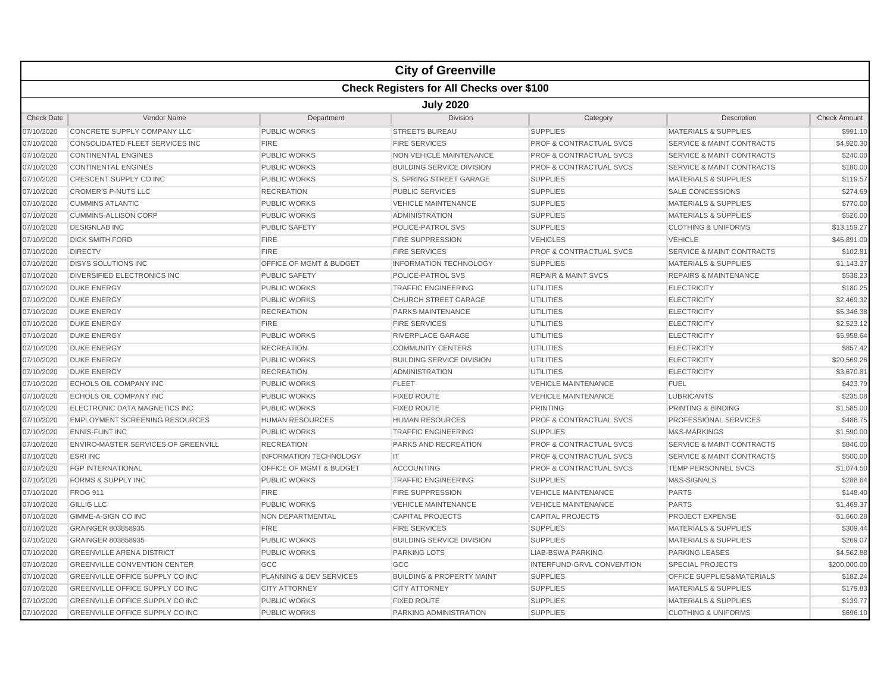# City of Greenville

## Check Registers for All Checks over $100

### July 2020

| Check Date | Vendor Name | Department | Division | Category | Description | Check Amount |
|---|---|---|---|---|---|---|
| 07/10/2020 | CONCRETE SUPPLY COMPANY LLC | PUBLIC WORKS | STREETS BUREAU | SUPPLIES | MATERIALS & SUPPLIES | $991.10 |
| 07/10/2020 | CONSOLIDATED FLEET SERVICES INC | FIRE | FIRE SERVICES | PROF & CONTRACTUAL SVCS | SERVICE & MAINT CONTRACTS | $4,920.30 |
| 07/10/2020 | CONTINENTAL ENGINES | PUBLIC WORKS | NON VEHICLE MAINTENANCE | PROF & CONTRACTUAL SVCS | SERVICE & MAINT CONTRACTS | $240.00 |
| 07/10/2020 | CONTINENTAL ENGINES | PUBLIC WORKS | BUILDING SERVICE DIVISION | PROF & CONTRACTUAL SVCS | SERVICE & MAINT CONTRACTS | $180.00 |
| 07/10/2020 | CRESCENT SUPPLY CO INC | PUBLIC WORKS | S. SPRING STREET GARAGE | SUPPLIES | MATERIALS & SUPPLIES | $119.57 |
| 07/10/2020 | CROMER'S P-NUTS LLC | RECREATION | PUBLIC SERVICES | SUPPLIES | SALE CONCESSIONS | $274.69 |
| 07/10/2020 | CUMMINS ATLANTIC | PUBLIC WORKS | VEHICLE MAINTENANCE | SUPPLIES | MATERIALS & SUPPLIES | $770.00 |
| 07/10/2020 | CUMMINS-ALLISON CORP | PUBLIC WORKS | ADMINISTRATION | SUPPLIES | MATERIALS & SUPPLIES | $526.00 |
| 07/10/2020 | DESIGNLAB INC | PUBLIC SAFETY | POLICE-PATROL SVS | SUPPLIES | CLOTHING & UNIFORMS | $13,159.27 |
| 07/10/2020 | DICK SMITH FORD | FIRE | FIRE SUPPRESSION | VEHICLES | VEHICLE | $45,891.00 |
| 07/10/2020 | DIRECTV | FIRE | FIRE SERVICES | PROF & CONTRACTUAL SVCS | SERVICE & MAINT CONTRACTS | $102.81 |
| 07/10/2020 | DISYS SOLUTIONS INC | OFFICE OF MGMT & BUDGET | INFORMATION TECHNOLOGY | SUPPLIES | MATERIALS & SUPPLIES | $1,143.27 |
| 07/10/2020 | DIVERSIFIED ELECTRONICS INC | PUBLIC SAFETY | POLICE-PATROL SVS | REPAIR & MAINT SVCS | REPAIRS & MAINTENANCE | $538.23 |
| 07/10/2020 | DUKE ENERGY | PUBLIC WORKS | TRAFFIC ENGINEERING | UTILITIES | ELECTRICITY | $180.25 |
| 07/10/2020 | DUKE ENERGY | PUBLIC WORKS | CHURCH STREET GARAGE | UTILITIES | ELECTRICITY | $2,469.32 |
| 07/10/2020 | DUKE ENERGY | RECREATION | PARKS MAINTENANCE | UTILITIES | ELECTRICITY | $5,346.38 |
| 07/10/2020 | DUKE ENERGY | FIRE | FIRE SERVICES | UTILITIES | ELECTRICITY | $2,523.12 |
| 07/10/2020 | DUKE ENERGY | PUBLIC WORKS | RIVERPLACE GARAGE | UTILITIES | ELECTRICITY | $5,958.64 |
| 07/10/2020 | DUKE ENERGY | RECREATION | COMMUNITY CENTERS | UTILITIES | ELECTRICITY | $857.42 |
| 07/10/2020 | DUKE ENERGY | PUBLIC WORKS | BUILDING SERVICE DIVISION | UTILITIES | ELECTRICITY | $20,569.26 |
| 07/10/2020 | DUKE ENERGY | RECREATION | ADMINISTRATION | UTILITIES | ELECTRICITY | $3,670.81 |
| 07/10/2020 | ECHOLS OIL COMPANY INC | PUBLIC WORKS | FLEET | VEHICLE MAINTENANCE | FUEL | $423.79 |
| 07/10/2020 | ECHOLS OIL COMPANY INC | PUBLIC WORKS | FIXED ROUTE | VEHICLE MAINTENANCE | LUBRICANTS | $235.08 |
| 07/10/2020 | ELECTRONIC DATA MAGNETICS INC | PUBLIC WORKS | FIXED ROUTE | PRINTING | PRINTING & BINDING | $1,585.00 |
| 07/10/2020 | EMPLOYMENT SCREENING RESOURCES | HUMAN RESOURCES | HUMAN RESOURCES | PROF & CONTRACTUAL SVCS | PROFESSIONAL SERVICES | $486.75 |
| 07/10/2020 | ENNIS-FLINT INC | PUBLIC WORKS | TRAFFIC ENGINEERING | SUPPLIES | M&S-MARKINGS | $1,590.00 |
| 07/10/2020 | ENVIRO-MASTER SERVICES OF GREENVILL | RECREATION | PARKS AND RECREATION | PROF & CONTRACTUAL SVCS | SERVICE & MAINT CONTRACTS | $846.00 |
| 07/10/2020 | ESRI INC | INFORMATION TECHNOLOGY | IT | PROF & CONTRACTUAL SVCS | SERVICE & MAINT CONTRACTS | $500.00 |
| 07/10/2020 | FGP INTERNATIONAL | OFFICE OF MGMT & BUDGET | ACCOUNTING | PROF & CONTRACTUAL SVCS | TEMP PERSONNEL SVCS | $1,074.50 |
| 07/10/2020 | FORMS & SUPPLY INC | PUBLIC WORKS | TRAFFIC ENGINEERING | SUPPLIES | M&S-SIGNALS | $288.64 |
| 07/10/2020 | FROG 911 | FIRE | FIRE SUPPRESSION | VEHICLE MAINTENANCE | PARTS | $148.40 |
| 07/10/2020 | GILLIG LLC | PUBLIC WORKS | VEHICLE MAINTENANCE | VEHICLE MAINTENANCE | PARTS | $1,469.37 |
| 07/10/2020 | GIMME-A-SIGN CO INC | NON DEPARTMENTAL | CAPITAL PROJECTS | CAPITAL PROJECTS | PROJECT EXPENSE | $1,660.28 |
| 07/10/2020 | GRAINGER 803858935 | FIRE | FIRE SERVICES | SUPPLIES | MATERIALS & SUPPLIES | $309.44 |
| 07/10/2020 | GRAINGER 803858935 | PUBLIC WORKS | BUILDING SERVICE DIVISION | SUPPLIES | MATERIALS & SUPPLIES | $269.07 |
| 07/10/2020 | GREENVILLE ARENA DISTRICT | PUBLIC WORKS | PARKING LOTS | LIAB-BSWA PARKING | PARKING LEASES | $4,562.88 |
| 07/10/2020 | GREENVILLE CONVENTION CENTER | GCC | GCC | INTERFUND-GRVL CONVENTION | SPECIAL PROJECTS | $200,000.00 |
| 07/10/2020 | GREENVILLE OFFICE SUPPLY CO INC | PLANNING & DEV SERVICES | BUILDING & PROPERTY MAINT | SUPPLIES | OFFICE SUPPLIES&MATERIALS | $182.24 |
| 07/10/2020 | GREENVILLE OFFICE SUPPLY CO INC | CITY ATTORNEY | CITY ATTORNEY | SUPPLIES | MATERIALS & SUPPLIES | $179.83 |
| 07/10/2020 | GREENVILLE OFFICE SUPPLY CO INC | PUBLIC WORKS | FIXED ROUTE | SUPPLIES | MATERIALS & SUPPLIES | $139.77 |
| 07/10/2020 | GREENVILLE OFFICE SUPPLY CO INC | PUBLIC WORKS | PARKING ADMINISTRATION | SUPPLIES | CLOTHING & UNIFORMS | $696.10 |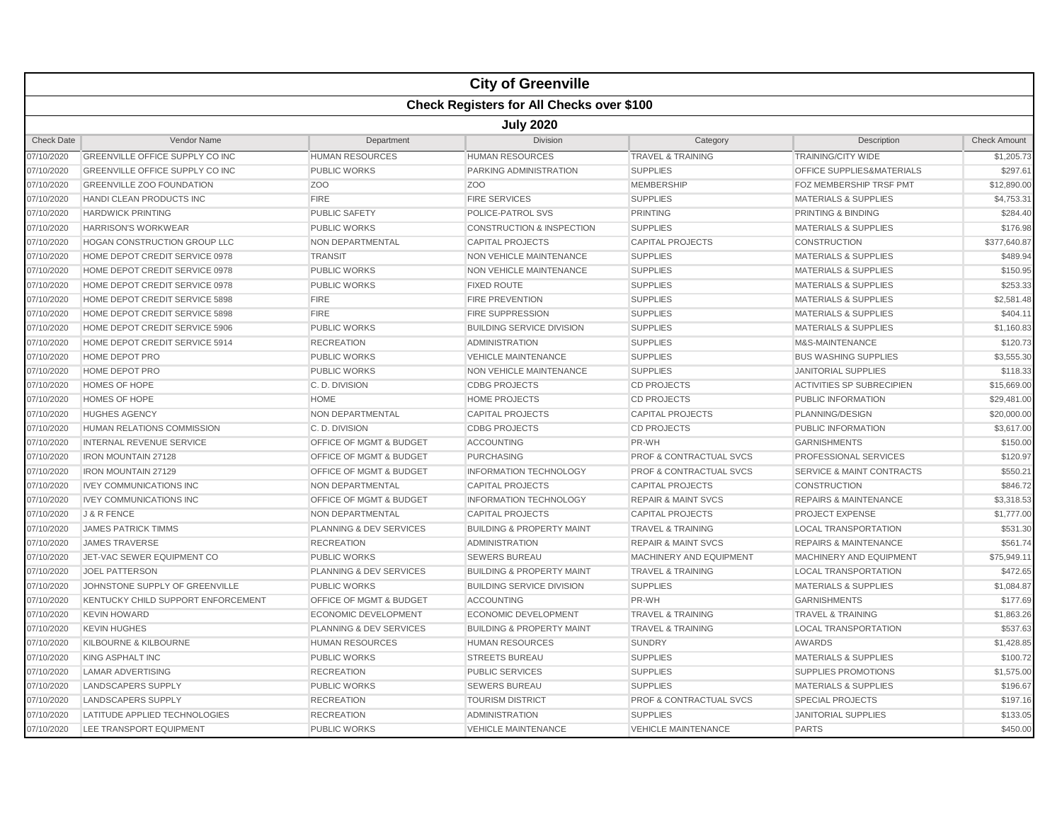# City of Greenville

## Check Registers for All Checks over $100

### July 2020

| Check Date | Vendor Name | Department | Division | Category | Description | Check Amount |
|---|---|---|---|---|---|---|
| 07/10/2020 | GREENVILLE OFFICE SUPPLY CO INC | HUMAN RESOURCES | HUMAN RESOURCES | TRAVEL & TRAINING | TRAINING/CITY WIDE | $1,205.73 |
| 07/10/2020 | GREENVILLE OFFICE SUPPLY CO INC | PUBLIC WORKS | PARKING ADMINISTRATION | SUPPLIES | OFFICE SUPPLIES&MATERIALS | $297.61 |
| 07/10/2020 | GREENVILLE ZOO FOUNDATION | ZOO | ZOO | MEMBERSHIP | FOZ MEMBERSHIP TRSF PMT | $12,890.00 |
| 07/10/2020 | HANDI CLEAN PRODUCTS INC | FIRE | FIRE SERVICES | SUPPLIES | MATERIALS & SUPPLIES | $4,753.31 |
| 07/10/2020 | HARDWICK PRINTING | PUBLIC SAFETY | POLICE-PATROL SVS | PRINTING | PRINTING & BINDING | $284.40 |
| 07/10/2020 | HARRISON'S WORKWEAR | PUBLIC WORKS | CONSTRUCTION & INSPECTION | SUPPLIES | MATERIALS & SUPPLIES | $176.98 |
| 07/10/2020 | HOGAN CONSTRUCTION GROUP LLC | NON DEPARTMENTAL | CAPITAL PROJECTS | CAPITAL PROJECTS | CONSTRUCTION | $377,640.87 |
| 07/10/2020 | HOME DEPOT CREDIT SERVICE 0978 | TRANSIT | NON VEHICLE MAINTENANCE | SUPPLIES | MATERIALS & SUPPLIES | $489.94 |
| 07/10/2020 | HOME DEPOT CREDIT SERVICE 0978 | PUBLIC WORKS | NON VEHICLE MAINTENANCE | SUPPLIES | MATERIALS & SUPPLIES | $150.95 |
| 07/10/2020 | HOME DEPOT CREDIT SERVICE 0978 | PUBLIC WORKS | FIXED ROUTE | SUPPLIES | MATERIALS & SUPPLIES | $253.33 |
| 07/10/2020 | HOME DEPOT CREDIT SERVICE 5898 | FIRE | FIRE PREVENTION | SUPPLIES | MATERIALS & SUPPLIES | $2,581.48 |
| 07/10/2020 | HOME DEPOT CREDIT SERVICE 5898 | FIRE | FIRE SUPPRESSION | SUPPLIES | MATERIALS & SUPPLIES | $404.11 |
| 07/10/2020 | HOME DEPOT CREDIT SERVICE 5906 | PUBLIC WORKS | BUILDING SERVICE DIVISION | SUPPLIES | MATERIALS & SUPPLIES | $1,160.83 |
| 07/10/2020 | HOME DEPOT CREDIT SERVICE 5914 | RECREATION | ADMINISTRATION | SUPPLIES | M&S-MAINTENANCE | $120.73 |
| 07/10/2020 | HOME DEPOT PRO | PUBLIC WORKS | VEHICLE MAINTENANCE | SUPPLIES | BUS WASHING SUPPLIES | $3,555.30 |
| 07/10/2020 | HOME DEPOT PRO | PUBLIC WORKS | NON VEHICLE MAINTENANCE | SUPPLIES | JANITORIAL SUPPLIES | $118.33 |
| 07/10/2020 | HOMES OF HOPE | C. D. DIVISION | CDBG PROJECTS | CD PROJECTS | ACTIVITIES SP SUBRECIPIEN | $15,669.00 |
| 07/10/2020 | HOMES OF HOPE | HOME | HOME PROJECTS | CD PROJECTS | PUBLIC INFORMATION | $29,481.00 |
| 07/10/2020 | HUGHES AGENCY | NON DEPARTMENTAL | CAPITAL PROJECTS | CAPITAL PROJECTS | PLANNING/DESIGN | $20,000.00 |
| 07/10/2020 | HUMAN RELATIONS COMMISSION | C. D. DIVISION | CDBG PROJECTS | CD PROJECTS | PUBLIC INFORMATION | $3,617.00 |
| 07/10/2020 | INTERNAL REVENUE SERVICE | OFFICE OF MGMT & BUDGET | ACCOUNTING | PR-WH | GARNISHMENTS | $150.00 |
| 07/10/2020 | IRON MOUNTAIN 27128 | OFFICE OF MGMT & BUDGET | PURCHASING | PROF & CONTRACTUAL SVCS | PROFESSIONAL SERVICES | $120.97 |
| 07/10/2020 | IRON MOUNTAIN 27129 | OFFICE OF MGMT & BUDGET | INFORMATION TECHNOLOGY | PROF & CONTRACTUAL SVCS | SERVICE & MAINT CONTRACTS | $550.21 |
| 07/10/2020 | IVEY COMMUNICATIONS INC | NON DEPARTMENTAL | CAPITAL PROJECTS | CAPITAL PROJECTS | CONSTRUCTION | $846.72 |
| 07/10/2020 | IVEY COMMUNICATIONS INC | OFFICE OF MGMT & BUDGET | INFORMATION TECHNOLOGY | REPAIR & MAINT SVCS | REPAIRS & MAINTENANCE | $3,318.53 |
| 07/10/2020 | J & R FENCE | NON DEPARTMENTAL | CAPITAL PROJECTS | CAPITAL PROJECTS | PROJECT EXPENSE | $1,777.00 |
| 07/10/2020 | JAMES PATRICK TIMMS | PLANNING & DEV SERVICES | BUILDING & PROPERTY MAINT | TRAVEL & TRAINING | LOCAL TRANSPORTATION | $531.30 |
| 07/10/2020 | JAMES TRAVERSE | RECREATION | ADMINISTRATION | REPAIR & MAINT SVCS | REPAIRS & MAINTENANCE | $561.74 |
| 07/10/2020 | JET-VAC SEWER EQUIPMENT CO | PUBLIC WORKS | SEWERS BUREAU | MACHINERY AND EQUIPMENT | MACHINERY AND EQUIPMENT | $75,949.11 |
| 07/10/2020 | JOEL PATTERSON | PLANNING & DEV SERVICES | BUILDING & PROPERTY MAINT | TRAVEL & TRAINING | LOCAL TRANSPORTATION | $472.65 |
| 07/10/2020 | JOHNSTONE SUPPLY OF GREENVILLE | PUBLIC WORKS | BUILDING SERVICE DIVISION | SUPPLIES | MATERIALS & SUPPLIES | $1,084.87 |
| 07/10/2020 | KENTUCKY CHILD SUPPORT ENFORCEMENT | OFFICE OF MGMT & BUDGET | ACCOUNTING | PR-WH | GARNISHMENTS | $177.69 |
| 07/10/2020 | KEVIN HOWARD | ECONOMIC DEVELOPMENT | ECONOMIC DEVELOPMENT | TRAVEL & TRAINING | TRAVEL & TRAINING | $1,863.26 |
| 07/10/2020 | KEVIN HUGHES | PLANNING & DEV SERVICES | BUILDING & PROPERTY MAINT | TRAVEL & TRAINING | LOCAL TRANSPORTATION | $537.63 |
| 07/10/2020 | KILBOURNE & KILBOURNE | HUMAN RESOURCES | HUMAN RESOURCES | SUNDRY | AWARDS | $1,428.85 |
| 07/10/2020 | KING ASPHALT INC | PUBLIC WORKS | STREETS BUREAU | SUPPLIES | MATERIALS & SUPPLIES | $100.72 |
| 07/10/2020 | LAMAR ADVERTISING | RECREATION | PUBLIC SERVICES | SUPPLIES | SUPPLIES PROMOTIONS | $1,575.00 |
| 07/10/2020 | LANDSCAPERS SUPPLY | PUBLIC WORKS | SEWERS BUREAU | SUPPLIES | MATERIALS & SUPPLIES | $196.67 |
| 07/10/2020 | LANDSCAPERS SUPPLY | RECREATION | TOURISM DISTRICT | PROF & CONTRACTUAL SVCS | SPECIAL PROJECTS | $197.16 |
| 07/10/2020 | LATITUDE APPLIED TECHNOLOGIES | RECREATION | ADMINISTRATION | SUPPLIES | JANITORIAL SUPPLIES | $133.05 |
| 07/10/2020 | LEE TRANSPORT EQUIPMENT | PUBLIC WORKS | VEHICLE MAINTENANCE | VEHICLE MAINTENANCE | PARTS | $450.00 |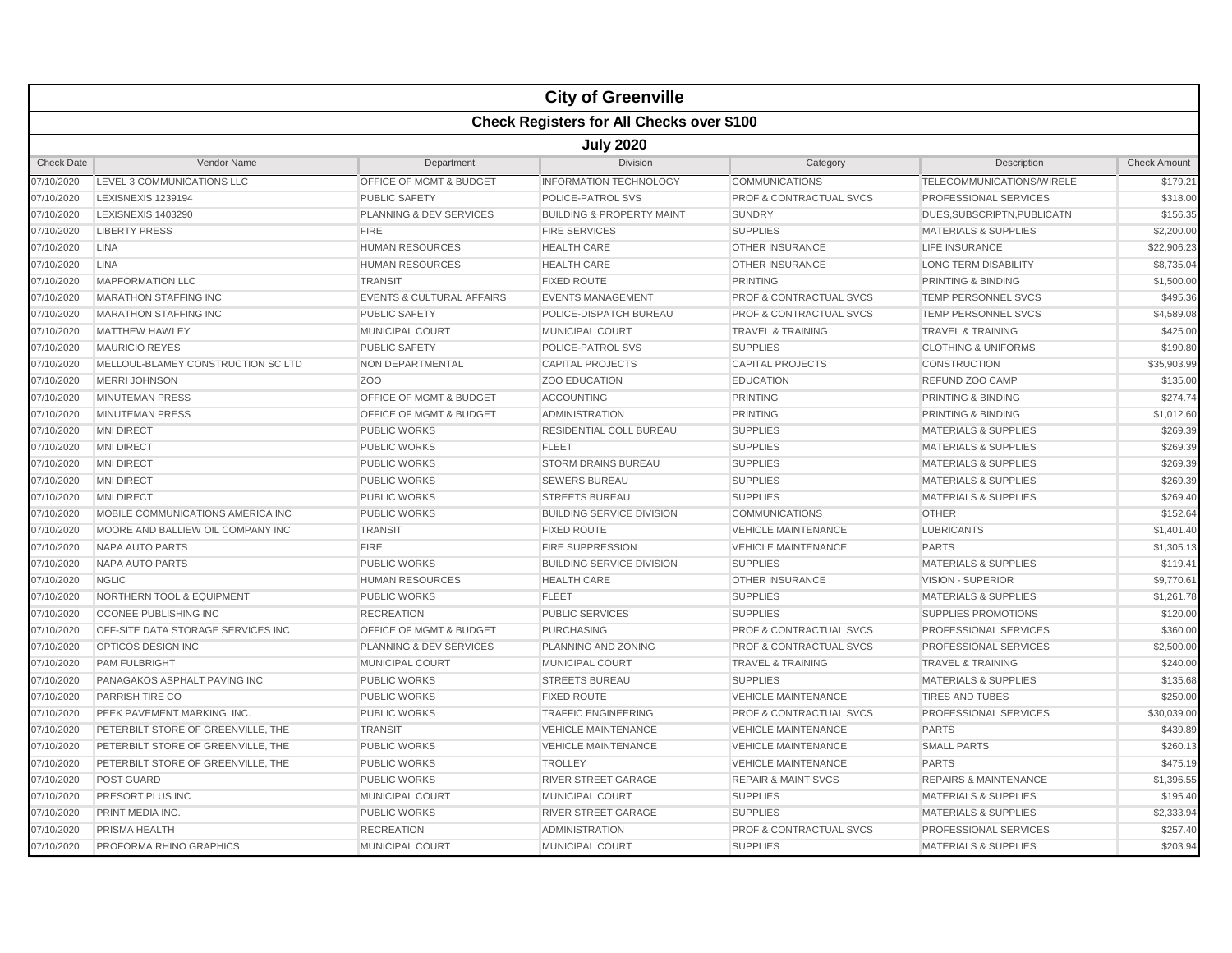# City of Greenville

## Check Registers for All Checks over $100

### July 2020

| Check Date | Vendor Name | Department | Division | Category | Description | Check Amount |
|---|---|---|---|---|---|---|
| 07/10/2020 | LEVEL 3 COMMUNICATIONS LLC | OFFICE OF MGMT & BUDGET | INFORMATION TECHNOLOGY | COMMUNICATIONS | TELECOMMUNICATIONS/WIRELE | $179.21 |
| 07/10/2020 | LEXISNEXIS 1239194 | PUBLIC SAFETY | POLICE-PATROL SVS | PROF & CONTRACTUAL SVCS | PROFESSIONAL SERVICES | $318.00 |
| 07/10/2020 | LEXISNEXIS 1403290 | PLANNING & DEV SERVICES | BUILDING & PROPERTY MAINT | SUNDRY | DUES,SUBSCRIPTN,PUBLICATN | $156.35 |
| 07/10/2020 | LIBERTY PRESS | FIRE | FIRE SERVICES | SUPPLIES | MATERIALS & SUPPLIES | $2,200.00 |
| 07/10/2020 | LINA | HUMAN RESOURCES | HEALTH CARE | OTHER INSURANCE | LIFE INSURANCE | $22,906.23 |
| 07/10/2020 | LINA | HUMAN RESOURCES | HEALTH CARE | OTHER INSURANCE | LONG TERM DISABILITY | $8,735.04 |
| 07/10/2020 | MAPFORMATION LLC | TRANSIT | FIXED ROUTE | PRINTING | PRINTING & BINDING | $1,500.00 |
| 07/10/2020 | MARATHON STAFFING INC | EVENTS & CULTURAL AFFAIRS | EVENTS MANAGEMENT | PROF & CONTRACTUAL SVCS | TEMP PERSONNEL SVCS | $495.36 |
| 07/10/2020 | MARATHON STAFFING INC | PUBLIC SAFETY | POLICE-DISPATCH BUREAU | PROF & CONTRACTUAL SVCS | TEMP PERSONNEL SVCS | $4,589.08 |
| 07/10/2020 | MATTHEW HAWLEY | MUNICIPAL COURT | MUNICIPAL COURT | TRAVEL & TRAINING | TRAVEL & TRAINING | $425.00 |
| 07/10/2020 | MAURICIO REYES | PUBLIC SAFETY | POLICE-PATROL SVS | SUPPLIES | CLOTHING & UNIFORMS | $190.80 |
| 07/10/2020 | MELLOUL-BLAMEY CONSTRUCTION SC LTD | NON DEPARTMENTAL | CAPITAL PROJECTS | CAPITAL PROJECTS | CONSTRUCTION | $35,903.99 |
| 07/10/2020 | MERRI JOHNSON | ZOO | ZOO EDUCATION | EDUCATION | REFUND ZOO CAMP | $135.00 |
| 07/10/2020 | MINUTEMAN PRESS | OFFICE OF MGMT & BUDGET | ACCOUNTING | PRINTING | PRINTING & BINDING | $274.74 |
| 07/10/2020 | MINUTEMAN PRESS | OFFICE OF MGMT & BUDGET | ADMINISTRATION | PRINTING | PRINTING & BINDING | $1,012.60 |
| 07/10/2020 | MNI DIRECT | PUBLIC WORKS | RESIDENTIAL COLL BUREAU | SUPPLIES | MATERIALS & SUPPLIES | $269.39 |
| 07/10/2020 | MNI DIRECT | PUBLIC WORKS | FLEET | SUPPLIES | MATERIALS & SUPPLIES | $269.39 |
| 07/10/2020 | MNI DIRECT | PUBLIC WORKS | STORM DRAINS BUREAU | SUPPLIES | MATERIALS & SUPPLIES | $269.39 |
| 07/10/2020 | MNI DIRECT | PUBLIC WORKS | SEWERS BUREAU | SUPPLIES | MATERIALS & SUPPLIES | $269.39 |
| 07/10/2020 | MNI DIRECT | PUBLIC WORKS | STREETS BUREAU | SUPPLIES | MATERIALS & SUPPLIES | $269.40 |
| 07/10/2020 | MOBILE COMMUNICATIONS AMERICA INC | PUBLIC WORKS | BUILDING SERVICE DIVISION | COMMUNICATIONS | OTHER | $152.64 |
| 07/10/2020 | MOORE AND BALLIEW OIL COMPANY INC | TRANSIT | FIXED ROUTE | VEHICLE MAINTENANCE | LUBRICANTS | $1,401.40 |
| 07/10/2020 | NAPA AUTO PARTS | FIRE | FIRE SUPPRESSION | VEHICLE MAINTENANCE | PARTS | $1,305.13 |
| 07/10/2020 | NAPA AUTO PARTS | PUBLIC WORKS | BUILDING SERVICE DIVISION | SUPPLIES | MATERIALS & SUPPLIES | $119.41 |
| 07/10/2020 | NGLIC | HUMAN RESOURCES | HEALTH CARE | OTHER INSURANCE | VISION - SUPERIOR | $9,770.61 |
| 07/10/2020 | NORTHERN TOOL & EQUIPMENT | PUBLIC WORKS | FLEET | SUPPLIES | MATERIALS & SUPPLIES | $1,261.78 |
| 07/10/2020 | OCONEE PUBLISHING INC | RECREATION | PUBLIC SERVICES | SUPPLIES | SUPPLIES PROMOTIONS | $120.00 |
| 07/10/2020 | OFF-SITE DATA STORAGE SERVICES INC | OFFICE OF MGMT & BUDGET | PURCHASING | PROF & CONTRACTUAL SVCS | PROFESSIONAL SERVICES | $360.00 |
| 07/10/2020 | OPTICOS DESIGN INC | PLANNING & DEV SERVICES | PLANNING AND ZONING | PROF & CONTRACTUAL SVCS | PROFESSIONAL SERVICES | $2,500.00 |
| 07/10/2020 | PAM FULBRIGHT | MUNICIPAL COURT | MUNICIPAL COURT | TRAVEL & TRAINING | TRAVEL & TRAINING | $240.00 |
| 07/10/2020 | PANAGAKOS ASPHALT PAVING INC | PUBLIC WORKS | STREETS BUREAU | SUPPLIES | MATERIALS & SUPPLIES | $135.68 |
| 07/10/2020 | PARRISH TIRE CO | PUBLIC WORKS | FIXED ROUTE | VEHICLE MAINTENANCE | TIRES AND TUBES | $250.00 |
| 07/10/2020 | PEEK PAVEMENT MARKING, INC. | PUBLIC WORKS | TRAFFIC ENGINEERING | PROF & CONTRACTUAL SVCS | PROFESSIONAL SERVICES | $30,039.00 |
| 07/10/2020 | PETERBILT STORE OF GREENVILLE, THE | TRANSIT | VEHICLE MAINTENANCE | VEHICLE MAINTENANCE | PARTS | $439.89 |
| 07/10/2020 | PETERBILT STORE OF GREENVILLE, THE | PUBLIC WORKS | VEHICLE MAINTENANCE | VEHICLE MAINTENANCE | SMALL PARTS | $260.13 |
| 07/10/2020 | PETERBILT STORE OF GREENVILLE, THE | PUBLIC WORKS | TROLLEY | VEHICLE MAINTENANCE | PARTS | $475.19 |
| 07/10/2020 | POST GUARD | PUBLIC WORKS | RIVER STREET GARAGE | REPAIR & MAINT SVCS | REPAIRS & MAINTENANCE | $1,396.55 |
| 07/10/2020 | PRESORT PLUS INC | MUNICIPAL COURT | MUNICIPAL COURT | SUPPLIES | MATERIALS & SUPPLIES | $195.40 |
| 07/10/2020 | PRINT MEDIA INC. | PUBLIC WORKS | RIVER STREET GARAGE | SUPPLIES | MATERIALS & SUPPLIES | $2,333.94 |
| 07/10/2020 | PRISMA HEALTH | RECREATION | ADMINISTRATION | PROF & CONTRACTUAL SVCS | PROFESSIONAL SERVICES | $257.40 |
| 07/10/2020 | PROFORMA RHINO GRAPHICS | MUNICIPAL COURT | MUNICIPAL COURT | SUPPLIES | MATERIALS & SUPPLIES | $203.94 |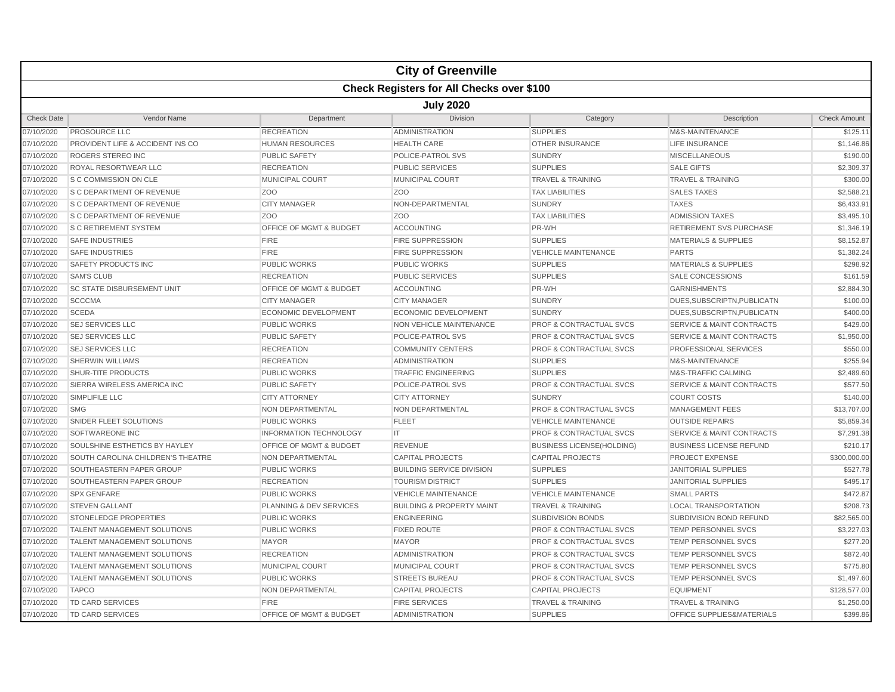# City of Greenville

## Check Registers for All Checks over $100

### July 2020

| Check Date | Vendor Name | Department | Division | Category | Description | Check Amount |
|---|---|---|---|---|---|---|
| 07/10/2020 | PROSOURCE LLC | RECREATION | ADMINISTRATION | SUPPLIES | M&S-MAINTENANCE | $125.11 |
| 07/10/2020 | PROVIDENT LIFE & ACCIDENT INS CO | HUMAN RESOURCES | HEALTH CARE | OTHER INSURANCE | LIFE INSURANCE | $1,146.86 |
| 07/10/2020 | ROGERS STEREO INC | PUBLIC SAFETY | POLICE-PATROL SVS | SUNDRY | MISCELLANEOUS | $190.00 |
| 07/10/2020 | ROYAL RESORTWEAR LLC | RECREATION | PUBLIC SERVICES | SUPPLIES | SALE GIFTS | $2,309.37 |
| 07/10/2020 | S C COMMISSION ON CLE | MUNICIPAL COURT | MUNICIPAL COURT | TRAVEL & TRAINING | TRAVEL & TRAINING | $300.00 |
| 07/10/2020 | S C DEPARTMENT OF REVENUE | ZOO | ZOO | TAX LIABILITIES | SALES TAXES | $2,588.21 |
| 07/10/2020 | S C DEPARTMENT OF REVENUE | CITY MANAGER | NON-DEPARTMENTAL | SUNDRY | TAXES | $6,433.91 |
| 07/10/2020 | S C DEPARTMENT OF REVENUE | ZOO | ZOO | TAX LIABILITIES | ADMISSION TAXES | $3,495.10 |
| 07/10/2020 | S C RETIREMENT SYSTEM | OFFICE OF MGMT & BUDGET | ACCOUNTING | PR-WH | RETIREMENT SVS PURCHASE | $1,346.19 |
| 07/10/2020 | SAFE INDUSTRIES | FIRE | FIRE SUPPRESSION | SUPPLIES | MATERIALS & SUPPLIES | $8,152.87 |
| 07/10/2020 | SAFE INDUSTRIES | FIRE | FIRE SUPPRESSION | VEHICLE MAINTENANCE | PARTS | $1,382.24 |
| 07/10/2020 | SAFETY PRODUCTS INC | PUBLIC WORKS | PUBLIC WORKS | SUPPLIES | MATERIALS & SUPPLIES | $298.92 |
| 07/10/2020 | SAM'S CLUB | RECREATION | PUBLIC SERVICES | SUPPLIES | SALE CONCESSIONS | $161.59 |
| 07/10/2020 | SC STATE DISBURSEMENT UNIT | OFFICE OF MGMT & BUDGET | ACCOUNTING | PR-WH | GARNISHMENTS | $2,884.30 |
| 07/10/2020 | SCCCMA | CITY MANAGER | CITY MANAGER | SUNDRY | DUES,SUBSCRIPTN,PUBLICATN | $100.00 |
| 07/10/2020 | SCEDA | ECONOMIC DEVELOPMENT | ECONOMIC DEVELOPMENT | SUNDRY | DUES,SUBSCRIPTN,PUBLICATN | $400.00 |
| 07/10/2020 | SEJ SERVICES LLC | PUBLIC WORKS | NON VEHICLE MAINTENANCE | PROF & CONTRACTUAL SVCS | SERVICE & MAINT CONTRACTS | $429.00 |
| 07/10/2020 | SEJ SERVICES LLC | PUBLIC SAFETY | POLICE-PATROL SVS | PROF & CONTRACTUAL SVCS | SERVICE & MAINT CONTRACTS | $1,950.00 |
| 07/10/2020 | SEJ SERVICES LLC | RECREATION | COMMUNITY CENTERS | PROF & CONTRACTUAL SVCS | PROFESSIONAL SERVICES | $550.00 |
| 07/10/2020 | SHERWIN WILLIAMS | RECREATION | ADMINISTRATION | SUPPLIES | M&S-MAINTENANCE | $255.94 |
| 07/10/2020 | SHUR-TITE PRODUCTS | PUBLIC WORKS | TRAFFIC ENGINEERING | SUPPLIES | M&S-TRAFFIC CALMING | $2,489.60 |
| 07/10/2020 | SIERRA WIRELESS AMERICA INC | PUBLIC SAFETY | POLICE-PATROL SVS | PROF & CONTRACTUAL SVCS | SERVICE & MAINT CONTRACTS | $577.50 |
| 07/10/2020 | SIMPLIFILE LLC | CITY ATTORNEY | CITY ATTORNEY | SUNDRY | COURT COSTS | $140.00 |
| 07/10/2020 | SMG | NON DEPARTMENTAL | NON DEPARTMENTAL | PROF & CONTRACTUAL SVCS | MANAGEMENT FEES | $13,707.00 |
| 07/10/2020 | SNIDER FLEET SOLUTIONS | PUBLIC WORKS | FLEET | VEHICLE MAINTENANCE | OUTSIDE REPAIRS | $5,859.34 |
| 07/10/2020 | SOFTWAREONE INC | INFORMATION TECHNOLOGY | IT | PROF & CONTRACTUAL SVCS | SERVICE & MAINT CONTRACTS | $7,291.38 |
| 07/10/2020 | SOULSHINE ESTHETICS BY HAYLEY | OFFICE OF MGMT & BUDGET | REVENUE | BUSINESS LICENSE(HOLDING) | BUSINESS LICENSE REFUND | $210.17 |
| 07/10/2020 | SOUTH CAROLINA CHILDREN'S THEATRE | NON DEPARTMENTAL | CAPITAL PROJECTS | CAPITAL PROJECTS | PROJECT EXPENSE | $300,000.00 |
| 07/10/2020 | SOUTHEASTERN PAPER GROUP | PUBLIC WORKS | BUILDING SERVICE DIVISION | SUPPLIES | JANITORIAL SUPPLIES | $527.78 |
| 07/10/2020 | SOUTHEASTERN PAPER GROUP | RECREATION | TOURISM DISTRICT | SUPPLIES | JANITORIAL SUPPLIES | $495.17 |
| 07/10/2020 | SPX GENFARE | PUBLIC WORKS | VEHICLE MAINTENANCE | VEHICLE MAINTENANCE | SMALL PARTS | $472.87 |
| 07/10/2020 | STEVEN GALLANT | PLANNING & DEV SERVICES | BUILDING & PROPERTY MAINT | TRAVEL & TRAINING | LOCAL TRANSPORTATION | $208.73 |
| 07/10/2020 | STONELEDGE PROPERTIES | PUBLIC WORKS | ENGINEERING | SUBDIVISION BONDS | SUBDIVISION BOND REFUND | $82,565.00 |
| 07/10/2020 | TALENT MANAGEMENT SOLUTIONS | PUBLIC WORKS | FIXED ROUTE | PROF & CONTRACTUAL SVCS | TEMP PERSONNEL SVCS | $3,227.03 |
| 07/10/2020 | TALENT MANAGEMENT SOLUTIONS | MAYOR | MAYOR | PROF & CONTRACTUAL SVCS | TEMP PERSONNEL SVCS | $277.20 |
| 07/10/2020 | TALENT MANAGEMENT SOLUTIONS | RECREATION | ADMINISTRATION | PROF & CONTRACTUAL SVCS | TEMP PERSONNEL SVCS | $872.40 |
| 07/10/2020 | TALENT MANAGEMENT SOLUTIONS | MUNICIPAL COURT | MUNICIPAL COURT | PROF & CONTRACTUAL SVCS | TEMP PERSONNEL SVCS | $775.80 |
| 07/10/2020 | TALENT MANAGEMENT SOLUTIONS | PUBLIC WORKS | STREETS BUREAU | PROF & CONTRACTUAL SVCS | TEMP PERSONNEL SVCS | $1,497.60 |
| 07/10/2020 | TAPCO | NON DEPARTMENTAL | CAPITAL PROJECTS | CAPITAL PROJECTS | EQUIPMENT | $128,577.00 |
| 07/10/2020 | TD CARD SERVICES | FIRE | FIRE SERVICES | TRAVEL & TRAINING | TRAVEL & TRAINING | $1,250.00 |
| 07/10/2020 | TD CARD SERVICES | OFFICE OF MGMT & BUDGET | ADMINISTRATION | SUPPLIES | OFFICE SUPPLIES&MATERIALS | $399.86 |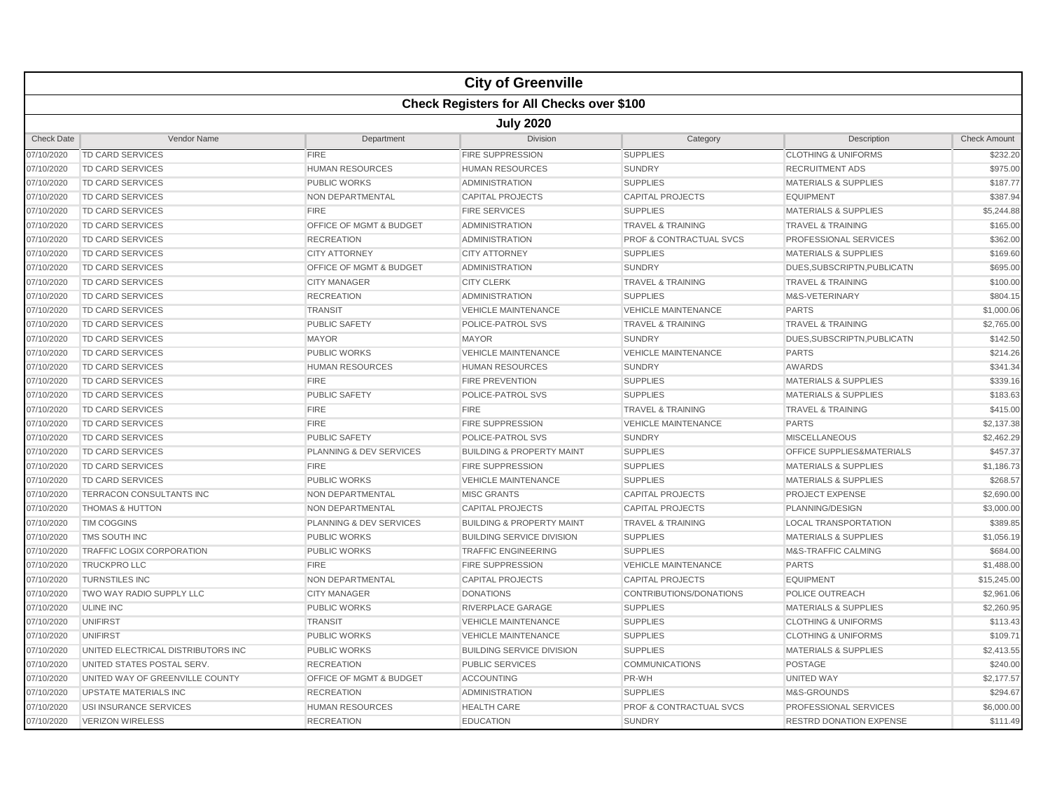# City of Greenville

## Check Registers for All Checks over $100

### July 2020

| Check Date | Vendor Name | Department | Division | Category | Description | Check Amount |
|---|---|---|---|---|---|---|
| 07/10/2020 | TD CARD SERVICES | FIRE | FIRE SUPPRESSION | SUPPLIES | CLOTHING & UNIFORMS | $232.20 |
| 07/10/2020 | TD CARD SERVICES | HUMAN RESOURCES | HUMAN RESOURCES | SUNDRY | RECRUITMENT ADS | $975.00 |
| 07/10/2020 | TD CARD SERVICES | PUBLIC WORKS | ADMINISTRATION | SUPPLIES | MATERIALS & SUPPLIES | $187.77 |
| 07/10/2020 | TD CARD SERVICES | NON DEPARTMENTAL | CAPITAL PROJECTS | CAPITAL PROJECTS | EQUIPMENT | $387.94 |
| 07/10/2020 | TD CARD SERVICES | FIRE | FIRE SERVICES | SUPPLIES | MATERIALS & SUPPLIES | $5,244.88 |
| 07/10/2020 | TD CARD SERVICES | OFFICE OF MGMT & BUDGET | ADMINISTRATION | TRAVEL & TRAINING | TRAVEL & TRAINING | $165.00 |
| 07/10/2020 | TD CARD SERVICES | RECREATION | ADMINISTRATION | PROF & CONTRACTUAL SVCS | PROFESSIONAL SERVICES | $362.00 |
| 07/10/2020 | TD CARD SERVICES | CITY ATTORNEY | CITY ATTORNEY | SUPPLIES | MATERIALS & SUPPLIES | $169.60 |
| 07/10/2020 | TD CARD SERVICES | OFFICE OF MGMT & BUDGET | ADMINISTRATION | SUNDRY | DUES,SUBSCRIPTN,PUBLICATN | $695.00 |
| 07/10/2020 | TD CARD SERVICES | CITY MANAGER | CITY CLERK | TRAVEL & TRAINING | TRAVEL & TRAINING | $100.00 |
| 07/10/2020 | TD CARD SERVICES | RECREATION | ADMINISTRATION | SUPPLIES | M&S-VETERINARY | $804.15 |
| 07/10/2020 | TD CARD SERVICES | TRANSIT | VEHICLE MAINTENANCE | VEHICLE MAINTENANCE | PARTS | $1,000.06 |
| 07/10/2020 | TD CARD SERVICES | PUBLIC SAFETY | POLICE-PATROL SVS | TRAVEL & TRAINING | TRAVEL & TRAINING | $2,765.00 |
| 07/10/2020 | TD CARD SERVICES | MAYOR | MAYOR | SUNDRY | DUES,SUBSCRIPTN,PUBLICATN | $142.50 |
| 07/10/2020 | TD CARD SERVICES | PUBLIC WORKS | VEHICLE MAINTENANCE | VEHICLE MAINTENANCE | PARTS | $214.26 |
| 07/10/2020 | TD CARD SERVICES | HUMAN RESOURCES | HUMAN RESOURCES | SUNDRY | AWARDS | $341.34 |
| 07/10/2020 | TD CARD SERVICES | FIRE | FIRE PREVENTION | SUPPLIES | MATERIALS & SUPPLIES | $339.16 |
| 07/10/2020 | TD CARD SERVICES | PUBLIC SAFETY | POLICE-PATROL SVS | SUPPLIES | MATERIALS & SUPPLIES | $183.63 |
| 07/10/2020 | TD CARD SERVICES | FIRE | FIRE | TRAVEL & TRAINING | TRAVEL & TRAINING | $415.00 |
| 07/10/2020 | TD CARD SERVICES | FIRE | FIRE SUPPRESSION | VEHICLE MAINTENANCE | PARTS | $2,137.38 |
| 07/10/2020 | TD CARD SERVICES | PUBLIC SAFETY | POLICE-PATROL SVS | SUNDRY | MISCELLANEOUS | $2,462.29 |
| 07/10/2020 | TD CARD SERVICES | PLANNING & DEV SERVICES | BUILDING & PROPERTY MAINT | SUPPLIES | OFFICE SUPPLIES&MATERIALS | $457.37 |
| 07/10/2020 | TD CARD SERVICES | FIRE | FIRE SUPPRESSION | SUPPLIES | MATERIALS & SUPPLIES | $1,186.73 |
| 07/10/2020 | TD CARD SERVICES | PUBLIC WORKS | VEHICLE MAINTENANCE | SUPPLIES | MATERIALS & SUPPLIES | $268.57 |
| 07/10/2020 | TERRACON CONSULTANTS INC | NON DEPARTMENTAL | MISC GRANTS | CAPITAL PROJECTS | PROJECT EXPENSE | $2,690.00 |
| 07/10/2020 | THOMAS & HUTTON | NON DEPARTMENTAL | CAPITAL PROJECTS | CAPITAL PROJECTS | PLANNING/DESIGN | $3,000.00 |
| 07/10/2020 | TIM COGGINS | PLANNING & DEV SERVICES | BUILDING & PROPERTY MAINT | TRAVEL & TRAINING | LOCAL TRANSPORTATION | $389.85 |
| 07/10/2020 | TMS SOUTH INC | PUBLIC WORKS | BUILDING SERVICE DIVISION | SUPPLIES | MATERIALS & SUPPLIES | $1,056.19 |
| 07/10/2020 | TRAFFIC LOGIX CORPORATION | PUBLIC WORKS | TRAFFIC ENGINEERING | SUPPLIES | M&S-TRAFFIC CALMING | $684.00 |
| 07/10/2020 | TRUCKPRO LLC | FIRE | FIRE SUPPRESSION | VEHICLE MAINTENANCE | PARTS | $1,488.00 |
| 07/10/2020 | TURNSTILES INC | NON DEPARTMENTAL | CAPITAL PROJECTS | CAPITAL PROJECTS | EQUIPMENT | $15,245.00 |
| 07/10/2020 | TWO WAY RADIO SUPPLY LLC | CITY MANAGER | DONATIONS | CONTRIBUTIONS/DONATIONS | POLICE OUTREACH | $2,961.06 |
| 07/10/2020 | ULINE INC | PUBLIC WORKS | RIVERPLACE GARAGE | SUPPLIES | MATERIALS & SUPPLIES | $2,260.95 |
| 07/10/2020 | UNIFIRST | TRANSIT | VEHICLE MAINTENANCE | SUPPLIES | CLOTHING & UNIFORMS | $113.43 |
| 07/10/2020 | UNIFIRST | PUBLIC WORKS | VEHICLE MAINTENANCE | SUPPLIES | CLOTHING & UNIFORMS | $109.71 |
| 07/10/2020 | UNITED ELECTRICAL DISTRIBUTORS INC | PUBLIC WORKS | BUILDING SERVICE DIVISION | SUPPLIES | MATERIALS & SUPPLIES | $2,413.55 |
| 07/10/2020 | UNITED STATES POSTAL SERV. | RECREATION | PUBLIC SERVICES | COMMUNICATIONS | POSTAGE | $240.00 |
| 07/10/2020 | UNITED WAY OF GREENVILLE COUNTY | OFFICE OF MGMT & BUDGET | ACCOUNTING | PR-WH | UNITED WAY | $2,177.57 |
| 07/10/2020 | UPSTATE MATERIALS INC | RECREATION | ADMINISTRATION | SUPPLIES | M&S-GROUNDS | $294.67 |
| 07/10/2020 | USI INSURANCE SERVICES | HUMAN RESOURCES | HEALTH CARE | PROF & CONTRACTUAL SVCS | PROFESSIONAL SERVICES | $6,000.00 |
| 07/10/2020 | VERIZON WIRELESS | RECREATION | EDUCATION | SUNDRY | RESTRD DONATION EXPENSE | $111.49 |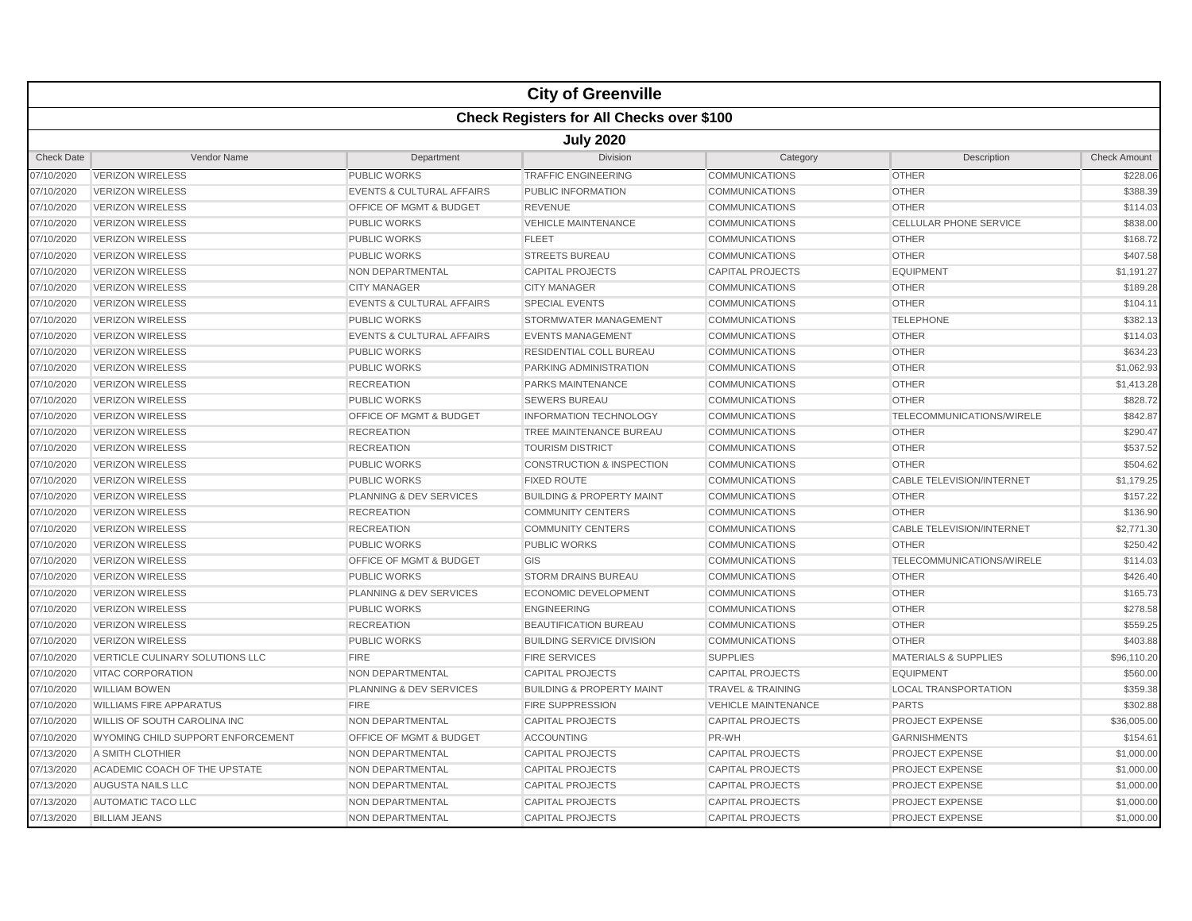# City of Greenville

## Check Registers for All Checks over $100

### July 2020

| Check Date | Vendor Name | Department | Division | Category | Description | Check Amount |
|---|---|---|---|---|---|---|
| 07/10/2020 | VERIZON WIRELESS | PUBLIC WORKS | TRAFFIC ENGINEERING | COMMUNICATIONS | OTHER | $228.06 |
| 07/10/2020 | VERIZON WIRELESS | EVENTS & CULTURAL AFFAIRS | PUBLIC INFORMATION | COMMUNICATIONS | OTHER | $388.39 |
| 07/10/2020 | VERIZON WIRELESS | OFFICE OF MGMT & BUDGET | REVENUE | COMMUNICATIONS | OTHER | $114.03 |
| 07/10/2020 | VERIZON WIRELESS | PUBLIC WORKS | VEHICLE MAINTENANCE | COMMUNICATIONS | CELLULAR PHONE SERVICE | $838.00 |
| 07/10/2020 | VERIZON WIRELESS | PUBLIC WORKS | FLEET | COMMUNICATIONS | OTHER | $168.72 |
| 07/10/2020 | VERIZON WIRELESS | PUBLIC WORKS | STREETS BUREAU | COMMUNICATIONS | OTHER | $407.58 |
| 07/10/2020 | VERIZON WIRELESS | NON DEPARTMENTAL | CAPITAL PROJECTS | CAPITAL PROJECTS | EQUIPMENT | $1,191.27 |
| 07/10/2020 | VERIZON WIRELESS | CITY MANAGER | CITY MANAGER | COMMUNICATIONS | OTHER | $189.28 |
| 07/10/2020 | VERIZON WIRELESS | EVENTS & CULTURAL AFFAIRS | SPECIAL EVENTS | COMMUNICATIONS | OTHER | $104.11 |
| 07/10/2020 | VERIZON WIRELESS | PUBLIC WORKS | STORMWATER MANAGEMENT | COMMUNICATIONS | TELEPHONE | $382.13 |
| 07/10/2020 | VERIZON WIRELESS | EVENTS & CULTURAL AFFAIRS | EVENTS MANAGEMENT | COMMUNICATIONS | OTHER | $114.03 |
| 07/10/2020 | VERIZON WIRELESS | PUBLIC WORKS | RESIDENTIAL COLL BUREAU | COMMUNICATIONS | OTHER | $634.23 |
| 07/10/2020 | VERIZON WIRELESS | PUBLIC WORKS | PARKING ADMINISTRATION | COMMUNICATIONS | OTHER | $1,062.93 |
| 07/10/2020 | VERIZON WIRELESS | RECREATION | PARKS MAINTENANCE | COMMUNICATIONS | OTHER | $1,413.28 |
| 07/10/2020 | VERIZON WIRELESS | PUBLIC WORKS | SEWERS BUREAU | COMMUNICATIONS | OTHER | $828.72 |
| 07/10/2020 | VERIZON WIRELESS | OFFICE OF MGMT & BUDGET | INFORMATION TECHNOLOGY | COMMUNICATIONS | TELECOMMUNICATIONS/WIRELE | $842.87 |
| 07/10/2020 | VERIZON WIRELESS | RECREATION | TREE MAINTENANCE BUREAU | COMMUNICATIONS | OTHER | $290.47 |
| 07/10/2020 | VERIZON WIRELESS | RECREATION | TOURISM DISTRICT | COMMUNICATIONS | OTHER | $537.52 |
| 07/10/2020 | VERIZON WIRELESS | PUBLIC WORKS | CONSTRUCTION & INSPECTION | COMMUNICATIONS | OTHER | $504.62 |
| 07/10/2020 | VERIZON WIRELESS | PUBLIC WORKS | FIXED ROUTE | COMMUNICATIONS | CABLE TELEVISION/INTERNET | $1,179.25 |
| 07/10/2020 | VERIZON WIRELESS | PLANNING & DEV SERVICES | BUILDING & PROPERTY MAINT | COMMUNICATIONS | OTHER | $157.22 |
| 07/10/2020 | VERIZON WIRELESS | RECREATION | COMMUNITY CENTERS | COMMUNICATIONS | OTHER | $136.90 |
| 07/10/2020 | VERIZON WIRELESS | RECREATION | COMMUNITY CENTERS | COMMUNICATIONS | CABLE TELEVISION/INTERNET | $2,771.30 |
| 07/10/2020 | VERIZON WIRELESS | PUBLIC WORKS | PUBLIC WORKS | COMMUNICATIONS | OTHER | $250.42 |
| 07/10/2020 | VERIZON WIRELESS | OFFICE OF MGMT & BUDGET | GIS | COMMUNICATIONS | TELECOMMUNICATIONS/WIRELE | $114.03 |
| 07/10/2020 | VERIZON WIRELESS | PUBLIC WORKS | STORM DRAINS BUREAU | COMMUNICATIONS | OTHER | $426.40 |
| 07/10/2020 | VERIZON WIRELESS | PLANNING & DEV SERVICES | ECONOMIC DEVELOPMENT | COMMUNICATIONS | OTHER | $165.73 |
| 07/10/2020 | VERIZON WIRELESS | PUBLIC WORKS | ENGINEERING | COMMUNICATIONS | OTHER | $278.58 |
| 07/10/2020 | VERIZON WIRELESS | RECREATION | BEAUTIFICATION BUREAU | COMMUNICATIONS | OTHER | $559.25 |
| 07/10/2020 | VERIZON WIRELESS | PUBLIC WORKS | BUILDING SERVICE DIVISION | COMMUNICATIONS | OTHER | $403.88 |
| 07/10/2020 | VERTICLE CULINARY SOLUTIONS LLC | FIRE | FIRE SERVICES | SUPPLIES | MATERIALS & SUPPLIES | $96,110.20 |
| 07/10/2020 | VITAC CORPORATION | NON DEPARTMENTAL | CAPITAL PROJECTS | CAPITAL PROJECTS | EQUIPMENT | $560.00 |
| 07/10/2020 | WILLIAM BOWEN | PLANNING & DEV SERVICES | BUILDING & PROPERTY MAINT | TRAVEL & TRAINING | LOCAL TRANSPORTATION | $359.38 |
| 07/10/2020 | WILLIAMS FIRE APPARATUS | FIRE | FIRE SUPPRESSION | VEHICLE MAINTENANCE | PARTS | $302.88 |
| 07/10/2020 | WILLIS OF SOUTH CAROLINA INC | NON DEPARTMENTAL | CAPITAL PROJECTS | CAPITAL PROJECTS | PROJECT EXPENSE | $36,005.00 |
| 07/10/2020 | WYOMING CHILD SUPPORT ENFORCEMENT | OFFICE OF MGMT & BUDGET | ACCOUNTING | PR-WH | GARNISHMENTS | $154.61 |
| 07/13/2020 | A SMITH CLOTHIER | NON DEPARTMENTAL | CAPITAL PROJECTS | CAPITAL PROJECTS | PROJECT EXPENSE | $1,000.00 |
| 07/13/2020 | ACADEMIC COACH OF THE UPSTATE | NON DEPARTMENTAL | CAPITAL PROJECTS | CAPITAL PROJECTS | PROJECT EXPENSE | $1,000.00 |
| 07/13/2020 | AUGUSTA NAILS LLC | NON DEPARTMENTAL | CAPITAL PROJECTS | CAPITAL PROJECTS | PROJECT EXPENSE | $1,000.00 |
| 07/13/2020 | AUTOMATIC TACO LLC | NON DEPARTMENTAL | CAPITAL PROJECTS | CAPITAL PROJECTS | PROJECT EXPENSE | $1,000.00 |
| 07/13/2020 | BILLIAM JEANS | NON DEPARTMENTAL | CAPITAL PROJECTS | CAPITAL PROJECTS | PROJECT EXPENSE | $1,000.00 |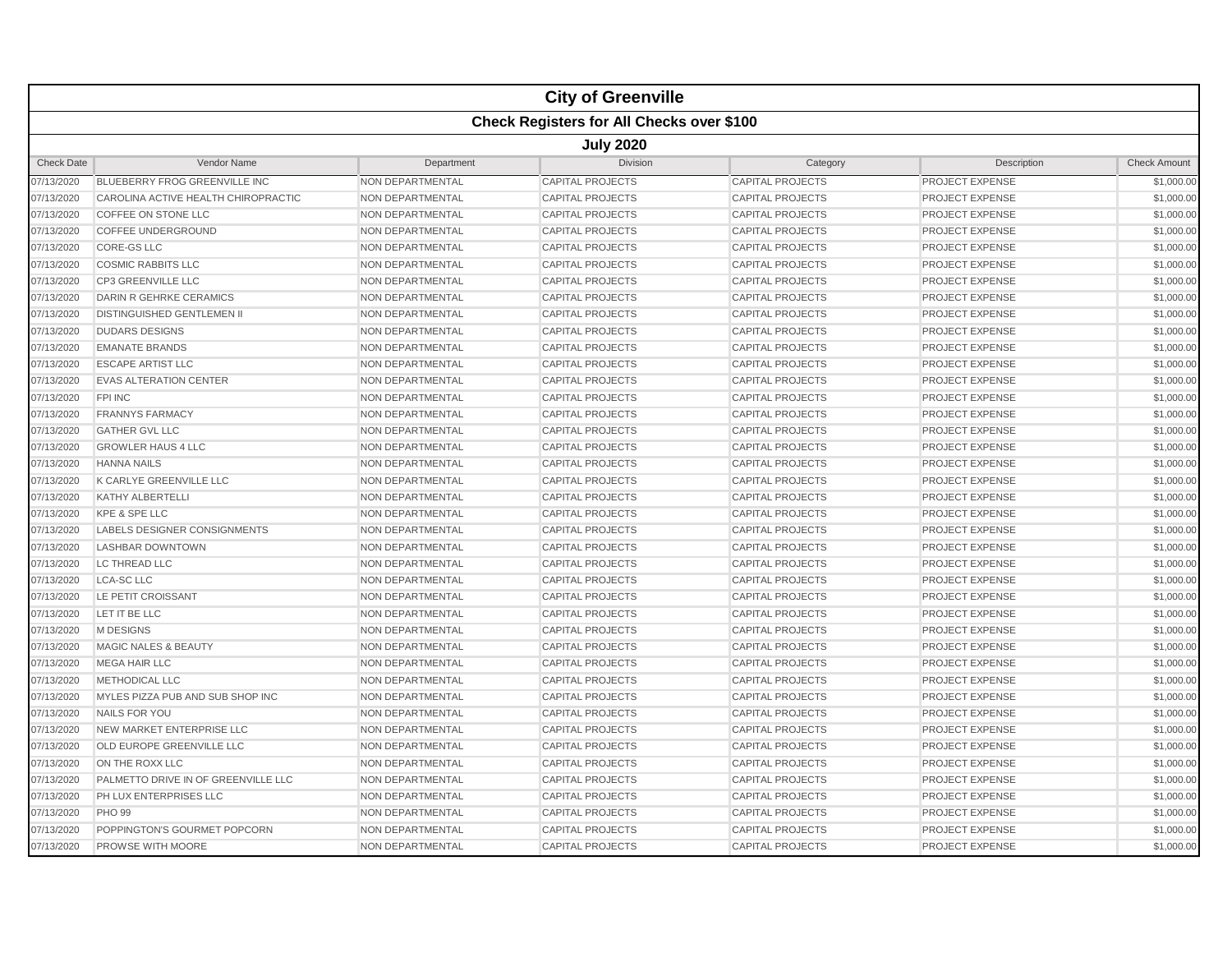# City of Greenville

## Check Registers for All Checks over $100

### July 2020

| Check Date | Vendor Name | Department | Division | Category | Description | Check Amount |
|---|---|---|---|---|---|---|
| 07/13/2020 | BLUEBERRY FROG GREENVILLE INC | NON DEPARTMENTAL | CAPITAL PROJECTS | CAPITAL PROJECTS | PROJECT EXPENSE | $1,000.00 |
| 07/13/2020 | CAROLINA ACTIVE HEALTH CHIROPRACTIC | NON DEPARTMENTAL | CAPITAL PROJECTS | CAPITAL PROJECTS | PROJECT EXPENSE | $1,000.00 |
| 07/13/2020 | COFFEE ON STONE LLC | NON DEPARTMENTAL | CAPITAL PROJECTS | CAPITAL PROJECTS | PROJECT EXPENSE | $1,000.00 |
| 07/13/2020 | COFFEE UNDERGROUND | NON DEPARTMENTAL | CAPITAL PROJECTS | CAPITAL PROJECTS | PROJECT EXPENSE | $1,000.00 |
| 07/13/2020 | CORE-GS LLC | NON DEPARTMENTAL | CAPITAL PROJECTS | CAPITAL PROJECTS | PROJECT EXPENSE | $1,000.00 |
| 07/13/2020 | COSMIC RABBITS LLC | NON DEPARTMENTAL | CAPITAL PROJECTS | CAPITAL PROJECTS | PROJECT EXPENSE | $1,000.00 |
| 07/13/2020 | CP3 GREENVILLE LLC | NON DEPARTMENTAL | CAPITAL PROJECTS | CAPITAL PROJECTS | PROJECT EXPENSE | $1,000.00 |
| 07/13/2020 | DARIN R GEHRKE CERAMICS | NON DEPARTMENTAL | CAPITAL PROJECTS | CAPITAL PROJECTS | PROJECT EXPENSE | $1,000.00 |
| 07/13/2020 | DISTINGUISHED GENTLEMEN II | NON DEPARTMENTAL | CAPITAL PROJECTS | CAPITAL PROJECTS | PROJECT EXPENSE | $1,000.00 |
| 07/13/2020 | DUDARS DESIGNS | NON DEPARTMENTAL | CAPITAL PROJECTS | CAPITAL PROJECTS | PROJECT EXPENSE | $1,000.00 |
| 07/13/2020 | EMANATE BRANDS | NON DEPARTMENTAL | CAPITAL PROJECTS | CAPITAL PROJECTS | PROJECT EXPENSE | $1,000.00 |
| 07/13/2020 | ESCAPE ARTIST LLC | NON DEPARTMENTAL | CAPITAL PROJECTS | CAPITAL PROJECTS | PROJECT EXPENSE | $1,000.00 |
| 07/13/2020 | EVAS ALTERATION CENTER | NON DEPARTMENTAL | CAPITAL PROJECTS | CAPITAL PROJECTS | PROJECT EXPENSE | $1,000.00 |
| 07/13/2020 | FPI INC | NON DEPARTMENTAL | CAPITAL PROJECTS | CAPITAL PROJECTS | PROJECT EXPENSE | $1,000.00 |
| 07/13/2020 | FRANNYS FARMACY | NON DEPARTMENTAL | CAPITAL PROJECTS | CAPITAL PROJECTS | PROJECT EXPENSE | $1,000.00 |
| 07/13/2020 | GATHER GVL LLC | NON DEPARTMENTAL | CAPITAL PROJECTS | CAPITAL PROJECTS | PROJECT EXPENSE | $1,000.00 |
| 07/13/2020 | GROWLER HAUS 4 LLC | NON DEPARTMENTAL | CAPITAL PROJECTS | CAPITAL PROJECTS | PROJECT EXPENSE | $1,000.00 |
| 07/13/2020 | HANNA NAILS | NON DEPARTMENTAL | CAPITAL PROJECTS | CAPITAL PROJECTS | PROJECT EXPENSE | $1,000.00 |
| 07/13/2020 | K CARLYE GREENVILLE LLC | NON DEPARTMENTAL | CAPITAL PROJECTS | CAPITAL PROJECTS | PROJECT EXPENSE | $1,000.00 |
| 07/13/2020 | KATHY ALBERTELLI | NON DEPARTMENTAL | CAPITAL PROJECTS | CAPITAL PROJECTS | PROJECT EXPENSE | $1,000.00 |
| 07/13/2020 | KPE & SPE LLC | NON DEPARTMENTAL | CAPITAL PROJECTS | CAPITAL PROJECTS | PROJECT EXPENSE | $1,000.00 |
| 07/13/2020 | LABELS DESIGNER CONSIGNMENTS | NON DEPARTMENTAL | CAPITAL PROJECTS | CAPITAL PROJECTS | PROJECT EXPENSE | $1,000.00 |
| 07/13/2020 | LASHBAR DOWNTOWN | NON DEPARTMENTAL | CAPITAL PROJECTS | CAPITAL PROJECTS | PROJECT EXPENSE | $1,000.00 |
| 07/13/2020 | LC THREAD LLC | NON DEPARTMENTAL | CAPITAL PROJECTS | CAPITAL PROJECTS | PROJECT EXPENSE | $1,000.00 |
| 07/13/2020 | LCA-SC LLC | NON DEPARTMENTAL | CAPITAL PROJECTS | CAPITAL PROJECTS | PROJECT EXPENSE | $1,000.00 |
| 07/13/2020 | LE PETIT CROISSANT | NON DEPARTMENTAL | CAPITAL PROJECTS | CAPITAL PROJECTS | PROJECT EXPENSE | $1,000.00 |
| 07/13/2020 | LET IT BE LLC | NON DEPARTMENTAL | CAPITAL PROJECTS | CAPITAL PROJECTS | PROJECT EXPENSE | $1,000.00 |
| 07/13/2020 | M DESIGNS | NON DEPARTMENTAL | CAPITAL PROJECTS | CAPITAL PROJECTS | PROJECT EXPENSE | $1,000.00 |
| 07/13/2020 | MAGIC NALES & BEAUTY | NON DEPARTMENTAL | CAPITAL PROJECTS | CAPITAL PROJECTS | PROJECT EXPENSE | $1,000.00 |
| 07/13/2020 | MEGA HAIR LLC | NON DEPARTMENTAL | CAPITAL PROJECTS | CAPITAL PROJECTS | PROJECT EXPENSE | $1,000.00 |
| 07/13/2020 | METHODICAL LLC | NON DEPARTMENTAL | CAPITAL PROJECTS | CAPITAL PROJECTS | PROJECT EXPENSE | $1,000.00 |
| 07/13/2020 | MYLES PIZZA PUB AND SUB SHOP INC | NON DEPARTMENTAL | CAPITAL PROJECTS | CAPITAL PROJECTS | PROJECT EXPENSE | $1,000.00 |
| 07/13/2020 | NAILS FOR YOU | NON DEPARTMENTAL | CAPITAL PROJECTS | CAPITAL PROJECTS | PROJECT EXPENSE | $1,000.00 |
| 07/13/2020 | NEW MARKET ENTERPRISE LLC | NON DEPARTMENTAL | CAPITAL PROJECTS | CAPITAL PROJECTS | PROJECT EXPENSE | $1,000.00 |
| 07/13/2020 | OLD EUROPE GREENVILLE LLC | NON DEPARTMENTAL | CAPITAL PROJECTS | CAPITAL PROJECTS | PROJECT EXPENSE | $1,000.00 |
| 07/13/2020 | ON THE ROXX LLC | NON DEPARTMENTAL | CAPITAL PROJECTS | CAPITAL PROJECTS | PROJECT EXPENSE | $1,000.00 |
| 07/13/2020 | PALMETTO DRIVE IN OF GREENVILLE LLC | NON DEPARTMENTAL | CAPITAL PROJECTS | CAPITAL PROJECTS | PROJECT EXPENSE | $1,000.00 |
| 07/13/2020 | PH LUX ENTERPRISES LLC | NON DEPARTMENTAL | CAPITAL PROJECTS | CAPITAL PROJECTS | PROJECT EXPENSE | $1,000.00 |
| 07/13/2020 | PHO 99 | NON DEPARTMENTAL | CAPITAL PROJECTS | CAPITAL PROJECTS | PROJECT EXPENSE | $1,000.00 |
| 07/13/2020 | POPPINGTON'S GOURMET POPCORN | NON DEPARTMENTAL | CAPITAL PROJECTS | CAPITAL PROJECTS | PROJECT EXPENSE | $1,000.00 |
| 07/13/2020 | PROWSE WITH MOORE | NON DEPARTMENTAL | CAPITAL PROJECTS | CAPITAL PROJECTS | PROJECT EXPENSE | $1,000.00 |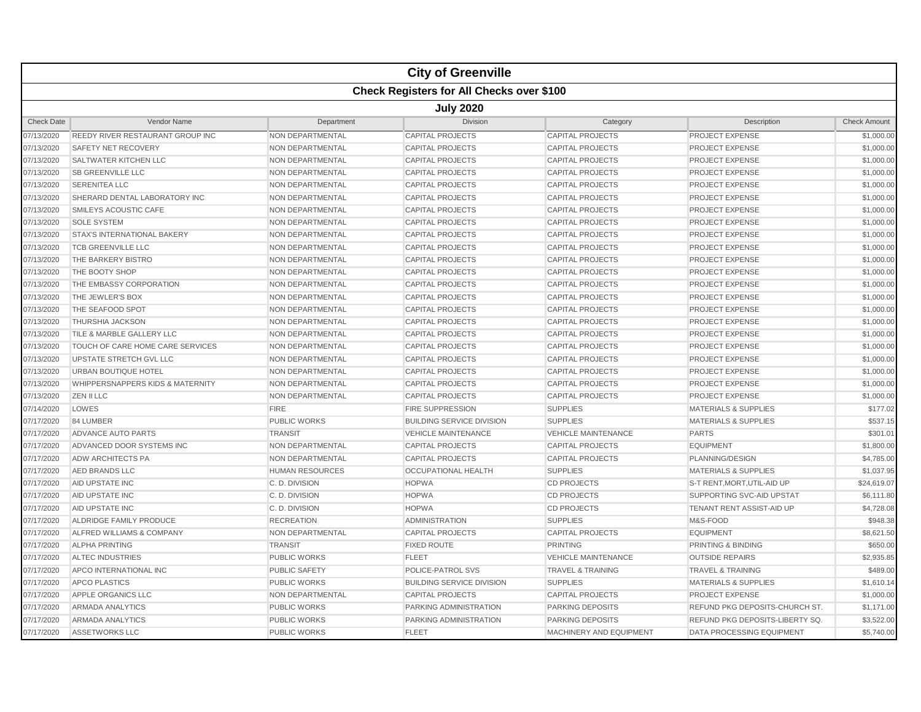# City of Greenville

## Check Registers for All Checks over $100

### July 2020

| Check Date | Vendor Name | Department | Division | Category | Description | Check Amount |
|---|---|---|---|---|---|---|
| 07/13/2020 | REEDY RIVER RESTAURANT GROUP INC | NON DEPARTMENTAL | CAPITAL PROJECTS | CAPITAL PROJECTS | PROJECT EXPENSE | $1,000.00 |
| 07/13/2020 | SAFETY NET RECOVERY | NON DEPARTMENTAL | CAPITAL PROJECTS | CAPITAL PROJECTS | PROJECT EXPENSE | $1,000.00 |
| 07/13/2020 | SALTWATER KITCHEN LLC | NON DEPARTMENTAL | CAPITAL PROJECTS | CAPITAL PROJECTS | PROJECT EXPENSE | $1,000.00 |
| 07/13/2020 | SB GREENVILLE LLC | NON DEPARTMENTAL | CAPITAL PROJECTS | CAPITAL PROJECTS | PROJECT EXPENSE | $1,000.00 |
| 07/13/2020 | SERENITEA LLC | NON DEPARTMENTAL | CAPITAL PROJECTS | CAPITAL PROJECTS | PROJECT EXPENSE | $1,000.00 |
| 07/13/2020 | SHERARD DENTAL LABORATORY INC | NON DEPARTMENTAL | CAPITAL PROJECTS | CAPITAL PROJECTS | PROJECT EXPENSE | $1,000.00 |
| 07/13/2020 | SMILEYS ACOUSTIC CAFE | NON DEPARTMENTAL | CAPITAL PROJECTS | CAPITAL PROJECTS | PROJECT EXPENSE | $1,000.00 |
| 07/13/2020 | SOLE SYSTEM | NON DEPARTMENTAL | CAPITAL PROJECTS | CAPITAL PROJECTS | PROJECT EXPENSE | $1,000.00 |
| 07/13/2020 | STAX'S INTERNATIONAL BAKERY | NON DEPARTMENTAL | CAPITAL PROJECTS | CAPITAL PROJECTS | PROJECT EXPENSE | $1,000.00 |
| 07/13/2020 | TCB GREENVILLE LLC | NON DEPARTMENTAL | CAPITAL PROJECTS | CAPITAL PROJECTS | PROJECT EXPENSE | $1,000.00 |
| 07/13/2020 | THE BARKERY BISTRO | NON DEPARTMENTAL | CAPITAL PROJECTS | CAPITAL PROJECTS | PROJECT EXPENSE | $1,000.00 |
| 07/13/2020 | THE BOOTY SHOP | NON DEPARTMENTAL | CAPITAL PROJECTS | CAPITAL PROJECTS | PROJECT EXPENSE | $1,000.00 |
| 07/13/2020 | THE EMBASSY CORPORATION | NON DEPARTMENTAL | CAPITAL PROJECTS | CAPITAL PROJECTS | PROJECT EXPENSE | $1,000.00 |
| 07/13/2020 | THE JEWLER'S BOX | NON DEPARTMENTAL | CAPITAL PROJECTS | CAPITAL PROJECTS | PROJECT EXPENSE | $1,000.00 |
| 07/13/2020 | THE SEAFOOD SPOT | NON DEPARTMENTAL | CAPITAL PROJECTS | CAPITAL PROJECTS | PROJECT EXPENSE | $1,000.00 |
| 07/13/2020 | THURSHIA JACKSON | NON DEPARTMENTAL | CAPITAL PROJECTS | CAPITAL PROJECTS | PROJECT EXPENSE | $1,000.00 |
| 07/13/2020 | TILE & MARBLE GALLERY LLC | NON DEPARTMENTAL | CAPITAL PROJECTS | CAPITAL PROJECTS | PROJECT EXPENSE | $1,000.00 |
| 07/13/2020 | TOUCH OF CARE HOME CARE SERVICES | NON DEPARTMENTAL | CAPITAL PROJECTS | CAPITAL PROJECTS | PROJECT EXPENSE | $1,000.00 |
| 07/13/2020 | UPSTATE STRETCH GVL LLC | NON DEPARTMENTAL | CAPITAL PROJECTS | CAPITAL PROJECTS | PROJECT EXPENSE | $1,000.00 |
| 07/13/2020 | URBAN BOUTIQUE HOTEL | NON DEPARTMENTAL | CAPITAL PROJECTS | CAPITAL PROJECTS | PROJECT EXPENSE | $1,000.00 |
| 07/13/2020 | WHIPPERSNAPPERS KIDS & MATERNITY | NON DEPARTMENTAL | CAPITAL PROJECTS | CAPITAL PROJECTS | PROJECT EXPENSE | $1,000.00 |
| 07/13/2020 | ZEN II LLC | NON DEPARTMENTAL | CAPITAL PROJECTS | CAPITAL PROJECTS | PROJECT EXPENSE | $1,000.00 |
| 07/14/2020 | LOWES | FIRE | FIRE SUPPRESSION | SUPPLIES | MATERIALS & SUPPLIES | $177.02 |
| 07/17/2020 | 84 LUMBER | PUBLIC WORKS | BUILDING SERVICE DIVISION | SUPPLIES | MATERIALS & SUPPLIES | $537.15 |
| 07/17/2020 | ADVANCE AUTO PARTS | TRANSIT | VEHICLE MAINTENANCE | VEHICLE MAINTENANCE | PARTS | $301.01 |
| 07/17/2020 | ADVANCED DOOR SYSTEMS INC | NON DEPARTMENTAL | CAPITAL PROJECTS | CAPITAL PROJECTS | EQUIPMENT | $1,800.00 |
| 07/17/2020 | ADW ARCHITECTS PA | NON DEPARTMENTAL | CAPITAL PROJECTS | CAPITAL PROJECTS | PLANNING/DESIGN | $4,785.00 |
| 07/17/2020 | AED BRANDS LLC | HUMAN RESOURCES | OCCUPATIONAL HEALTH | SUPPLIES | MATERIALS & SUPPLIES | $1,037.95 |
| 07/17/2020 | AID UPSTATE INC | C. D. DIVISION | HOPWA | CD PROJECTS | S-T RENT,MORT,UTIL-AID UP | $24,619.07 |
| 07/17/2020 | AID UPSTATE INC | C. D. DIVISION | HOPWA | CD PROJECTS | SUPPORTING SVC-AID UPSTAT | $6,111.80 |
| 07/17/2020 | AID UPSTATE INC | C. D. DIVISION | HOPWA | CD PROJECTS | TENANT RENT ASSIST-AID UP | $4,728.08 |
| 07/17/2020 | ALDRIDGE FAMILY PRODUCE | RECREATION | ADMINISTRATION | SUPPLIES | M&S-FOOD | $948.38 |
| 07/17/2020 | ALFRED WILLIAMS & COMPANY | NON DEPARTMENTAL | CAPITAL PROJECTS | CAPITAL PROJECTS | EQUIPMENT | $8,621.50 |
| 07/17/2020 | ALPHA PRINTING | TRANSIT | FIXED ROUTE | PRINTING | PRINTING & BINDING | $650.00 |
| 07/17/2020 | ALTEC INDUSTRIES | PUBLIC WORKS | FLEET | VEHICLE MAINTENANCE | OUTSIDE REPAIRS | $2,935.85 |
| 07/17/2020 | APCO INTERNATIONAL INC | PUBLIC SAFETY | POLICE-PATROL SVS | TRAVEL & TRAINING | TRAVEL & TRAINING | $489.00 |
| 07/17/2020 | APCO PLASTICS | PUBLIC WORKS | BUILDING SERVICE DIVISION | SUPPLIES | MATERIALS & SUPPLIES | $1,610.14 |
| 07/17/2020 | APPLE ORGANICS LLC | NON DEPARTMENTAL | CAPITAL PROJECTS | CAPITAL PROJECTS | PROJECT EXPENSE | $1,000.00 |
| 07/17/2020 | ARMADA ANALYTICS | PUBLIC WORKS | PARKING ADMINISTRATION | PARKING DEPOSITS | REFUND PKG DEPOSITS-CHURCH ST. | $1,171.00 |
| 07/17/2020 | ARMADA ANALYTICS | PUBLIC WORKS | PARKING ADMINISTRATION | PARKING DEPOSITS | REFUND PKG DEPOSITS-LIBERTY SQ. | $3,522.00 |
| 07/17/2020 | ASSETWORKS LLC | PUBLIC WORKS | FLEET | MACHINERY AND EQUIPMENT | DATA PROCESSING EQUIPMENT | $5,740.00 |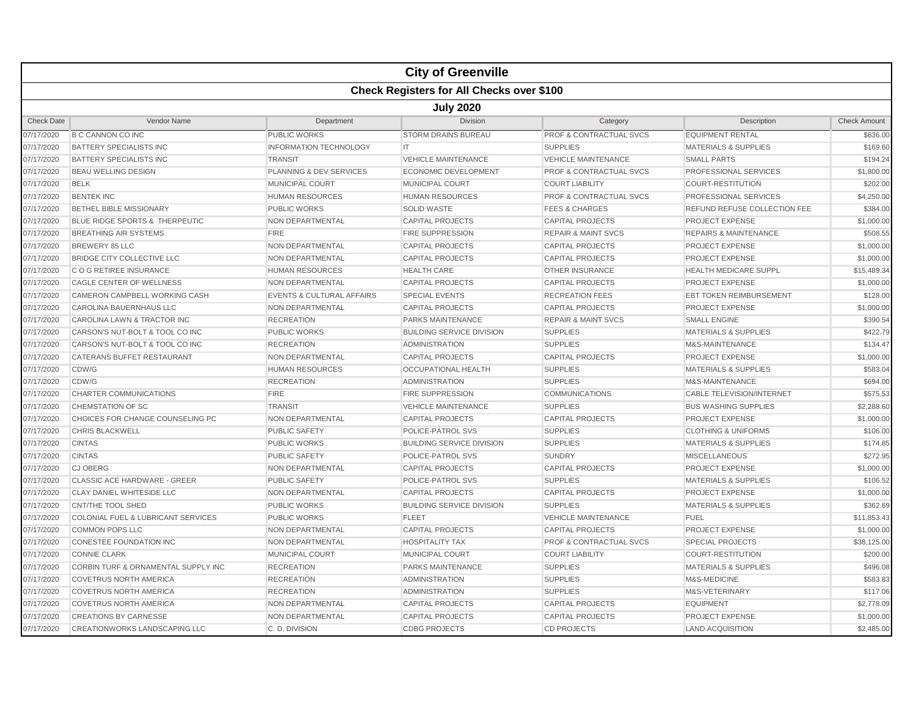# City of Greenville

## Check Registers for All Checks over $100

### July 2020

| Check Date | Vendor Name | Department | Division | Category | Description | Check Amount |
|---|---|---|---|---|---|---|
| 07/17/2020 | B C CANNON CO INC | PUBLIC WORKS | STORM DRAINS BUREAU | PROF & CONTRACTUAL SVCS | EQUIPMENT RENTAL | $636.00 |
| 07/17/2020 | BATTERY SPECIALISTS INC | INFORMATION TECHNOLOGY | IT | SUPPLIES | MATERIALS & SUPPLIES | $169.60 |
| 07/17/2020 | BATTERY SPECIALISTS INC | TRANSIT | VEHICLE MAINTENANCE | VEHICLE MAINTENANCE | SMALL PARTS | $194.24 |
| 07/17/2020 | BEAU WELLING DESIGN | PLANNING & DEV SERVICES | ECONOMIC DEVELOPMENT | PROF & CONTRACTUAL SVCS | PROFESSIONAL SERVICES | $1,800.00 |
| 07/17/2020 | BELK | MUNICIPAL COURT | MUNICIPAL COURT | COURT LIABILITY | COURT-RESTITUTION | $202.00 |
| 07/17/2020 | BENTEK INC | HUMAN RESOURCES | HUMAN RESOURCES | PROF & CONTRACTUAL SVCS | PROFESSIONAL SERVICES | $4,250.00 |
| 07/17/2020 | BETHEL BIBLE MISSIONARY | PUBLIC WORKS | SOLID WASTE | FEES & CHARGES | REFUND REFUSE COLLECTION FEE | $384.00 |
| 07/17/2020 | BLUE RIDGE SPORTS & THERPEUTIC | NON DEPARTMENTAL | CAPITAL PROJECTS | CAPITAL PROJECTS | PROJECT EXPENSE | $1,000.00 |
| 07/17/2020 | BREATHING AIR SYSTEMS | FIRE | FIRE SUPPRESSION | REPAIR & MAINT SVCS | REPAIRS & MAINTENANCE | $508.55 |
| 07/17/2020 | BREWERY 85 LLC | NON DEPARTMENTAL | CAPITAL PROJECTS | CAPITAL PROJECTS | PROJECT EXPENSE | $1,000.00 |
| 07/17/2020 | BRIDGE CITY COLLECTIVE LLC | NON DEPARTMENTAL | CAPITAL PROJECTS | CAPITAL PROJECTS | PROJECT EXPENSE | $1,000.00 |
| 07/17/2020 | C O G RETIREE INSURANCE | HUMAN RESOURCES | HEALTH CARE | OTHER INSURANCE | HEALTH MEDICARE SUPPL | $15,489.34 |
| 07/17/2020 | CAGLE CENTER OF WELLNESS | NON DEPARTMENTAL | CAPITAL PROJECTS | CAPITAL PROJECTS | PROJECT EXPENSE | $1,000.00 |
| 07/17/2020 | CAMERON CAMPBELL WORKING CASH | EVENTS & CULTURAL AFFAIRS | SPECIAL EVENTS | RECREATION FEES | EBT TOKEN REIMBURSEMENT | $128.00 |
| 07/17/2020 | CAROLINA BAUERNHAUS LLC | NON DEPARTMENTAL | CAPITAL PROJECTS | CAPITAL PROJECTS | PROJECT EXPENSE | $1,000.00 |
| 07/17/2020 | CAROLINA LAWN & TRACTOR INC | RECREATION | PARKS MAINTENANCE | REPAIR & MAINT SVCS | SMALL ENGINE | $390.54 |
| 07/17/2020 | CARSON'S NUT-BOLT & TOOL CO INC | PUBLIC WORKS | BUILDING SERVICE DIVISION | SUPPLIES | MATERIALS & SUPPLIES | $422.79 |
| 07/17/2020 | CARSON'S NUT-BOLT & TOOL CO INC | RECREATION | ADMINISTRATION | SUPPLIES | M&S-MAINTENANCE | $134.47 |
| 07/17/2020 | CATERANS BUFFET RESTAURANT | NON DEPARTMENTAL | CAPITAL PROJECTS | CAPITAL PROJECTS | PROJECT EXPENSE | $1,000.00 |
| 07/17/2020 | CDW/G | HUMAN RESOURCES | OCCUPATIONAL HEALTH | SUPPLIES | MATERIALS & SUPPLIES | $583.04 |
| 07/17/2020 | CDW/G | RECREATION | ADMINISTRATION | SUPPLIES | M&S-MAINTENANCE | $694.00 |
| 07/17/2020 | CHARTER COMMUNICATIONS | FIRE | FIRE SUPPRESSION | COMMUNICATIONS | CABLE TELEVISION/INTERNET | $575.53 |
| 07/17/2020 | CHEMSTATION OF SC | TRANSIT | VEHICLE MAINTENANCE | SUPPLIES | BUS WASHING SUPPLIES | $2,288.60 |
| 07/17/2020 | CHOICES FOR CHANGE COUNSELING PC | NON DEPARTMENTAL | CAPITAL PROJECTS | CAPITAL PROJECTS | PROJECT EXPENSE | $1,000.00 |
| 07/17/2020 | CHRIS BLACKWELL | PUBLIC SAFETY | POLICE-PATROL SVS | SUPPLIES | CLOTHING & UNIFORMS | $106.00 |
| 07/17/2020 | CINTAS | PUBLIC WORKS | BUILDING SERVICE DIVISION | SUPPLIES | MATERIALS & SUPPLIES | $174.85 |
| 07/17/2020 | CINTAS | PUBLIC SAFETY | POLICE-PATROL SVS | SUNDRY | MISCELLANEOUS | $272.95 |
| 07/17/2020 | CJ OBERG | NON DEPARTMENTAL | CAPITAL PROJECTS | CAPITAL PROJECTS | PROJECT EXPENSE | $1,000.00 |
| 07/17/2020 | CLASSIC ACE HARDWARE - GREER | PUBLIC SAFETY | POLICE-PATROL SVS | SUPPLIES | MATERIALS & SUPPLIES | $106.52 |
| 07/17/2020 | CLAY DANIEL WHITESIDE LLC | NON DEPARTMENTAL | CAPITAL PROJECTS | CAPITAL PROJECTS | PROJECT EXPENSE | $1,000.00 |
| 07/17/2020 | CNT/THE TOOL SHED | PUBLIC WORKS | BUILDING SERVICE DIVISION | SUPPLIES | MATERIALS & SUPPLIES | $362.69 |
| 07/17/2020 | COLONIAL FUEL & LUBRICANT SERVICES | PUBLIC WORKS | FLEET | VEHICLE MAINTENANCE | FUEL | $11,853.43 |
| 07/17/2020 | COMMON POPS LLC | NON DEPARTMENTAL | CAPITAL PROJECTS | CAPITAL PROJECTS | PROJECT EXPENSE | $1,000.00 |
| 07/17/2020 | CONESTEE FOUNDATION INC | NON DEPARTMENTAL | HOSPITALITY TAX | PROF & CONTRACTUAL SVCS | SPECIAL PROJECTS | $38,125.00 |
| 07/17/2020 | CONNIE CLARK | MUNICIPAL COURT | MUNICIPAL COURT | COURT LIABILITY | COURT-RESTITUTION | $200.00 |
| 07/17/2020 | CORBIN TURF & ORNAMENTAL SUPPLY INC | RECREATION | PARKS MAINTENANCE | SUPPLIES | MATERIALS & SUPPLIES | $496.08 |
| 07/17/2020 | COVETRUS NORTH AMERICA | RECREATION | ADMINISTRATION | SUPPLIES | M&S-MEDICINE | $583.83 |
| 07/17/2020 | COVETRUS NORTH AMERICA | RECREATION | ADMINISTRATION | SUPPLIES | M&S-VETERINARY | $117.06 |
| 07/17/2020 | COVETRUS NORTH AMERICA | NON DEPARTMENTAL | CAPITAL PROJECTS | CAPITAL PROJECTS | EQUIPMENT | $2,778.09 |
| 07/17/2020 | CREATIONS BY CARNESSE | NON DEPARTMENTAL | CAPITAL PROJECTS | CAPITAL PROJECTS | PROJECT EXPENSE | $1,000.00 |
| 07/17/2020 | CREATIONWORKS LANDSCAPING LLC | C. D. DIVISION | CDBG PROJECTS | CD PROJECTS | LAND ACQUISITION | $2,485.00 |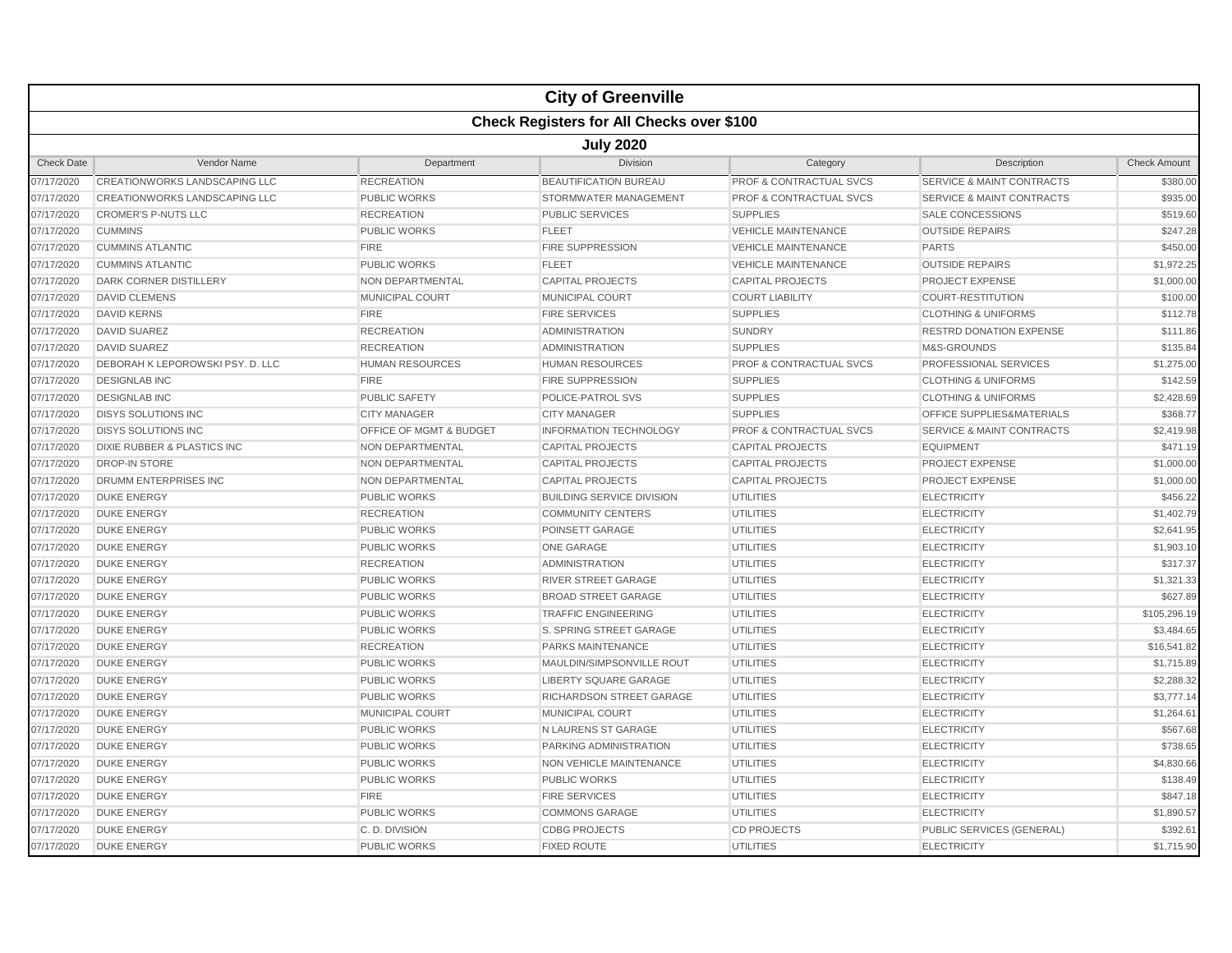# City of Greenville

## Check Registers for All Checks over $100

### July 2020

| Check Date | Vendor Name | Department | Division | Category | Description | Check Amount |
|---|---|---|---|---|---|---|
| 07/17/2020 | CREATIONWORKS LANDSCAPING LLC | RECREATION | BEAUTIFICATION BUREAU | PROF & CONTRACTUAL SVCS | SERVICE & MAINT CONTRACTS | $380.00 |
| 07/17/2020 | CREATIONWORKS LANDSCAPING LLC | PUBLIC WORKS | STORMWATER MANAGEMENT | PROF & CONTRACTUAL SVCS | SERVICE & MAINT CONTRACTS | $935.00 |
| 07/17/2020 | CROMER'S P-NUTS LLC | RECREATION | PUBLIC SERVICES | SUPPLIES | SALE CONCESSIONS | $519.60 |
| 07/17/2020 | CUMMINS | PUBLIC WORKS | FLEET | VEHICLE MAINTENANCE | OUTSIDE REPAIRS | $247.28 |
| 07/17/2020 | CUMMINS ATLANTIC | FIRE | FIRE SUPPRESSION | VEHICLE MAINTENANCE | PARTS | $450.00 |
| 07/17/2020 | CUMMINS ATLANTIC | PUBLIC WORKS | FLEET | VEHICLE MAINTENANCE | OUTSIDE REPAIRS | $1,972.25 |
| 07/17/2020 | DARK CORNER DISTILLERY | NON DEPARTMENTAL | CAPITAL PROJECTS | CAPITAL PROJECTS | PROJECT EXPENSE | $1,000.00 |
| 07/17/2020 | DAVID CLEMENS | MUNICIPAL COURT | MUNICIPAL COURT | COURT LIABILITY | COURT-RESTITUTION | $100.00 |
| 07/17/2020 | DAVID KERNS | FIRE | FIRE SERVICES | SUPPLIES | CLOTHING & UNIFORMS | $112.78 |
| 07/17/2020 | DAVID SUAREZ | RECREATION | ADMINISTRATION | SUNDRY | RESTRD DONATION EXPENSE | $111.86 |
| 07/17/2020 | DAVID SUAREZ | RECREATION | ADMINISTRATION | SUPPLIES | M&S-GROUNDS | $135.84 |
| 07/17/2020 | DEBORAH K LEPOROWSKI PSY. D. LLC | HUMAN RESOURCES | HUMAN RESOURCES | PROF & CONTRACTUAL SVCS | PROFESSIONAL SERVICES | $1,275.00 |
| 07/17/2020 | DESIGNLAB INC | FIRE | FIRE SUPPRESSION | SUPPLIES | CLOTHING & UNIFORMS | $142.59 |
| 07/17/2020 | DESIGNLAB INC | PUBLIC SAFETY | POLICE-PATROL SVS | SUPPLIES | CLOTHING & UNIFORMS | $2,428.69 |
| 07/17/2020 | DISYS SOLUTIONS INC | CITY MANAGER | CITY MANAGER | SUPPLIES | OFFICE SUPPLIES&MATERIALS | $368.77 |
| 07/17/2020 | DISYS SOLUTIONS INC | OFFICE OF MGMT & BUDGET | INFORMATION TECHNOLOGY | PROF & CONTRACTUAL SVCS | SERVICE & MAINT CONTRACTS | $2,419.98 |
| 07/17/2020 | DIXIE RUBBER & PLASTICS INC | NON DEPARTMENTAL | CAPITAL PROJECTS | CAPITAL PROJECTS | EQUIPMENT | $471.19 |
| 07/17/2020 | DROP-IN STORE | NON DEPARTMENTAL | CAPITAL PROJECTS | CAPITAL PROJECTS | PROJECT EXPENSE | $1,000.00 |
| 07/17/2020 | DRUMM ENTERPRISES INC | NON DEPARTMENTAL | CAPITAL PROJECTS | CAPITAL PROJECTS | PROJECT EXPENSE | $1,000.00 |
| 07/17/2020 | DUKE ENERGY | PUBLIC WORKS | BUILDING SERVICE DIVISION | UTILITIES | ELECTRICITY | $456.22 |
| 07/17/2020 | DUKE ENERGY | RECREATION | COMMUNITY CENTERS | UTILITIES | ELECTRICITY | $1,402.79 |
| 07/17/2020 | DUKE ENERGY | PUBLIC WORKS | POINSETT GARAGE | UTILITIES | ELECTRICITY | $2,641.95 |
| 07/17/2020 | DUKE ENERGY | PUBLIC WORKS | ONE GARAGE | UTILITIES | ELECTRICITY | $1,903.10 |
| 07/17/2020 | DUKE ENERGY | RECREATION | ADMINISTRATION | UTILITIES | ELECTRICITY | $317.37 |
| 07/17/2020 | DUKE ENERGY | PUBLIC WORKS | RIVER STREET GARAGE | UTILITIES | ELECTRICITY | $1,321.33 |
| 07/17/2020 | DUKE ENERGY | PUBLIC WORKS | BROAD STREET GARAGE | UTILITIES | ELECTRICITY | $627.89 |
| 07/17/2020 | DUKE ENERGY | PUBLIC WORKS | TRAFFIC ENGINEERING | UTILITIES | ELECTRICITY | $105,296.19 |
| 07/17/2020 | DUKE ENERGY | PUBLIC WORKS | S. SPRING STREET GARAGE | UTILITIES | ELECTRICITY | $3,484.65 |
| 07/17/2020 | DUKE ENERGY | RECREATION | PARKS MAINTENANCE | UTILITIES | ELECTRICITY | $16,541.82 |
| 07/17/2020 | DUKE ENERGY | PUBLIC WORKS | MAULDIN/SIMPSONVILLE ROUT | UTILITIES | ELECTRICITY | $1,715.89 |
| 07/17/2020 | DUKE ENERGY | PUBLIC WORKS | LIBERTY SQUARE GARAGE | UTILITIES | ELECTRICITY | $2,288.32 |
| 07/17/2020 | DUKE ENERGY | PUBLIC WORKS | RICHARDSON STREET GARAGE | UTILITIES | ELECTRICITY | $3,777.14 |
| 07/17/2020 | DUKE ENERGY | MUNICIPAL COURT | MUNICIPAL COURT | UTILITIES | ELECTRICITY | $1,264.61 |
| 07/17/2020 | DUKE ENERGY | PUBLIC WORKS | N LAURENS ST GARAGE | UTILITIES | ELECTRICITY | $567.68 |
| 07/17/2020 | DUKE ENERGY | PUBLIC WORKS | PARKING ADMINISTRATION | UTILITIES | ELECTRICITY | $738.65 |
| 07/17/2020 | DUKE ENERGY | PUBLIC WORKS | NON VEHICLE MAINTENANCE | UTILITIES | ELECTRICITY | $4,830.66 |
| 07/17/2020 | DUKE ENERGY | PUBLIC WORKS | PUBLIC WORKS | UTILITIES | ELECTRICITY | $138.49 |
| 07/17/2020 | DUKE ENERGY | FIRE | FIRE SERVICES | UTILITIES | ELECTRICITY | $847.18 |
| 07/17/2020 | DUKE ENERGY | PUBLIC WORKS | COMMONS GARAGE | UTILITIES | ELECTRICITY | $1,890.57 |
| 07/17/2020 | DUKE ENERGY | C. D. DIVISION | CDBG PROJECTS | CD PROJECTS | PUBLIC SERVICES (GENERAL) | $392.61 |
| 07/17/2020 | DUKE ENERGY | PUBLIC WORKS | FIXED ROUTE | UTILITIES | ELECTRICITY | $1,715.90 |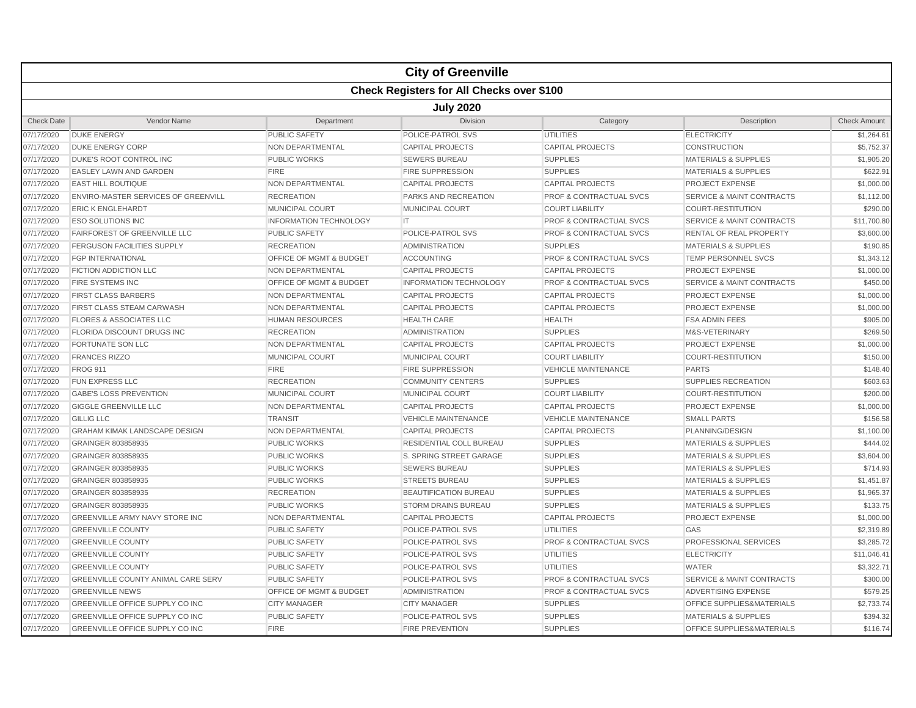# City of Greenville

## Check Registers for All Checks over $100

### July 2020

| Check Date | Vendor Name | Department | Division | Category | Description | Check Amount |
|---|---|---|---|---|---|---|
| 07/17/2020 | DUKE ENERGY | PUBLIC SAFETY | POLICE-PATROL SVS | UTILITIES | ELECTRICITY | $1,264.61 |
| 07/17/2020 | DUKE ENERGY CORP | NON DEPARTMENTAL | CAPITAL PROJECTS | CAPITAL PROJECTS | CONSTRUCTION | $5,752.37 |
| 07/17/2020 | DUKE'S ROOT CONTROL INC | PUBLIC WORKS | SEWERS BUREAU | SUPPLIES | MATERIALS & SUPPLIES | $1,905.20 |
| 07/17/2020 | EASLEY LAWN AND GARDEN | FIRE | FIRE SUPPRESSION | SUPPLIES | MATERIALS & SUPPLIES | $622.91 |
| 07/17/2020 | EAST HILL BOUTIQUE | NON DEPARTMENTAL | CAPITAL PROJECTS | CAPITAL PROJECTS | PROJECT EXPENSE | $1,000.00 |
| 07/17/2020 | ENVIRO-MASTER SERVICES OF GREENVILL | RECREATION | PARKS AND RECREATION | PROF & CONTRACTUAL SVCS | SERVICE & MAINT CONTRACTS | $1,112.00 |
| 07/17/2020 | ERIC K ENGLEHARDT | MUNICIPAL COURT | MUNICIPAL COURT | COURT LIABILITY | COURT-RESTITUTION | $290.00 |
| 07/17/2020 | ESO SOLUTIONS INC | INFORMATION TECHNOLOGY | IT | PROF & CONTRACTUAL SVCS | SERVICE & MAINT CONTRACTS | $11,700.80 |
| 07/17/2020 | FAIRFOREST OF GREENVILLE LLC | PUBLIC SAFETY | POLICE-PATROL SVS | PROF & CONTRACTUAL SVCS | RENTAL OF REAL PROPERTY | $3,600.00 |
| 07/17/2020 | FERGUSON FACILITIES SUPPLY | RECREATION | ADMINISTRATION | SUPPLIES | MATERIALS & SUPPLIES | $190.85 |
| 07/17/2020 | FGP INTERNATIONAL | OFFICE OF MGMT & BUDGET | ACCOUNTING | PROF & CONTRACTUAL SVCS | TEMP PERSONNEL SVCS | $1,343.12 |
| 07/17/2020 | FICTION ADDICTION LLC | NON DEPARTMENTAL | CAPITAL PROJECTS | CAPITAL PROJECTS | PROJECT EXPENSE | $1,000.00 |
| 07/17/2020 | FIRE SYSTEMS INC | OFFICE OF MGMT & BUDGET | INFORMATION TECHNOLOGY | PROF & CONTRACTUAL SVCS | SERVICE & MAINT CONTRACTS | $450.00 |
| 07/17/2020 | FIRST CLASS BARBERS | NON DEPARTMENTAL | CAPITAL PROJECTS | CAPITAL PROJECTS | PROJECT EXPENSE | $1,000.00 |
| 07/17/2020 | FIRST CLASS STEAM CARWASH | NON DEPARTMENTAL | CAPITAL PROJECTS | CAPITAL PROJECTS | PROJECT EXPENSE | $1,000.00 |
| 07/17/2020 | FLORES & ASSOCIATES LLC | HUMAN RESOURCES | HEALTH CARE | HEALTH | FSA ADMIN FEES | $905.00 |
| 07/17/2020 | FLORIDA DISCOUNT DRUGS INC | RECREATION | ADMINISTRATION | SUPPLIES | M&S-VETERINARY | $269.50 |
| 07/17/2020 | FORTUNATE SON LLC | NON DEPARTMENTAL | CAPITAL PROJECTS | CAPITAL PROJECTS | PROJECT EXPENSE | $1,000.00 |
| 07/17/2020 | FRANCES RIZZO | MUNICIPAL COURT | MUNICIPAL COURT | COURT LIABILITY | COURT-RESTITUTION | $150.00 |
| 07/17/2020 | FROG 911 | FIRE | FIRE SUPPRESSION | VEHICLE MAINTENANCE | PARTS | $148.40 |
| 07/17/2020 | FUN EXPRESS LLC | RECREATION | COMMUNITY CENTERS | SUPPLIES | SUPPLIES RECREATION | $603.63 |
| 07/17/2020 | GABE'S LOSS PREVENTION | MUNICIPAL COURT | MUNICIPAL COURT | COURT LIABILITY | COURT-RESTITUTION | $200.00 |
| 07/17/2020 | GIGGLE GREENVILLE LLC | NON DEPARTMENTAL | CAPITAL PROJECTS | CAPITAL PROJECTS | PROJECT EXPENSE | $1,000.00 |
| 07/17/2020 | GILLIG LLC | TRANSIT | VEHICLE MAINTENANCE | VEHICLE MAINTENANCE | SMALL PARTS | $156.58 |
| 07/17/2020 | GRAHAM KIMAK LANDSCAPE DESIGN | NON DEPARTMENTAL | CAPITAL PROJECTS | CAPITAL PROJECTS | PLANNING/DESIGN | $1,100.00 |
| 07/17/2020 | GRAINGER 803858935 | PUBLIC WORKS | RESIDENTIAL COLL BUREAU | SUPPLIES | MATERIALS & SUPPLIES | $444.02 |
| 07/17/2020 | GRAINGER 803858935 | PUBLIC WORKS | S. SPRING STREET GARAGE | SUPPLIES | MATERIALS & SUPPLIES | $3,604.00 |
| 07/17/2020 | GRAINGER 803858935 | PUBLIC WORKS | SEWERS BUREAU | SUPPLIES | MATERIALS & SUPPLIES | $714.93 |
| 07/17/2020 | GRAINGER 803858935 | PUBLIC WORKS | STREETS BUREAU | SUPPLIES | MATERIALS & SUPPLIES | $1,451.87 |
| 07/17/2020 | GRAINGER 803858935 | RECREATION | BEAUTIFICATION BUREAU | SUPPLIES | MATERIALS & SUPPLIES | $1,965.37 |
| 07/17/2020 | GRAINGER 803858935 | PUBLIC WORKS | STORM DRAINS BUREAU | SUPPLIES | MATERIALS & SUPPLIES | $133.75 |
| 07/17/2020 | GREENVILLE ARMY NAVY STORE INC | NON DEPARTMENTAL | CAPITAL PROJECTS | CAPITAL PROJECTS | PROJECT EXPENSE | $1,000.00 |
| 07/17/2020 | GREENVILLE COUNTY | PUBLIC SAFETY | POLICE-PATROL SVS | UTILITIES | GAS | $2,319.89 |
| 07/17/2020 | GREENVILLE COUNTY | PUBLIC SAFETY | POLICE-PATROL SVS | PROF & CONTRACTUAL SVCS | PROFESSIONAL SERVICES | $3,285.72 |
| 07/17/2020 | GREENVILLE COUNTY | PUBLIC SAFETY | POLICE-PATROL SVS | UTILITIES | ELECTRICITY | $11,046.41 |
| 07/17/2020 | GREENVILLE COUNTY | PUBLIC SAFETY | POLICE-PATROL SVS | UTILITIES | WATER | $3,322.71 |
| 07/17/2020 | GREENVILLE COUNTY ANIMAL CARE SERV | PUBLIC SAFETY | POLICE-PATROL SVS | PROF & CONTRACTUAL SVCS | SERVICE & MAINT CONTRACTS | $300.00 |
| 07/17/2020 | GREENVILLE NEWS | OFFICE OF MGMT & BUDGET | ADMINISTRATION | PROF & CONTRACTUAL SVCS | ADVERTISING EXPENSE | $579.25 |
| 07/17/2020 | GREENVILLE OFFICE SUPPLY CO INC | CITY MANAGER | CITY MANAGER | SUPPLIES | OFFICE SUPPLIES&MATERIALS | $2,733.74 |
| 07/17/2020 | GREENVILLE OFFICE SUPPLY CO INC | PUBLIC SAFETY | POLICE-PATROL SVS | SUPPLIES | MATERIALS & SUPPLIES | $394.32 |
| 07/17/2020 | GREENVILLE OFFICE SUPPLY CO INC | FIRE | FIRE PREVENTION | SUPPLIES | OFFICE SUPPLIES&MATERIALS | $116.74 |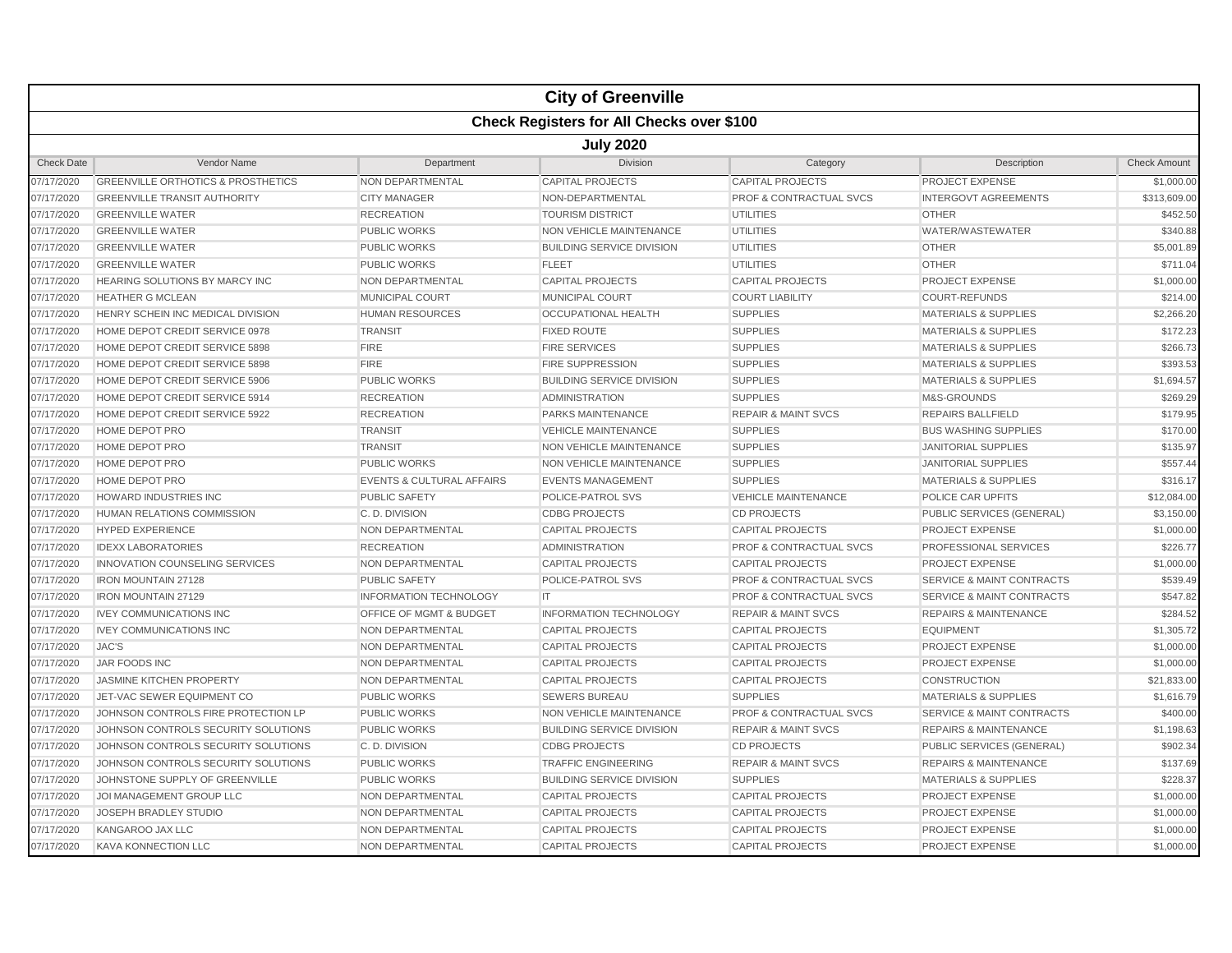# City of Greenville

## Check Registers for All Checks over $100

### July 2020

| Check Date | Vendor Name | Department | Division | Category | Description | Check Amount |
|---|---|---|---|---|---|---|
| 07/17/2020 | GREENVILLE ORTHOTICS & PROSTHETICS | NON DEPARTMENTAL | CAPITAL PROJECTS | CAPITAL PROJECTS | PROJECT EXPENSE | $1,000.00 |
| 07/17/2020 | GREENVILLE TRANSIT AUTHORITY | CITY MANAGER | NON-DEPARTMENTAL | PROF & CONTRACTUAL SVCS | INTERGOVT AGREEMENTS | $313,609.00 |
| 07/17/2020 | GREENVILLE WATER | RECREATION | TOURISM DISTRICT | UTILITIES | OTHER | $452.50 |
| 07/17/2020 | GREENVILLE WATER | PUBLIC WORKS | NON VEHICLE MAINTENANCE | UTILITIES | WATER/WASTEWATER | $340.88 |
| 07/17/2020 | GREENVILLE WATER | PUBLIC WORKS | BUILDING SERVICE DIVISION | UTILITIES | OTHER | $5,001.89 |
| 07/17/2020 | GREENVILLE WATER | PUBLIC WORKS | FLEET | UTILITIES | OTHER | $711.04 |
| 07/17/2020 | HEARING SOLUTIONS BY MARCY INC | NON DEPARTMENTAL | CAPITAL PROJECTS | CAPITAL PROJECTS | PROJECT EXPENSE | $1,000.00 |
| 07/17/2020 | HEATHER G MCLEAN | MUNICIPAL COURT | MUNICIPAL COURT | COURT LIABILITY | COURT-REFUNDS | $214.00 |
| 07/17/2020 | HENRY SCHEIN INC MEDICAL DIVISION | HUMAN RESOURCES | OCCUPATIONAL HEALTH | SUPPLIES | MATERIALS & SUPPLIES | $2,266.20 |
| 07/17/2020 | HOME DEPOT CREDIT SERVICE 0978 | TRANSIT | FIXED ROUTE | SUPPLIES | MATERIALS & SUPPLIES | $172.23 |
| 07/17/2020 | HOME DEPOT CREDIT SERVICE 5898 | FIRE | FIRE SERVICES | SUPPLIES | MATERIALS & SUPPLIES | $266.73 |
| 07/17/2020 | HOME DEPOT CREDIT SERVICE 5898 | FIRE | FIRE SUPPRESSION | SUPPLIES | MATERIALS & SUPPLIES | $393.53 |
| 07/17/2020 | HOME DEPOT CREDIT SERVICE 5906 | PUBLIC WORKS | BUILDING SERVICE DIVISION | SUPPLIES | MATERIALS & SUPPLIES | $1,694.57 |
| 07/17/2020 | HOME DEPOT CREDIT SERVICE 5914 | RECREATION | ADMINISTRATION | SUPPLIES | M&S-GROUNDS | $269.29 |
| 07/17/2020 | HOME DEPOT CREDIT SERVICE 5922 | RECREATION | PARKS MAINTENANCE | REPAIR & MAINT SVCS | REPAIRS BALLFIELD | $179.95 |
| 07/17/2020 | HOME DEPOT PRO | TRANSIT | VEHICLE MAINTENANCE | SUPPLIES | BUS WASHING SUPPLIES | $170.00 |
| 07/17/2020 | HOME DEPOT PRO | TRANSIT | NON VEHICLE MAINTENANCE | SUPPLIES | JANITORIAL SUPPLIES | $135.97 |
| 07/17/2020 | HOME DEPOT PRO | PUBLIC WORKS | NON VEHICLE MAINTENANCE | SUPPLIES | JANITORIAL SUPPLIES | $557.44 |
| 07/17/2020 | HOME DEPOT PRO | EVENTS & CULTURAL AFFAIRS | EVENTS MANAGEMENT | SUPPLIES | MATERIALS & SUPPLIES | $316.17 |
| 07/17/2020 | HOWARD INDUSTRIES INC | PUBLIC SAFETY | POLICE-PATROL SVS | VEHICLE MAINTENANCE | POLICE CAR UPFITS | $12,084.00 |
| 07/17/2020 | HUMAN RELATIONS COMMISSION | C. D. DIVISION | CDBG PROJECTS | CD PROJECTS | PUBLIC SERVICES (GENERAL) | $3,150.00 |
| 07/17/2020 | HYPED EXPERIENCE | NON DEPARTMENTAL | CAPITAL PROJECTS | CAPITAL PROJECTS | PROJECT EXPENSE | $1,000.00 |
| 07/17/2020 | IDEXX LABORATORIES | RECREATION | ADMINISTRATION | PROF & CONTRACTUAL SVCS | PROFESSIONAL SERVICES | $226.77 |
| 07/17/2020 | INNOVATION COUNSELING SERVICES | NON DEPARTMENTAL | CAPITAL PROJECTS | CAPITAL PROJECTS | PROJECT EXPENSE | $1,000.00 |
| 07/17/2020 | IRON MOUNTAIN 27128 | PUBLIC SAFETY | POLICE-PATROL SVS | PROF & CONTRACTUAL SVCS | SERVICE & MAINT CONTRACTS | $539.49 |
| 07/17/2020 | IRON MOUNTAIN 27129 | INFORMATION TECHNOLOGY | IT | PROF & CONTRACTUAL SVCS | SERVICE & MAINT CONTRACTS | $547.82 |
| 07/17/2020 | IVEY COMMUNICATIONS INC | OFFICE OF MGMT & BUDGET | INFORMATION TECHNOLOGY | REPAIR & MAINT SVCS | REPAIRS & MAINTENANCE | $284.52 |
| 07/17/2020 | IVEY COMMUNICATIONS INC | NON DEPARTMENTAL | CAPITAL PROJECTS | CAPITAL PROJECTS | EQUIPMENT | $1,305.72 |
| 07/17/2020 | JAC'S | NON DEPARTMENTAL | CAPITAL PROJECTS | CAPITAL PROJECTS | PROJECT EXPENSE | $1,000.00 |
| 07/17/2020 | JAR FOODS INC | NON DEPARTMENTAL | CAPITAL PROJECTS | CAPITAL PROJECTS | PROJECT EXPENSE | $1,000.00 |
| 07/17/2020 | JASMINE KITCHEN PROPERTY | NON DEPARTMENTAL | CAPITAL PROJECTS | CAPITAL PROJECTS | CONSTRUCTION | $21,833.00 |
| 07/17/2020 | JET-VAC SEWER EQUIPMENT CO | PUBLIC WORKS | SEWERS BUREAU | SUPPLIES | MATERIALS & SUPPLIES | $1,616.79 |
| 07/17/2020 | JOHNSON CONTROLS FIRE PROTECTION LP | PUBLIC WORKS | NON VEHICLE MAINTENANCE | PROF & CONTRACTUAL SVCS | SERVICE & MAINT CONTRACTS | $400.00 |
| 07/17/2020 | JOHNSON CONTROLS SECURITY SOLUTIONS | PUBLIC WORKS | BUILDING SERVICE DIVISION | REPAIR & MAINT SVCS | REPAIRS & MAINTENANCE | $1,198.63 |
| 07/17/2020 | JOHNSON CONTROLS SECURITY SOLUTIONS | C. D. DIVISION | CDBG PROJECTS | CD PROJECTS | PUBLIC SERVICES (GENERAL) | $902.34 |
| 07/17/2020 | JOHNSON CONTROLS SECURITY SOLUTIONS | PUBLIC WORKS | TRAFFIC ENGINEERING | REPAIR & MAINT SVCS | REPAIRS & MAINTENANCE | $137.69 |
| 07/17/2020 | JOHNSTONE SUPPLY OF GREENVILLE | PUBLIC WORKS | BUILDING SERVICE DIVISION | SUPPLIES | MATERIALS & SUPPLIES | $228.37 |
| 07/17/2020 | JOI MANAGEMENT GROUP LLC | NON DEPARTMENTAL | CAPITAL PROJECTS | CAPITAL PROJECTS | PROJECT EXPENSE | $1,000.00 |
| 07/17/2020 | JOSEPH BRADLEY STUDIO | NON DEPARTMENTAL | CAPITAL PROJECTS | CAPITAL PROJECTS | PROJECT EXPENSE | $1,000.00 |
| 07/17/2020 | KANGAROO JAX LLC | NON DEPARTMENTAL | CAPITAL PROJECTS | CAPITAL PROJECTS | PROJECT EXPENSE | $1,000.00 |
| 07/17/2020 | KAVA KONNECTION LLC | NON DEPARTMENTAL | CAPITAL PROJECTS | CAPITAL PROJECTS | PROJECT EXPENSE | $1,000.00 |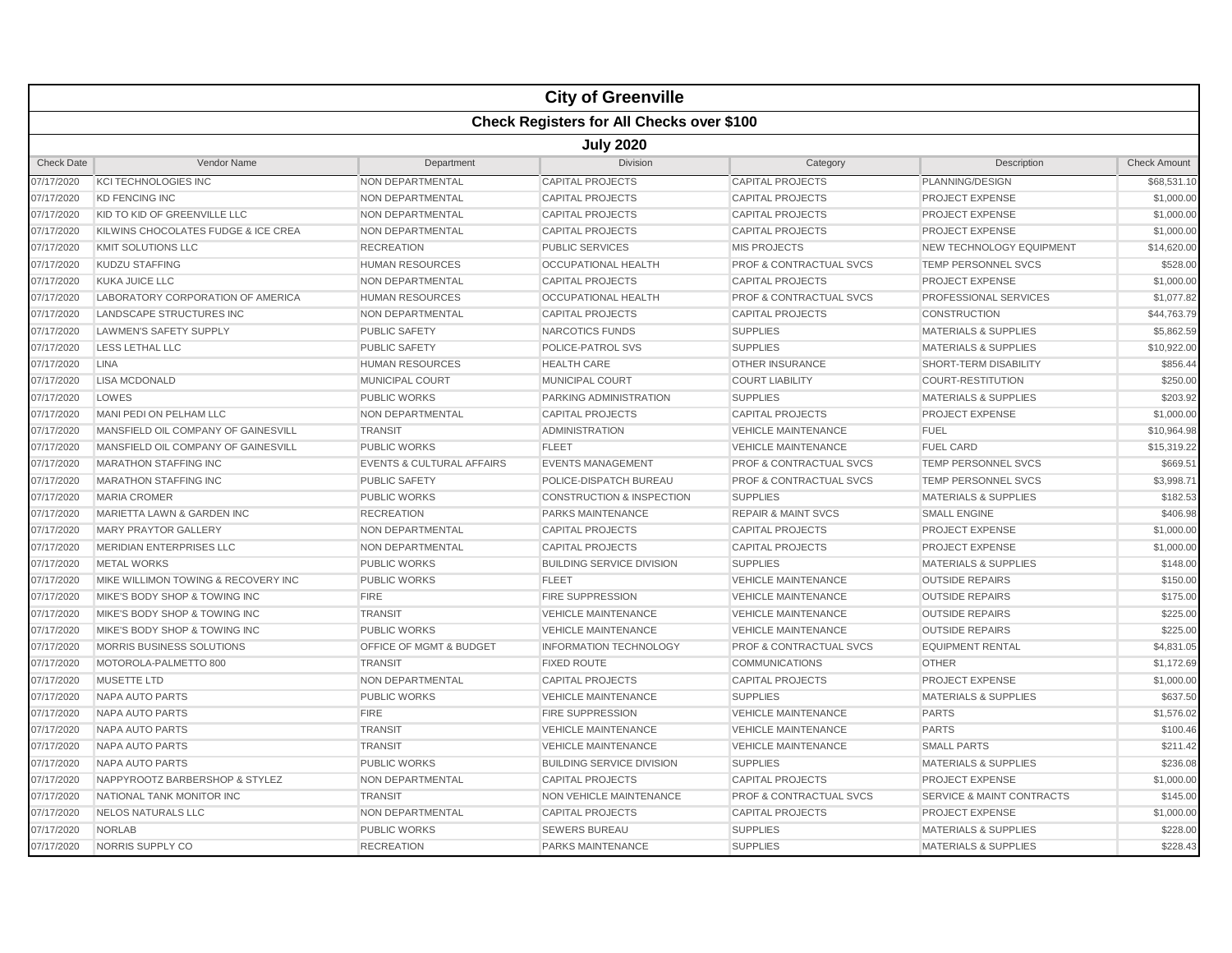# City of Greenville

## Check Registers for All Checks over $100

### July 2020

| Check Date | Vendor Name | Department | Division | Category | Description | Check Amount |
|---|---|---|---|---|---|---|
| 07/17/2020 | KCI TECHNOLOGIES INC | NON DEPARTMENTAL | CAPITAL PROJECTS | CAPITAL PROJECTS | PLANNING/DESIGN | $68,531.10 |
| 07/17/2020 | KD FENCING INC | NON DEPARTMENTAL | CAPITAL PROJECTS | CAPITAL PROJECTS | PROJECT EXPENSE | $1,000.00 |
| 07/17/2020 | KID TO KID OF GREENVILLE LLC | NON DEPARTMENTAL | CAPITAL PROJECTS | CAPITAL PROJECTS | PROJECT EXPENSE | $1,000.00 |
| 07/17/2020 | KILWINS CHOCOLATES FUDGE & ICE CREA | NON DEPARTMENTAL | CAPITAL PROJECTS | CAPITAL PROJECTS | PROJECT EXPENSE | $1,000.00 |
| 07/17/2020 | KMIT SOLUTIONS LLC | RECREATION | PUBLIC SERVICES | MIS PROJECTS | NEW TECHNOLOGY EQUIPMENT | $14,620.00 |
| 07/17/2020 | KUDZU STAFFING | HUMAN RESOURCES | OCCUPATIONAL HEALTH | PROF & CONTRACTUAL SVCS | TEMP PERSONNEL SVCS | $528.00 |
| 07/17/2020 | KUKA JUICE LLC | NON DEPARTMENTAL | CAPITAL PROJECTS | CAPITAL PROJECTS | PROJECT EXPENSE | $1,000.00 |
| 07/17/2020 | LABORATORY CORPORATION OF AMERICA | HUMAN RESOURCES | OCCUPATIONAL HEALTH | PROF & CONTRACTUAL SVCS | PROFESSIONAL SERVICES | $1,077.82 |
| 07/17/2020 | LANDSCAPE STRUCTURES INC | NON DEPARTMENTAL | CAPITAL PROJECTS | CAPITAL PROJECTS | CONSTRUCTION | $44,763.79 |
| 07/17/2020 | LAWMEN'S SAFETY SUPPLY | PUBLIC SAFETY | NARCOTICS FUNDS | SUPPLIES | MATERIALS & SUPPLIES | $5,862.59 |
| 07/17/2020 | LESS LETHAL LLC | PUBLIC SAFETY | POLICE-PATROL SVS | SUPPLIES | MATERIALS & SUPPLIES | $10,922.00 |
| 07/17/2020 | LINA | HUMAN RESOURCES | HEALTH CARE | OTHER INSURANCE | SHORT-TERM DISABILITY | $856.44 |
| 07/17/2020 | LISA MCDONALD | MUNICIPAL COURT | MUNICIPAL COURT | COURT LIABILITY | COURT-RESTITUTION | $250.00 |
| 07/17/2020 | LOWES | PUBLIC WORKS | PARKING ADMINISTRATION | SUPPLIES | MATERIALS & SUPPLIES | $203.92 |
| 07/17/2020 | MANI PEDI ON PELHAM LLC | NON DEPARTMENTAL | CAPITAL PROJECTS | CAPITAL PROJECTS | PROJECT EXPENSE | $1,000.00 |
| 07/17/2020 | MANSFIELD OIL COMPANY OF GAINESVILL | TRANSIT | ADMINISTRATION | VEHICLE MAINTENANCE | FUEL | $10,964.98 |
| 07/17/2020 | MANSFIELD OIL COMPANY OF GAINESVILL | PUBLIC WORKS | FLEET | VEHICLE MAINTENANCE | FUEL CARD | $15,319.22 |
| 07/17/2020 | MARATHON STAFFING INC | EVENTS & CULTURAL AFFAIRS | EVENTS MANAGEMENT | PROF & CONTRACTUAL SVCS | TEMP PERSONNEL SVCS | $669.51 |
| 07/17/2020 | MARATHON STAFFING INC | PUBLIC SAFETY | POLICE-DISPATCH BUREAU | PROF & CONTRACTUAL SVCS | TEMP PERSONNEL SVCS | $3,998.71 |
| 07/17/2020 | MARIA CROMER | PUBLIC WORKS | CONSTRUCTION & INSPECTION | SUPPLIES | MATERIALS & SUPPLIES | $182.53 |
| 07/17/2020 | MARIETTA LAWN & GARDEN INC | RECREATION | PARKS MAINTENANCE | REPAIR & MAINT SVCS | SMALL ENGINE | $406.98 |
| 07/17/2020 | MARY PRAYTOR GALLERY | NON DEPARTMENTAL | CAPITAL PROJECTS | CAPITAL PROJECTS | PROJECT EXPENSE | $1,000.00 |
| 07/17/2020 | MERIDIAN ENTERPRISES LLC | NON DEPARTMENTAL | CAPITAL PROJECTS | CAPITAL PROJECTS | PROJECT EXPENSE | $1,000.00 |
| 07/17/2020 | METAL WORKS | PUBLIC WORKS | BUILDING SERVICE DIVISION | SUPPLIES | MATERIALS & SUPPLIES | $148.00 |
| 07/17/2020 | MIKE WILLIMON TOWING & RECOVERY INC | PUBLIC WORKS | FLEET | VEHICLE MAINTENANCE | OUTSIDE REPAIRS | $150.00 |
| 07/17/2020 | MIKE'S BODY SHOP & TOWING INC | FIRE | FIRE SUPPRESSION | VEHICLE MAINTENANCE | OUTSIDE REPAIRS | $175.00 |
| 07/17/2020 | MIKE'S BODY SHOP & TOWING INC | TRANSIT | VEHICLE MAINTENANCE | VEHICLE MAINTENANCE | OUTSIDE REPAIRS | $225.00 |
| 07/17/2020 | MIKE'S BODY SHOP & TOWING INC | PUBLIC WORKS | VEHICLE MAINTENANCE | VEHICLE MAINTENANCE | OUTSIDE REPAIRS | $225.00 |
| 07/17/2020 | MORRIS BUSINESS SOLUTIONS | OFFICE OF MGMT & BUDGET | INFORMATION TECHNOLOGY | PROF & CONTRACTUAL SVCS | EQUIPMENT RENTAL | $4,831.05 |
| 07/17/2020 | MOTOROLA-PALMETTO 800 | TRANSIT | FIXED ROUTE | COMMUNICATIONS | OTHER | $1,172.69 |
| 07/17/2020 | MUSETTE LTD | NON DEPARTMENTAL | CAPITAL PROJECTS | CAPITAL PROJECTS | PROJECT EXPENSE | $1,000.00 |
| 07/17/2020 | NAPA AUTO PARTS | PUBLIC WORKS | VEHICLE MAINTENANCE | SUPPLIES | MATERIALS & SUPPLIES | $637.50 |
| 07/17/2020 | NAPA AUTO PARTS | FIRE | FIRE SUPPRESSION | VEHICLE MAINTENANCE | PARTS | $1,576.02 |
| 07/17/2020 | NAPA AUTO PARTS | TRANSIT | VEHICLE MAINTENANCE | VEHICLE MAINTENANCE | PARTS | $100.46 |
| 07/17/2020 | NAPA AUTO PARTS | TRANSIT | VEHICLE MAINTENANCE | VEHICLE MAINTENANCE | SMALL PARTS | $211.42 |
| 07/17/2020 | NAPA AUTO PARTS | PUBLIC WORKS | BUILDING SERVICE DIVISION | SUPPLIES | MATERIALS & SUPPLIES | $236.08 |
| 07/17/2020 | NAPPYROOTZ BARBERSHOP & STYLEZ | NON DEPARTMENTAL | CAPITAL PROJECTS | CAPITAL PROJECTS | PROJECT EXPENSE | $1,000.00 |
| 07/17/2020 | NATIONAL TANK MONITOR INC | TRANSIT | NON VEHICLE MAINTENANCE | PROF & CONTRACTUAL SVCS | SERVICE & MAINT CONTRACTS | $145.00 |
| 07/17/2020 | NELOS NATURALS LLC | NON DEPARTMENTAL | CAPITAL PROJECTS | CAPITAL PROJECTS | PROJECT EXPENSE | $1,000.00 |
| 07/17/2020 | NORLAB | PUBLIC WORKS | SEWERS BUREAU | SUPPLIES | MATERIALS & SUPPLIES | $228.00 |
| 07/17/2020 | NORRIS SUPPLY CO | RECREATION | PARKS MAINTENANCE | SUPPLIES | MATERIALS & SUPPLIES | $228.43 |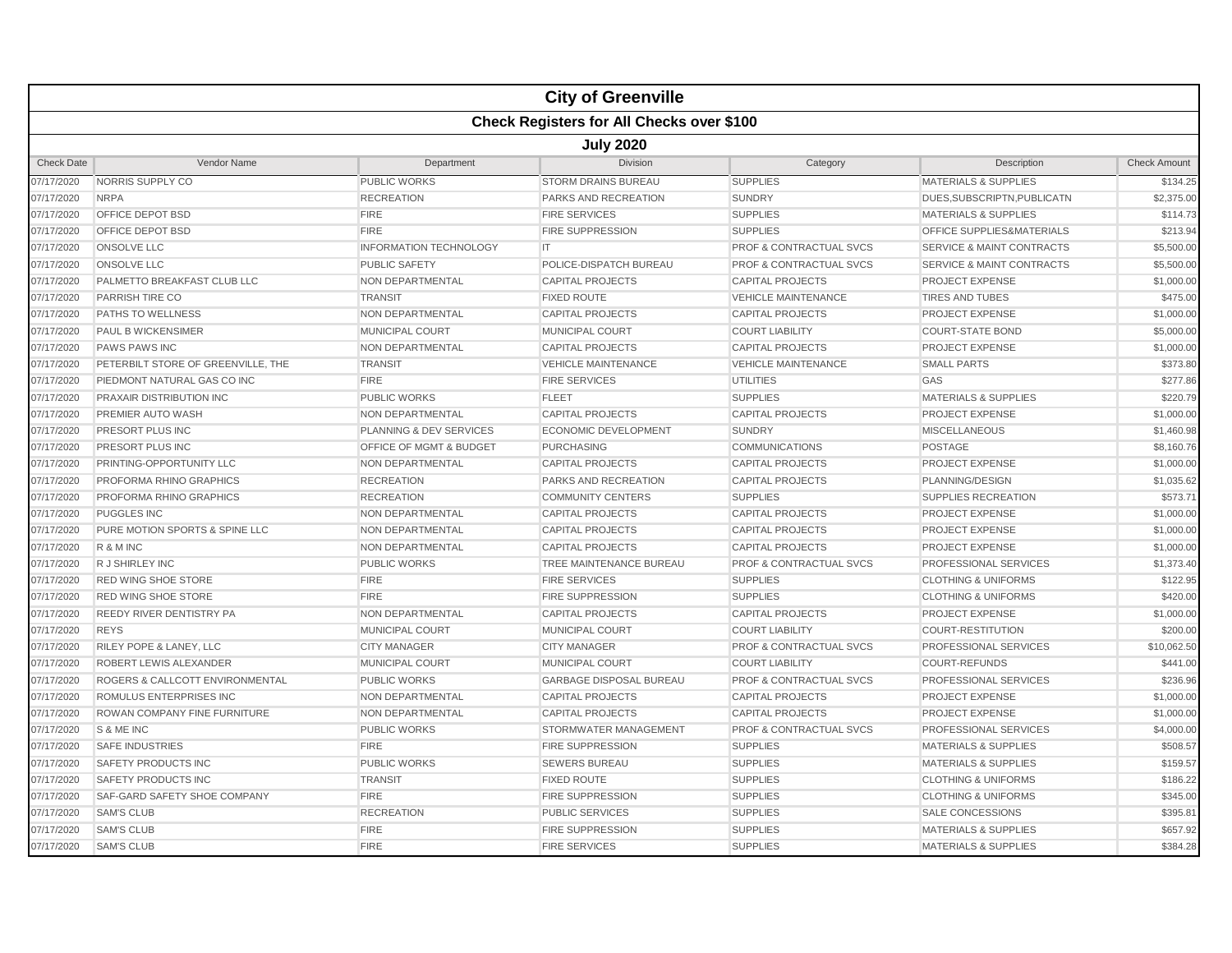# City of Greenville

## Check Registers for All Checks over $100

### July 2020

| Check Date | Vendor Name | Department | Division | Category | Description | Check Amount |
|---|---|---|---|---|---|---|
| 07/17/2020 | NORRIS SUPPLY CO | PUBLIC WORKS | STORM DRAINS BUREAU | SUPPLIES | MATERIALS & SUPPLIES | $134.25 |
| 07/17/2020 | NRPA | RECREATION | PARKS AND RECREATION | SUNDRY | DUES,SUBSCRIPTN,PUBLICATN | $2,375.00 |
| 07/17/2020 | OFFICE DEPOT BSD | FIRE | FIRE SERVICES | SUPPLIES | MATERIALS & SUPPLIES | $114.73 |
| 07/17/2020 | OFFICE DEPOT BSD | FIRE | FIRE SUPPRESSION | SUPPLIES | OFFICE SUPPLIES&MATERIALS | $213.94 |
| 07/17/2020 | ONSOLVE LLC | INFORMATION TECHNOLOGY | IT | PROF & CONTRACTUAL SVCS | SERVICE & MAINT CONTRACTS | $5,500.00 |
| 07/17/2020 | ONSOLVE LLC | PUBLIC SAFETY | POLICE-DISPATCH BUREAU | PROF & CONTRACTUAL SVCS | SERVICE & MAINT CONTRACTS | $5,500.00 |
| 07/17/2020 | PALMETTO BREAKFAST CLUB LLC | NON DEPARTMENTAL | CAPITAL PROJECTS | CAPITAL PROJECTS | PROJECT EXPENSE | $1,000.00 |
| 07/17/2020 | PARRISH TIRE CO | TRANSIT | FIXED ROUTE | VEHICLE MAINTENANCE | TIRES AND TUBES | $475.00 |
| 07/17/2020 | PATHS TO WELLNESS | NON DEPARTMENTAL | CAPITAL PROJECTS | CAPITAL PROJECTS | PROJECT EXPENSE | $1,000.00 |
| 07/17/2020 | PAUL B WICKENSIMER | MUNICIPAL COURT | MUNICIPAL COURT | COURT LIABILITY | COURT-STATE BOND | $5,000.00 |
| 07/17/2020 | PAWS PAWS INC | NON DEPARTMENTAL | CAPITAL PROJECTS | CAPITAL PROJECTS | PROJECT EXPENSE | $1,000.00 |
| 07/17/2020 | PETERBILT STORE OF GREENVILLE, THE | TRANSIT | VEHICLE MAINTENANCE | VEHICLE MAINTENANCE | SMALL PARTS | $373.80 |
| 07/17/2020 | PIEDMONT NATURAL GAS CO INC | FIRE | FIRE SERVICES | UTILITIES | GAS | $277.86 |
| 07/17/2020 | PRAXAIR DISTRIBUTION INC | PUBLIC WORKS | FLEET | SUPPLIES | MATERIALS & SUPPLIES | $220.79 |
| 07/17/2020 | PREMIER AUTO WASH | NON DEPARTMENTAL | CAPITAL PROJECTS | CAPITAL PROJECTS | PROJECT EXPENSE | $1,000.00 |
| 07/17/2020 | PRESORT PLUS INC | PLANNING & DEV SERVICES | ECONOMIC DEVELOPMENT | SUNDRY | MISCELLANEOUS | $1,460.98 |
| 07/17/2020 | PRESORT PLUS INC | OFFICE OF MGMT & BUDGET | PURCHASING | COMMUNICATIONS | POSTAGE | $8,160.76 |
| 07/17/2020 | PRINTING-OPPORTUNITY LLC | NON DEPARTMENTAL | CAPITAL PROJECTS | CAPITAL PROJECTS | PROJECT EXPENSE | $1,000.00 |
| 07/17/2020 | PROFORMA RHINO GRAPHICS | RECREATION | PARKS AND RECREATION | CAPITAL PROJECTS | PLANNING/DESIGN | $1,035.62 |
| 07/17/2020 | PROFORMA RHINO GRAPHICS | RECREATION | COMMUNITY CENTERS | SUPPLIES | SUPPLIES RECREATION | $573.71 |
| 07/17/2020 | PUGGLES INC | NON DEPARTMENTAL | CAPITAL PROJECTS | CAPITAL PROJECTS | PROJECT EXPENSE | $1,000.00 |
| 07/17/2020 | PURE MOTION SPORTS & SPINE LLC | NON DEPARTMENTAL | CAPITAL PROJECTS | CAPITAL PROJECTS | PROJECT EXPENSE | $1,000.00 |
| 07/17/2020 | R & M INC | NON DEPARTMENTAL | CAPITAL PROJECTS | CAPITAL PROJECTS | PROJECT EXPENSE | $1,000.00 |
| 07/17/2020 | R J SHIRLEY INC | PUBLIC WORKS | TREE MAINTENANCE BUREAU | PROF & CONTRACTUAL SVCS | PROFESSIONAL SERVICES | $1,373.40 |
| 07/17/2020 | RED WING SHOE STORE | FIRE | FIRE SERVICES | SUPPLIES | CLOTHING & UNIFORMS | $122.95 |
| 07/17/2020 | RED WING SHOE STORE | FIRE | FIRE SUPPRESSION | SUPPLIES | CLOTHING & UNIFORMS | $420.00 |
| 07/17/2020 | REEDY RIVER DENTISTRY PA | NON DEPARTMENTAL | CAPITAL PROJECTS | CAPITAL PROJECTS | PROJECT EXPENSE | $1,000.00 |
| 07/17/2020 | REYS | MUNICIPAL COURT | MUNICIPAL COURT | COURT LIABILITY | COURT-RESTITUTION | $200.00 |
| 07/17/2020 | RILEY POPE & LANEY, LLC | CITY MANAGER | CITY MANAGER | PROF & CONTRACTUAL SVCS | PROFESSIONAL SERVICES | $10,062.50 |
| 07/17/2020 | ROBERT LEWIS ALEXANDER | MUNICIPAL COURT | MUNICIPAL COURT | COURT LIABILITY | COURT-REFUNDS | $441.00 |
| 07/17/2020 | ROGERS & CALLCOTT ENVIRONMENTAL | PUBLIC WORKS | GARBAGE DISPOSAL BUREAU | PROF & CONTRACTUAL SVCS | PROFESSIONAL SERVICES | $236.96 |
| 07/17/2020 | ROMULUS ENTERPRISES INC | NON DEPARTMENTAL | CAPITAL PROJECTS | CAPITAL PROJECTS | PROJECT EXPENSE | $1,000.00 |
| 07/17/2020 | ROWAN COMPANY FINE FURNITURE | NON DEPARTMENTAL | CAPITAL PROJECTS | CAPITAL PROJECTS | PROJECT EXPENSE | $1,000.00 |
| 07/17/2020 | S & ME INC | PUBLIC WORKS | STORMWATER MANAGEMENT | PROF & CONTRACTUAL SVCS | PROFESSIONAL SERVICES | $4,000.00 |
| 07/17/2020 | SAFE INDUSTRIES | FIRE | FIRE SUPPRESSION | SUPPLIES | MATERIALS & SUPPLIES | $508.57 |
| 07/17/2020 | SAFETY PRODUCTS INC | PUBLIC WORKS | SEWERS BUREAU | SUPPLIES | MATERIALS & SUPPLIES | $159.57 |
| 07/17/2020 | SAFETY PRODUCTS INC | TRANSIT | FIXED ROUTE | SUPPLIES | CLOTHING & UNIFORMS | $186.22 |
| 07/17/2020 | SAF-GARD SAFETY SHOE COMPANY | FIRE | FIRE SUPPRESSION | SUPPLIES | CLOTHING & UNIFORMS | $345.00 |
| 07/17/2020 | SAM'S CLUB | RECREATION | PUBLIC SERVICES | SUPPLIES | SALE CONCESSIONS | $395.81 |
| 07/17/2020 | SAM'S CLUB | FIRE | FIRE SUPPRESSION | SUPPLIES | MATERIALS & SUPPLIES | $657.92 |
| 07/17/2020 | SAM'S CLUB | FIRE | FIRE SERVICES | SUPPLIES | MATERIALS & SUPPLIES | $384.28 |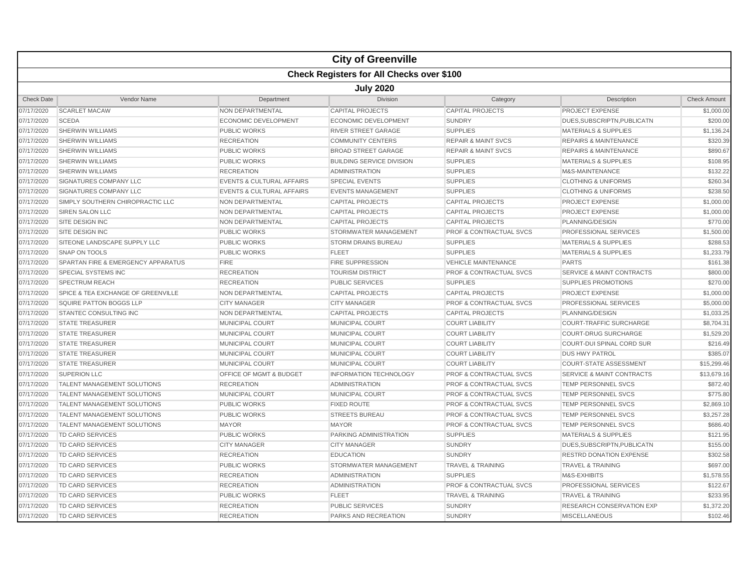# City of Greenville

## Check Registers for All Checks over $100

### July 2020

| Check Date | Vendor Name | Department | Division | Category | Description | Check Amount |
|---|---|---|---|---|---|---|
| 07/17/2020 | SCARLET MACAW | NON DEPARTMENTAL | CAPITAL PROJECTS | CAPITAL PROJECTS | PROJECT EXPENSE | $1,000.00 |
| 07/17/2020 | SCEDA | ECONOMIC DEVELOPMENT | ECONOMIC DEVELOPMENT | SUNDRY | DUES,SUBSCRIPTN,PUBLICATN | $200.00 |
| 07/17/2020 | SHERWIN WILLIAMS | PUBLIC WORKS | RIVER STREET GARAGE | SUPPLIES | MATERIALS & SUPPLIES | $1,136.24 |
| 07/17/2020 | SHERWIN WILLIAMS | RECREATION | COMMUNITY CENTERS | REPAIR & MAINT SVCS | REPAIRS & MAINTENANCE | $320.39 |
| 07/17/2020 | SHERWIN WILLIAMS | PUBLIC WORKS | BROAD STREET GARAGE | REPAIR & MAINT SVCS | REPAIRS & MAINTENANCE | $890.67 |
| 07/17/2020 | SHERWIN WILLIAMS | PUBLIC WORKS | BUILDING SERVICE DIVISION | SUPPLIES | MATERIALS & SUPPLIES | $108.95 |
| 07/17/2020 | SHERWIN WILLIAMS | RECREATION | ADMINISTRATION | SUPPLIES | M&S-MAINTENANCE | $132.22 |
| 07/17/2020 | SIGNATURES COMPANY LLC | EVENTS & CULTURAL AFFAIRS | SPECIAL EVENTS | SUPPLIES | CLOTHING & UNIFORMS | $260.34 |
| 07/17/2020 | SIGNATURES COMPANY LLC | EVENTS & CULTURAL AFFAIRS | EVENTS MANAGEMENT | SUPPLIES | CLOTHING & UNIFORMS | $238.50 |
| 07/17/2020 | SIMPLY SOUTHERN CHIROPRACTIC LLC | NON DEPARTMENTAL | CAPITAL PROJECTS | CAPITAL PROJECTS | PROJECT EXPENSE | $1,000.00 |
| 07/17/2020 | SIREN SALON LLC | NON DEPARTMENTAL | CAPITAL PROJECTS | CAPITAL PROJECTS | PROJECT EXPENSE | $1,000.00 |
| 07/17/2020 | SITE DESIGN INC | NON DEPARTMENTAL | CAPITAL PROJECTS | CAPITAL PROJECTS | PLANNING/DESIGN | $770.00 |
| 07/17/2020 | SITE DESIGN INC | PUBLIC WORKS | STORMWATER MANAGEMENT | PROF & CONTRACTUAL SVCS | PROFESSIONAL SERVICES | $1,500.00 |
| 07/17/2020 | SITEONE LANDSCAPE SUPPLY LLC | PUBLIC WORKS | STORM DRAINS BUREAU | SUPPLIES | MATERIALS & SUPPLIES | $288.53 |
| 07/17/2020 | SNAP ON TOOLS | PUBLIC WORKS | FLEET | SUPPLIES | MATERIALS & SUPPLIES | $1,233.79 |
| 07/17/2020 | SPARTAN FIRE & EMERGENCY APPARATUS | FIRE | FIRE SUPPRESSION | VEHICLE MAINTENANCE | PARTS | $161.38 |
| 07/17/2020 | SPECIAL SYSTEMS INC | RECREATION | TOURISM DISTRICT | PROF & CONTRACTUAL SVCS | SERVICE & MAINT CONTRACTS | $800.00 |
| 07/17/2020 | SPECTRUM REACH | RECREATION | PUBLIC SERVICES | SUPPLIES | SUPPLIES PROMOTIONS | $270.00 |
| 07/17/2020 | SPICE & TEA EXCHANGE OF GREENVILLE | NON DEPARTMENTAL | CAPITAL PROJECTS | CAPITAL PROJECTS | PROJECT EXPENSE | $1,000.00 |
| 07/17/2020 | SQUIRE PATTON BOGGS LLP | CITY MANAGER | CITY MANAGER | PROF & CONTRACTUAL SVCS | PROFESSIONAL SERVICES | $5,000.00 |
| 07/17/2020 | STANTEC CONSULTING INC | NON DEPARTMENTAL | CAPITAL PROJECTS | CAPITAL PROJECTS | PLANNING/DESIGN | $1,033.25 |
| 07/17/2020 | STATE TREASURER | MUNICIPAL COURT | MUNICIPAL COURT | COURT LIABILITY | COURT-TRAFFIC SURCHARGE | $8,704.31 |
| 07/17/2020 | STATE TREASURER | MUNICIPAL COURT | MUNICIPAL COURT | COURT LIABILITY | COURT-DRUG SURCHARGE | $1,529.20 |
| 07/17/2020 | STATE TREASURER | MUNICIPAL COURT | MUNICIPAL COURT | COURT LIABILITY | COURT-DUI SPINAL CORD SUR | $216.49 |
| 07/17/2020 | STATE TREASURER | MUNICIPAL COURT | MUNICIPAL COURT | COURT LIABILITY | DUS HWY PATROL | $385.07 |
| 07/17/2020 | STATE TREASURER | MUNICIPAL COURT | MUNICIPAL COURT | COURT LIABILITY | COURT-STATE ASSESSMENT | $15,299.46 |
| 07/17/2020 | SUPERION LLC | OFFICE OF MGMT & BUDGET | INFORMATION TECHNOLOGY | PROF & CONTRACTUAL SVCS | SERVICE & MAINT CONTRACTS | $13,679.16 |
| 07/17/2020 | TALENT MANAGEMENT SOLUTIONS | RECREATION | ADMINISTRATION | PROF & CONTRACTUAL SVCS | TEMP PERSONNEL SVCS | $872.40 |
| 07/17/2020 | TALENT MANAGEMENT SOLUTIONS | MUNICIPAL COURT | MUNICIPAL COURT | PROF & CONTRACTUAL SVCS | TEMP PERSONNEL SVCS | $775.80 |
| 07/17/2020 | TALENT MANAGEMENT SOLUTIONS | PUBLIC WORKS | FIXED ROUTE | PROF & CONTRACTUAL SVCS | TEMP PERSONNEL SVCS | $2,869.10 |
| 07/17/2020 | TALENT MANAGEMENT SOLUTIONS | PUBLIC WORKS | STREETS BUREAU | PROF & CONTRACTUAL SVCS | TEMP PERSONNEL SVCS | $3,257.28 |
| 07/17/2020 | TALENT MANAGEMENT SOLUTIONS | MAYOR | MAYOR | PROF & CONTRACTUAL SVCS | TEMP PERSONNEL SVCS | $686.40 |
| 07/17/2020 | TD CARD SERVICES | PUBLIC WORKS | PARKING ADMINISTRATION | SUPPLIES | MATERIALS & SUPPLIES | $121.95 |
| 07/17/2020 | TD CARD SERVICES | CITY MANAGER | CITY MANAGER | SUNDRY | DUES,SUBSCRIPTN,PUBLICATN | $155.00 |
| 07/17/2020 | TD CARD SERVICES | RECREATION | EDUCATION | SUNDRY | RESTRD DONATION EXPENSE | $302.58 |
| 07/17/2020 | TD CARD SERVICES | PUBLIC WORKS | STORMWATER MANAGEMENT | TRAVEL & TRAINING | TRAVEL & TRAINING | $697.00 |
| 07/17/2020 | TD CARD SERVICES | RECREATION | ADMINISTRATION | SUPPLIES | M&S-EXHIBITS | $1,578.55 |
| 07/17/2020 | TD CARD SERVICES | RECREATION | ADMINISTRATION | PROF & CONTRACTUAL SVCS | PROFESSIONAL SERVICES | $122.67 |
| 07/17/2020 | TD CARD SERVICES | PUBLIC WORKS | FLEET | TRAVEL & TRAINING | TRAVEL & TRAINING | $233.95 |
| 07/17/2020 | TD CARD SERVICES | RECREATION | PUBLIC SERVICES | SUNDRY | RESEARCH CONSERVATION EXP | $1,372.20 |
| 07/17/2020 | TD CARD SERVICES | RECREATION | PARKS AND RECREATION | SUNDRY | MISCELLANEOUS | $102.46 |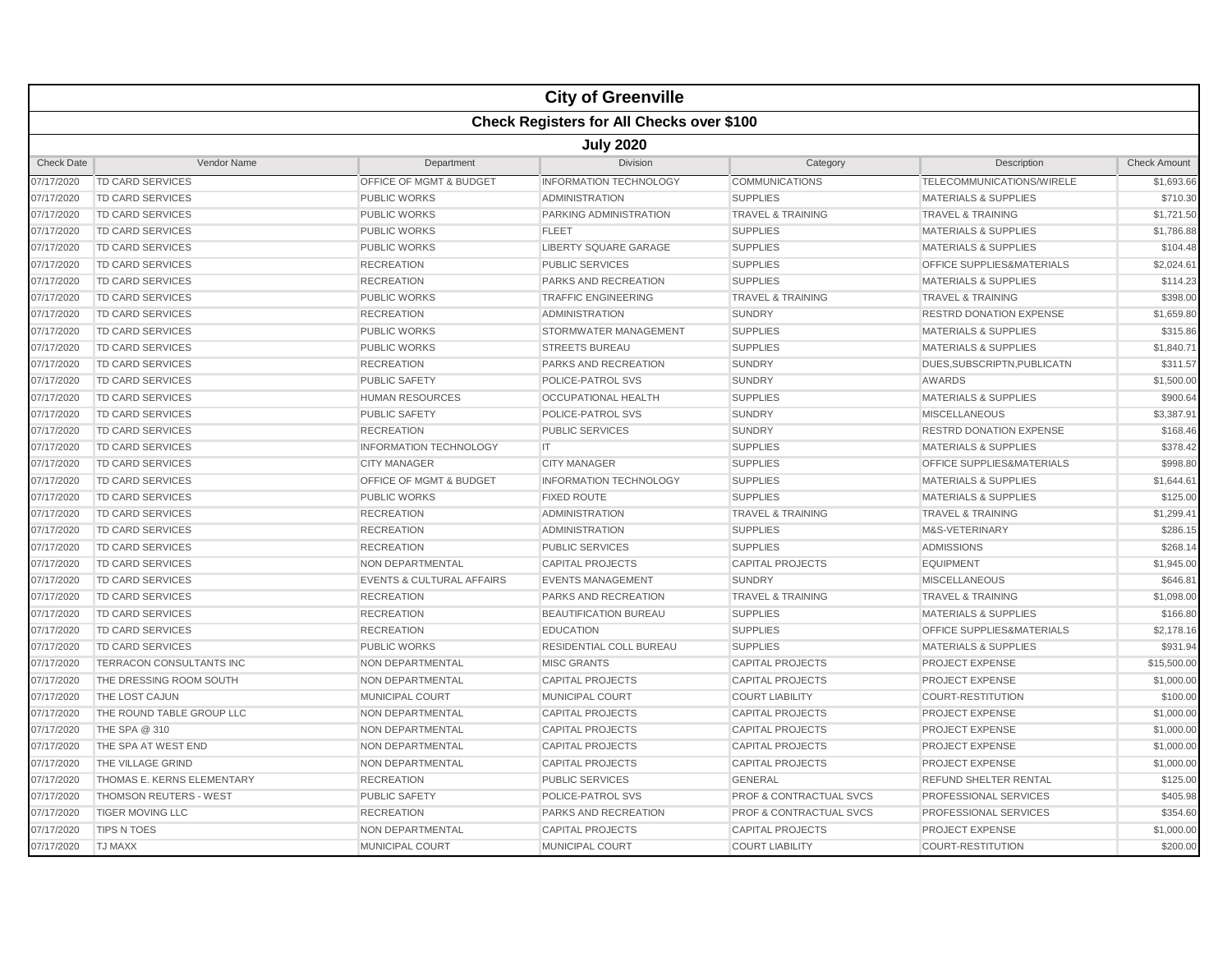# City of Greenville

## Check Registers for All Checks over $100

### July 2020

| Check Date | Vendor Name | Department | Division | Category | Description | Check Amount |
|---|---|---|---|---|---|---|
| 07/17/2020 | TD CARD SERVICES | OFFICE OF MGMT & BUDGET | INFORMATION TECHNOLOGY | COMMUNICATIONS | TELECOMMUNICATIONS/WIRELE | $1,693.66 |
| 07/17/2020 | TD CARD SERVICES | PUBLIC WORKS | ADMINISTRATION | SUPPLIES | MATERIALS & SUPPLIES | $710.30 |
| 07/17/2020 | TD CARD SERVICES | PUBLIC WORKS | PARKING ADMINISTRATION | TRAVEL & TRAINING | TRAVEL & TRAINING | $1,721.50 |
| 07/17/2020 | TD CARD SERVICES | PUBLIC WORKS | FLEET | SUPPLIES | MATERIALS & SUPPLIES | $1,786.88 |
| 07/17/2020 | TD CARD SERVICES | PUBLIC WORKS | LIBERTY SQUARE GARAGE | SUPPLIES | MATERIALS & SUPPLIES | $104.48 |
| 07/17/2020 | TD CARD SERVICES | RECREATION | PUBLIC SERVICES | SUPPLIES | OFFICE SUPPLIES&MATERIALS | $2,024.61 |
| 07/17/2020 | TD CARD SERVICES | RECREATION | PARKS AND RECREATION | SUPPLIES | MATERIALS & SUPPLIES | $114.23 |
| 07/17/2020 | TD CARD SERVICES | PUBLIC WORKS | TRAFFIC ENGINEERING | TRAVEL & TRAINING | TRAVEL & TRAINING | $398.00 |
| 07/17/2020 | TD CARD SERVICES | RECREATION | ADMINISTRATION | SUNDRY | RESTRD DONATION EXPENSE | $1,659.80 |
| 07/17/2020 | TD CARD SERVICES | PUBLIC WORKS | STORMWATER MANAGEMENT | SUPPLIES | MATERIALS & SUPPLIES | $315.86 |
| 07/17/2020 | TD CARD SERVICES | PUBLIC WORKS | STREETS BUREAU | SUPPLIES | MATERIALS & SUPPLIES | $1,840.71 |
| 07/17/2020 | TD CARD SERVICES | RECREATION | PARKS AND RECREATION | SUNDRY | DUES,SUBSCRIPTN,PUBLICATN | $311.57 |
| 07/17/2020 | TD CARD SERVICES | PUBLIC SAFETY | POLICE-PATROL SVS | SUNDRY | AWARDS | $1,500.00 |
| 07/17/2020 | TD CARD SERVICES | HUMAN RESOURCES | OCCUPATIONAL HEALTH | SUPPLIES | MATERIALS & SUPPLIES | $900.64 |
| 07/17/2020 | TD CARD SERVICES | PUBLIC SAFETY | POLICE-PATROL SVS | SUNDRY | MISCELLANEOUS | $3,387.91 |
| 07/17/2020 | TD CARD SERVICES | RECREATION | PUBLIC SERVICES | SUNDRY | RESTRD DONATION EXPENSE | $168.46 |
| 07/17/2020 | TD CARD SERVICES | INFORMATION TECHNOLOGY | IT | SUPPLIES | MATERIALS & SUPPLIES | $378.42 |
| 07/17/2020 | TD CARD SERVICES | CITY MANAGER | CITY MANAGER | SUPPLIES | OFFICE SUPPLIES&MATERIALS | $998.80 |
| 07/17/2020 | TD CARD SERVICES | OFFICE OF MGMT & BUDGET | INFORMATION TECHNOLOGY | SUPPLIES | MATERIALS & SUPPLIES | $1,644.61 |
| 07/17/2020 | TD CARD SERVICES | PUBLIC WORKS | FIXED ROUTE | SUPPLIES | MATERIALS & SUPPLIES | $125.00 |
| 07/17/2020 | TD CARD SERVICES | RECREATION | ADMINISTRATION | TRAVEL & TRAINING | TRAVEL & TRAINING | $1,299.41 |
| 07/17/2020 | TD CARD SERVICES | RECREATION | ADMINISTRATION | SUPPLIES | M&S-VETERINARY | $286.15 |
| 07/17/2020 | TD CARD SERVICES | RECREATION | PUBLIC SERVICES | SUPPLIES | ADMISSIONS | $268.14 |
| 07/17/2020 | TD CARD SERVICES | NON DEPARTMENTAL | CAPITAL PROJECTS | CAPITAL PROJECTS | EQUIPMENT | $1,945.00 |
| 07/17/2020 | TD CARD SERVICES | EVENTS & CULTURAL AFFAIRS | EVENTS MANAGEMENT | SUNDRY | MISCELLANEOUS | $646.81 |
| 07/17/2020 | TD CARD SERVICES | RECREATION | PARKS AND RECREATION | TRAVEL & TRAINING | TRAVEL & TRAINING | $1,098.00 |
| 07/17/2020 | TD CARD SERVICES | RECREATION | BEAUTIFICATION BUREAU | SUPPLIES | MATERIALS & SUPPLIES | $166.80 |
| 07/17/2020 | TD CARD SERVICES | RECREATION | EDUCATION | SUPPLIES | OFFICE SUPPLIES&MATERIALS | $2,178.16 |
| 07/17/2020 | TD CARD SERVICES | PUBLIC WORKS | RESIDENTIAL COLL BUREAU | SUPPLIES | MATERIALS & SUPPLIES | $931.94 |
| 07/17/2020 | TERRACON CONSULTANTS INC | NON DEPARTMENTAL | MISC GRANTS | CAPITAL PROJECTS | PROJECT EXPENSE | $15,500.00 |
| 07/17/2020 | THE DRESSING ROOM SOUTH | NON DEPARTMENTAL | CAPITAL PROJECTS | CAPITAL PROJECTS | PROJECT EXPENSE | $1,000.00 |
| 07/17/2020 | THE LOST CAJUN | MUNICIPAL COURT | MUNICIPAL COURT | COURT LIABILITY | COURT-RESTITUTION | $100.00 |
| 07/17/2020 | THE ROUND TABLE GROUP LLC | NON DEPARTMENTAL | CAPITAL PROJECTS | CAPITAL PROJECTS | PROJECT EXPENSE | $1,000.00 |
| 07/17/2020 | THE SPA @ 310 | NON DEPARTMENTAL | CAPITAL PROJECTS | CAPITAL PROJECTS | PROJECT EXPENSE | $1,000.00 |
| 07/17/2020 | THE SPA AT WEST END | NON DEPARTMENTAL | CAPITAL PROJECTS | CAPITAL PROJECTS | PROJECT EXPENSE | $1,000.00 |
| 07/17/2020 | THE VILLAGE GRIND | NON DEPARTMENTAL | CAPITAL PROJECTS | CAPITAL PROJECTS | PROJECT EXPENSE | $1,000.00 |
| 07/17/2020 | THOMAS E. KERNS ELEMENTARY | RECREATION | PUBLIC SERVICES | GENERAL | REFUND SHELTER RENTAL | $125.00 |
| 07/17/2020 | THOMSON REUTERS - WEST | PUBLIC SAFETY | POLICE-PATROL SVS | PROF & CONTRACTUAL SVCS | PROFESSIONAL SERVICES | $405.98 |
| 07/17/2020 | TIGER MOVING LLC | RECREATION | PARKS AND RECREATION | PROF & CONTRACTUAL SVCS | PROFESSIONAL SERVICES | $354.60 |
| 07/17/2020 | TIPS N TOES | NON DEPARTMENTAL | CAPITAL PROJECTS | CAPITAL PROJECTS | PROJECT EXPENSE | $1,000.00 |
| 07/17/2020 | TJ MAXX | MUNICIPAL COURT | MUNICIPAL COURT | COURT LIABILITY | COURT-RESTITUTION | $200.00 |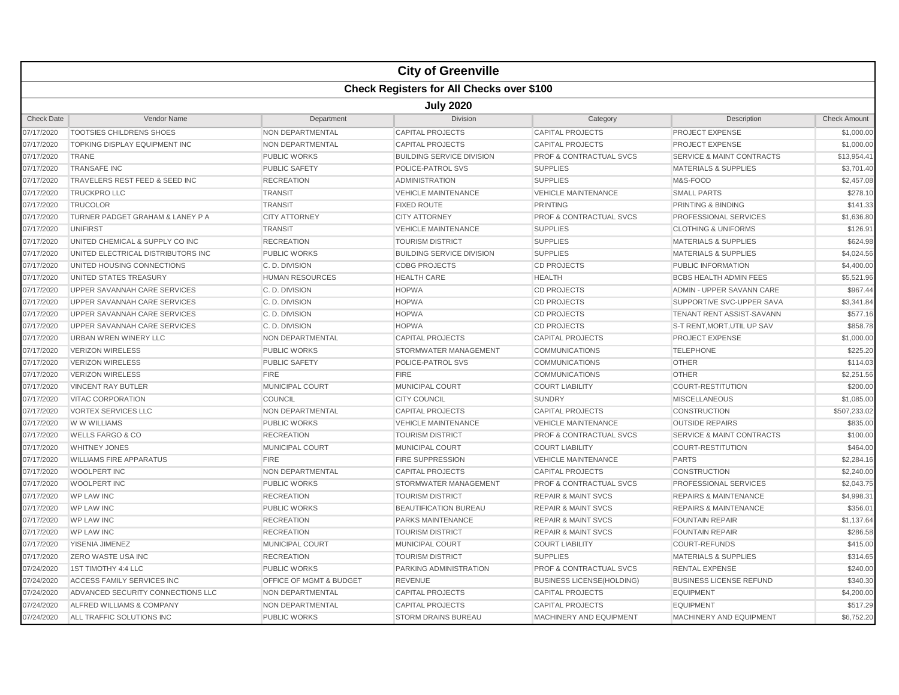# City of Greenville

## Check Registers for All Checks over $100

### July 2020

| Check Date | Vendor Name | Department | Division | Category | Description | Check Amount |
|---|---|---|---|---|---|---|
| 07/17/2020 | TOOTSIES CHILDRENS SHOES | NON DEPARTMENTAL | CAPITAL PROJECTS | CAPITAL PROJECTS | PROJECT EXPENSE | $1,000.00 |
| 07/17/2020 | TOPKING DISPLAY EQUIPMENT INC | NON DEPARTMENTAL | CAPITAL PROJECTS | CAPITAL PROJECTS | PROJECT EXPENSE | $1,000.00 |
| 07/17/2020 | TRANE | PUBLIC WORKS | BUILDING SERVICE DIVISION | PROF & CONTRACTUAL SVCS | SERVICE & MAINT CONTRACTS | $13,954.41 |
| 07/17/2020 | TRANSAFE INC | PUBLIC SAFETY | POLICE-PATROL SVS | SUPPLIES | MATERIALS & SUPPLIES | $3,701.40 |
| 07/17/2020 | TRAVELERS REST FEED & SEED INC | RECREATION | ADMINISTRATION | SUPPLIES | M&S-FOOD | $2,457.08 |
| 07/17/2020 | TRUCKPRO LLC | TRANSIT | VEHICLE MAINTENANCE | VEHICLE MAINTENANCE | SMALL PARTS | $278.10 |
| 07/17/2020 | TRUCOLOR | TRANSIT | FIXED ROUTE | PRINTING | PRINTING & BINDING | $141.33 |
| 07/17/2020 | TURNER PADGET GRAHAM & LANEY P A | CITY ATTORNEY | CITY ATTORNEY | PROF & CONTRACTUAL SVCS | PROFESSIONAL SERVICES | $1,636.80 |
| 07/17/2020 | UNIFIRST | TRANSIT | VEHICLE MAINTENANCE | SUPPLIES | CLOTHING & UNIFORMS | $126.91 |
| 07/17/2020 | UNITED CHEMICAL & SUPPLY CO INC | RECREATION | TOURISM DISTRICT | SUPPLIES | MATERIALS & SUPPLIES | $624.98 |
| 07/17/2020 | UNITED ELECTRICAL DISTRIBUTORS INC | PUBLIC WORKS | BUILDING SERVICE DIVISION | SUPPLIES | MATERIALS & SUPPLIES | $4,024.56 |
| 07/17/2020 | UNITED HOUSING CONNECTIONS | C. D. DIVISION | CDBG PROJECTS | CD PROJECTS | PUBLIC INFORMATION | $4,400.00 |
| 07/17/2020 | UNITED STATES TREASURY | HUMAN RESOURCES | HEALTH CARE | HEALTH | BCBS HEALTH ADMIN FEES | $5,521.96 |
| 07/17/2020 | UPPER SAVANNAH CARE SERVICES | C. D. DIVISION | HOPWA | CD PROJECTS | ADMIN - UPPER SAVANN CARE | $967.44 |
| 07/17/2020 | UPPER SAVANNAH CARE SERVICES | C. D. DIVISION | HOPWA | CD PROJECTS | SUPPORTIVE SVC-UPPER SAVA | $3,341.84 |
| 07/17/2020 | UPPER SAVANNAH CARE SERVICES | C. D. DIVISION | HOPWA | CD PROJECTS | TENANT RENT ASSIST-SAVANN | $577.16 |
| 07/17/2020 | UPPER SAVANNAH CARE SERVICES | C. D. DIVISION | HOPWA | CD PROJECTS | S-T RENT,MORT,UTIL UP SAV | $858.78 |
| 07/17/2020 | URBAN WREN WINERY LLC | NON DEPARTMENTAL | CAPITAL PROJECTS | CAPITAL PROJECTS | PROJECT EXPENSE | $1,000.00 |
| 07/17/2020 | VERIZON WIRELESS | PUBLIC WORKS | STORMWATER MANAGEMENT | COMMUNICATIONS | TELEPHONE | $225.20 |
| 07/17/2020 | VERIZON WIRELESS | PUBLIC SAFETY | POLICE-PATROL SVS | COMMUNICATIONS | OTHER | $114.03 |
| 07/17/2020 | VERIZON WIRELESS | FIRE | FIRE | COMMUNICATIONS | OTHER | $2,251.56 |
| 07/17/2020 | VINCENT RAY BUTLER | MUNICIPAL COURT | MUNICIPAL COURT | COURT LIABILITY | COURT-RESTITUTION | $200.00 |
| 07/17/2020 | VITAC CORPORATION | COUNCIL | CITY COUNCIL | SUNDRY | MISCELLANEOUS | $1,085.00 |
| 07/17/2020 | VORTEX SERVICES LLC | NON DEPARTMENTAL | CAPITAL PROJECTS | CAPITAL PROJECTS | CONSTRUCTION | $507,233.02 |
| 07/17/2020 | W W WILLIAMS | PUBLIC WORKS | VEHICLE MAINTENANCE | VEHICLE MAINTENANCE | OUTSIDE REPAIRS | $835.00 |
| 07/17/2020 | WELLS FARGO & CO | RECREATION | TOURISM DISTRICT | PROF & CONTRACTUAL SVCS | SERVICE & MAINT CONTRACTS | $100.00 |
| 07/17/2020 | WHITNEY JONES | MUNICIPAL COURT | MUNICIPAL COURT | COURT LIABILITY | COURT-RESTITUTION | $464.00 |
| 07/17/2020 | WILLIAMS FIRE APPARATUS | FIRE | FIRE SUPPRESSION | VEHICLE MAINTENANCE | PARTS | $2,284.16 |
| 07/17/2020 | WOOLPERT INC | NON DEPARTMENTAL | CAPITAL PROJECTS | CAPITAL PROJECTS | CONSTRUCTION | $2,240.00 |
| 07/17/2020 | WOOLPERT INC | PUBLIC WORKS | STORMWATER MANAGEMENT | PROF & CONTRACTUAL SVCS | PROFESSIONAL SERVICES | $2,043.75 |
| 07/17/2020 | WP LAW INC | RECREATION | TOURISM DISTRICT | REPAIR & MAINT SVCS | REPAIRS & MAINTENANCE | $4,998.31 |
| 07/17/2020 | WP LAW INC | PUBLIC WORKS | BEAUTIFICATION BUREAU | REPAIR & MAINT SVCS | REPAIRS & MAINTENANCE | $356.01 |
| 07/17/2020 | WP LAW INC | RECREATION | PARKS MAINTENANCE | REPAIR & MAINT SVCS | FOUNTAIN REPAIR | $1,137.64 |
| 07/17/2020 | WP LAW INC | RECREATION | TOURISM DISTRICT | REPAIR & MAINT SVCS | FOUNTAIN REPAIR | $286.58 |
| 07/17/2020 | YISENIA JIMENEZ | MUNICIPAL COURT | MUNICIPAL COURT | COURT LIABILITY | COURT-REFUNDS | $415.00 |
| 07/17/2020 | ZERO WASTE USA INC | RECREATION | TOURISM DISTRICT | SUPPLIES | MATERIALS & SUPPLIES | $314.65 |
| 07/24/2020 | 1ST TIMOTHY 4:4 LLC | PUBLIC WORKS | PARKING ADMINISTRATION | PROF & CONTRACTUAL SVCS | RENTAL EXPENSE | $240.00 |
| 07/24/2020 | ACCESS FAMILY SERVICES INC | OFFICE OF MGMT & BUDGET | REVENUE | BUSINESS LICENSE(HOLDING) | BUSINESS LICENSE REFUND | $340.30 |
| 07/24/2020 | ADVANCED SECURITY CONNECTIONS LLC | NON DEPARTMENTAL | CAPITAL PROJECTS | CAPITAL PROJECTS | EQUIPMENT | $4,200.00 |
| 07/24/2020 | ALFRED WILLIAMS & COMPANY | NON DEPARTMENTAL | CAPITAL PROJECTS | CAPITAL PROJECTS | EQUIPMENT | $517.29 |
| 07/24/2020 | ALL TRAFFIC SOLUTIONS INC | PUBLIC WORKS | STORM DRAINS BUREAU | MACHINERY AND EQUIPMENT | MACHINERY AND EQUIPMENT | $6,752.20 |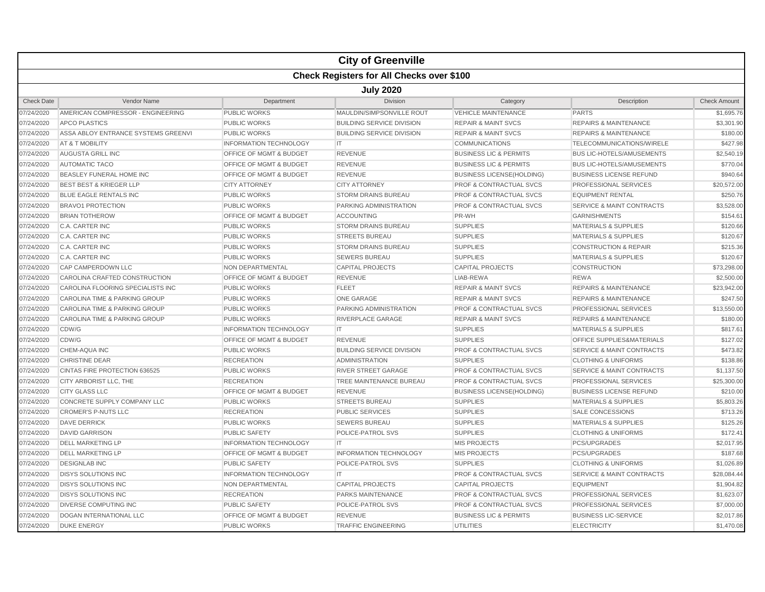# City of Greenville

## Check Registers for All Checks over $100

### July 2020

| Check Date | Vendor Name | Department | Division | Category | Description | Check Amount |
|---|---|---|---|---|---|---|
| 07/24/2020 | AMERICAN COMPRESSOR - ENGINEERING | PUBLIC WORKS | MAULDIN/SIMPSONVILLE ROUT | VEHICLE MAINTENANCE | PARTS | $1,695.76 |
| 07/24/2020 | APCO PLASTICS | PUBLIC WORKS | BUILDING SERVICE DIVISION | REPAIR & MAINT SVCS | REPAIRS & MAINTENANCE | $3,301.90 |
| 07/24/2020 | ASSA ABLOY ENTRANCE SYSTEMS GREENVI | PUBLIC WORKS | BUILDING SERVICE DIVISION | REPAIR & MAINT SVCS | REPAIRS & MAINTENANCE | $180.00 |
| 07/24/2020 | AT & T MOBILITY | INFORMATION TECHNOLOGY | IT | COMMUNICATIONS | TELECOMMUNICATIONS/WIRELE | $427.98 |
| 07/24/2020 | AUGUSTA GRILL INC | OFFICE OF MGMT & BUDGET | REVENUE | BUSINESS LIC & PERMITS | BUS LIC-HOTELS/AMUSEMENTS | $2,540.19 |
| 07/24/2020 | AUTOMATIC TACO | OFFICE OF MGMT & BUDGET | REVENUE | BUSINESS LIC & PERMITS | BUS LIC-HOTELS/AMUSEMENTS | $770.04 |
| 07/24/2020 | BEASLEY FUNERAL HOME INC | OFFICE OF MGMT & BUDGET | REVENUE | BUSINESS LICENSE(HOLDING) | BUSINESS LICENSE REFUND | $940.64 |
| 07/24/2020 | BEST BEST & KRIEGER LLP | CITY ATTORNEY | CITY ATTORNEY | PROF & CONTRACTUAL SVCS | PROFESSIONAL SERVICES | $20,572.00 |
| 07/24/2020 | BLUE EAGLE RENTALS INC | PUBLIC WORKS | STORM DRAINS BUREAU | PROF & CONTRACTUAL SVCS | EQUIPMENT RENTAL | $250.76 |
| 07/24/2020 | BRAVO1 PROTECTION | PUBLIC WORKS | PARKING ADMINISTRATION | PROF & CONTRACTUAL SVCS | SERVICE & MAINT CONTRACTS | $3,528.00 |
| 07/24/2020 | BRIAN TOTHEROW | OFFICE OF MGMT & BUDGET | ACCOUNTING | PR-WH | GARNISHMENTS | $154.61 |
| 07/24/2020 | C.A. CARTER INC | PUBLIC WORKS | STORM DRAINS BUREAU | SUPPLIES | MATERIALS & SUPPLIES | $120.66 |
| 07/24/2020 | C.A. CARTER INC | PUBLIC WORKS | STREETS BUREAU | SUPPLIES | MATERIALS & SUPPLIES | $120.67 |
| 07/24/2020 | C.A. CARTER INC | PUBLIC WORKS | STORM DRAINS BUREAU | SUPPLIES | CONSTRUCTION & REPAIR | $215.36 |
| 07/24/2020 | C.A. CARTER INC | PUBLIC WORKS | SEWERS BUREAU | SUPPLIES | MATERIALS & SUPPLIES | $120.67 |
| 07/24/2020 | CAP CAMPERDOWN LLC | NON DEPARTMENTAL | CAPITAL PROJECTS | CAPITAL PROJECTS | CONSTRUCTION | $73,298.00 |
| 07/24/2020 | CAROLINA CRAFTED CONSTRUCTION | OFFICE OF MGMT & BUDGET | REVENUE | LIAB-REWA | REWA | $2,500.00 |
| 07/24/2020 | CAROLINA FLOORING SPECIALISTS INC | PUBLIC WORKS | FLEET | REPAIR & MAINT SVCS | REPAIRS & MAINTENANCE | $23,942.00 |
| 07/24/2020 | CAROLINA TIME & PARKING GROUP | PUBLIC WORKS | ONE GARAGE | REPAIR & MAINT SVCS | REPAIRS & MAINTENANCE | $247.50 |
| 07/24/2020 | CAROLINA TIME & PARKING GROUP | PUBLIC WORKS | PARKING ADMINISTRATION | PROF & CONTRACTUAL SVCS | PROFESSIONAL SERVICES | $13,550.00 |
| 07/24/2020 | CAROLINA TIME & PARKING GROUP | PUBLIC WORKS | RIVERPLACE GARAGE | REPAIR & MAINT SVCS | REPAIRS & MAINTENANCE | $180.00 |
| 07/24/2020 | CDW/G | INFORMATION TECHNOLOGY | IT | SUPPLIES | MATERIALS & SUPPLIES | $817.61 |
| 07/24/2020 | CDW/G | OFFICE OF MGMT & BUDGET | REVENUE | SUPPLIES | OFFICE SUPPLIES&MATERIALS | $127.02 |
| 07/24/2020 | CHEM-AQUA INC | PUBLIC WORKS | BUILDING SERVICE DIVISION | PROF & CONTRACTUAL SVCS | SERVICE & MAINT CONTRACTS | $473.82 |
| 07/24/2020 | CHRISTINE DEAR | RECREATION | ADMINISTRATION | SUPPLIES | CLOTHING & UNIFORMS | $138.86 |
| 07/24/2020 | CINTAS FIRE PROTECTION 636525 | PUBLIC WORKS | RIVER STREET GARAGE | PROF & CONTRACTUAL SVCS | SERVICE & MAINT CONTRACTS | $1,137.50 |
| 07/24/2020 | CITY ARBORIST LLC, THE | RECREATION | TREE MAINTENANCE BUREAU | PROF & CONTRACTUAL SVCS | PROFESSIONAL SERVICES | $25,300.00 |
| 07/24/2020 | CITY GLASS LLC | OFFICE OF MGMT & BUDGET | REVENUE | BUSINESS LICENSE(HOLDING) | BUSINESS LICENSE REFUND | $210.00 |
| 07/24/2020 | CONCRETE SUPPLY COMPANY LLC | PUBLIC WORKS | STREETS BUREAU | SUPPLIES | MATERIALS & SUPPLIES | $5,803.26 |
| 07/24/2020 | CROMER'S P-NUTS LLC | RECREATION | PUBLIC SERVICES | SUPPLIES | SALE CONCESSIONS | $713.26 |
| 07/24/2020 | DAVE DERRICK | PUBLIC WORKS | SEWERS BUREAU | SUPPLIES | MATERIALS & SUPPLIES | $125.26 |
| 07/24/2020 | DAVID GARRISON | PUBLIC SAFETY | POLICE-PATROL SVS | SUPPLIES | CLOTHING & UNIFORMS | $172.41 |
| 07/24/2020 | DELL MARKETING LP | INFORMATION TECHNOLOGY | IT | MIS PROJECTS | PCS/UPGRADES | $2,017.95 |
| 07/24/2020 | DELL MARKETING LP | OFFICE OF MGMT & BUDGET | INFORMATION TECHNOLOGY | MIS PROJECTS | PCS/UPGRADES | $187.68 |
| 07/24/2020 | DESIGNLAB INC | PUBLIC SAFETY | POLICE-PATROL SVS | SUPPLIES | CLOTHING & UNIFORMS | $1,026.89 |
| 07/24/2020 | DISYS SOLUTIONS INC | INFORMATION TECHNOLOGY | IT | PROF & CONTRACTUAL SVCS | SERVICE & MAINT CONTRACTS | $28,084.44 |
| 07/24/2020 | DISYS SOLUTIONS INC | NON DEPARTMENTAL | CAPITAL PROJECTS | CAPITAL PROJECTS | EQUIPMENT | $1,904.82 |
| 07/24/2020 | DISYS SOLUTIONS INC | RECREATION | PARKS MAINTENANCE | PROF & CONTRACTUAL SVCS | PROFESSIONAL SERVICES | $1,623.07 |
| 07/24/2020 | DIVERSE COMPUTING INC | PUBLIC SAFETY | POLICE-PATROL SVS | PROF & CONTRACTUAL SVCS | PROFESSIONAL SERVICES | $7,000.00 |
| 07/24/2020 | DOGAN INTERNATIONAL LLC | OFFICE OF MGMT & BUDGET | REVENUE | BUSINESS LIC & PERMITS | BUSINESS LIC-SERVICE | $2,017.86 |
| 07/24/2020 | DUKE ENERGY | PUBLIC WORKS | TRAFFIC ENGINEERING | UTILITIES | ELECTRICITY | $1,470.08 |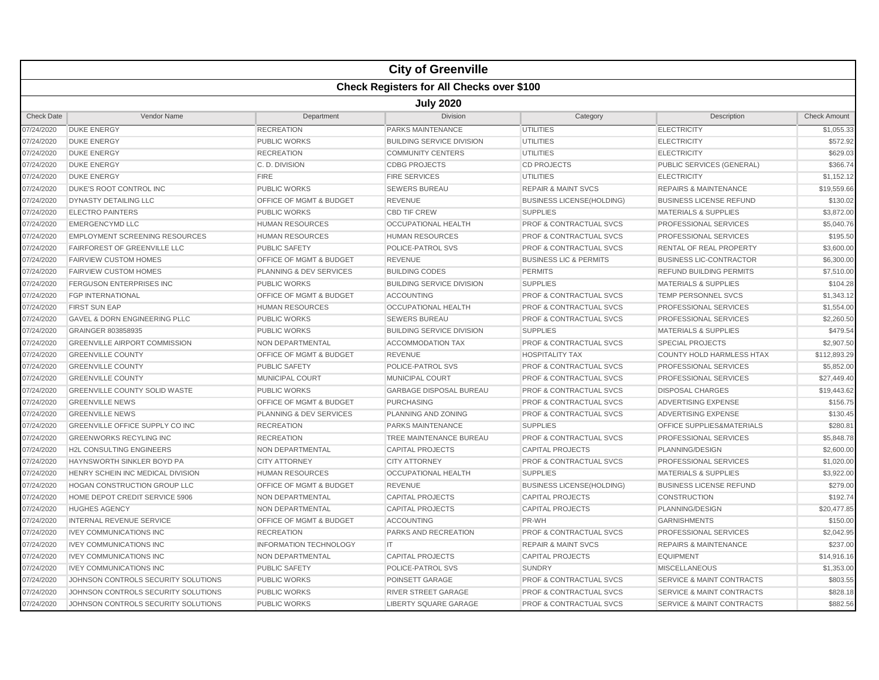# City of Greenville

## Check Registers for All Checks over $100

### July 2020

| Check Date | Vendor Name | Department | Division | Category | Description | Check Amount |
|---|---|---|---|---|---|---|
| 07/24/2020 | DUKE ENERGY | RECREATION | PARKS MAINTENANCE | UTILITIES | ELECTRICITY | $1,055.33 |
| 07/24/2020 | DUKE ENERGY | PUBLIC WORKS | BUILDING SERVICE DIVISION | UTILITIES | ELECTRICITY | $572.92 |
| 07/24/2020 | DUKE ENERGY | RECREATION | COMMUNITY CENTERS | UTILITIES | ELECTRICITY | $629.03 |
| 07/24/2020 | DUKE ENERGY | C. D. DIVISION | CDBG PROJECTS | CD PROJECTS | PUBLIC SERVICES (GENERAL) | $366.74 |
| 07/24/2020 | DUKE ENERGY | FIRE | FIRE SERVICES | UTILITIES | ELECTRICITY | $1,152.12 |
| 07/24/2020 | DUKE'S ROOT CONTROL INC | PUBLIC WORKS | SEWERS BUREAU | REPAIR & MAINT SVCS | REPAIRS & MAINTENANCE | $19,559.66 |
| 07/24/2020 | DYNASTY DETAILING LLC | OFFICE OF MGMT & BUDGET | REVENUE | BUSINESS LICENSE(HOLDING) | BUSINESS LICENSE REFUND | $130.02 |
| 07/24/2020 | ELECTRO PAINTERS | PUBLIC WORKS | CBD TIF CREW | SUPPLIES | MATERIALS & SUPPLIES | $3,872.00 |
| 07/24/2020 | EMERGENCYMD LLC | HUMAN RESOURCES | OCCUPATIONAL HEALTH | PROF & CONTRACTUAL SVCS | PROFESSIONAL SERVICES | $5,040.76 |
| 07/24/2020 | EMPLOYMENT SCREENING RESOURCES | HUMAN RESOURCES | HUMAN RESOURCES | PROF & CONTRACTUAL SVCS | PROFESSIONAL SERVICES | $195.50 |
| 07/24/2020 | FAIRFOREST OF GREENVILLE LLC | PUBLIC SAFETY | POLICE-PATROL SVS | PROF & CONTRACTUAL SVCS | RENTAL OF REAL PROPERTY | $3,600.00 |
| 07/24/2020 | FAIRVIEW CUSTOM HOMES | OFFICE OF MGMT & BUDGET | REVENUE | BUSINESS LIC & PERMITS | BUSINESS LIC-CONTRACTOR | $6,300.00 |
| 07/24/2020 | FAIRVIEW CUSTOM HOMES | PLANNING & DEV SERVICES | BUILDING CODES | PERMITS | REFUND BUILDING PERMITS | $7,510.00 |
| 07/24/2020 | FERGUSON ENTERPRISES INC | PUBLIC WORKS | BUILDING SERVICE DIVISION | SUPPLIES | MATERIALS & SUPPLIES | $104.28 |
| 07/24/2020 | FGP INTERNATIONAL | OFFICE OF MGMT & BUDGET | ACCOUNTING | PROF & CONTRACTUAL SVCS | TEMP PERSONNEL SVCS | $1,343.12 |
| 07/24/2020 | FIRST SUN EAP | HUMAN RESOURCES | OCCUPATIONAL HEALTH | PROF & CONTRACTUAL SVCS | PROFESSIONAL SERVICES | $1,554.00 |
| 07/24/2020 | GAVEL & DORN ENGINEERING PLLC | PUBLIC WORKS | SEWERS BUREAU | PROF & CONTRACTUAL SVCS | PROFESSIONAL SERVICES | $2,260.50 |
| 07/24/2020 | GRAINGER 803858935 | PUBLIC WORKS | BUILDING SERVICE DIVISION | SUPPLIES | MATERIALS & SUPPLIES | $479.54 |
| 07/24/2020 | GREENVILLE AIRPORT COMMISSION | NON DEPARTMENTAL | ACCOMMODATION TAX | PROF & CONTRACTUAL SVCS | SPECIAL PROJECTS | $2,907.50 |
| 07/24/2020 | GREENVILLE COUNTY | OFFICE OF MGMT & BUDGET | REVENUE | HOSPITALITY TAX | COUNTY HOLD HARMLESS HTAX | $112,893.29 |
| 07/24/2020 | GREENVILLE COUNTY | PUBLIC SAFETY | POLICE-PATROL SVS | PROF & CONTRACTUAL SVCS | PROFESSIONAL SERVICES | $5,852.00 |
| 07/24/2020 | GREENVILLE COUNTY | MUNICIPAL COURT | MUNICIPAL COURT | PROF & CONTRACTUAL SVCS | PROFESSIONAL SERVICES | $27,449.40 |
| 07/24/2020 | GREENVILLE COUNTY SOLID WASTE | PUBLIC WORKS | GARBAGE DISPOSAL BUREAU | PROF & CONTRACTUAL SVCS | DISPOSAL CHARGES | $19,443.62 |
| 07/24/2020 | GREENVILLE NEWS | OFFICE OF MGMT & BUDGET | PURCHASING | PROF & CONTRACTUAL SVCS | ADVERTISING EXPENSE | $156.75 |
| 07/24/2020 | GREENVILLE NEWS | PLANNING & DEV SERVICES | PLANNING AND ZONING | PROF & CONTRACTUAL SVCS | ADVERTISING EXPENSE | $130.45 |
| 07/24/2020 | GREENVILLE OFFICE SUPPLY CO INC | RECREATION | PARKS MAINTENANCE | SUPPLIES | OFFICE SUPPLIES&MATERIALS | $280.81 |
| 07/24/2020 | GREENWORKS RECYLING INC | RECREATION | TREE MAINTENANCE BUREAU | PROF & CONTRACTUAL SVCS | PROFESSIONAL SERVICES | $5,848.78 |
| 07/24/2020 | H2L CONSULTING ENGINEERS | NON DEPARTMENTAL | CAPITAL PROJECTS | CAPITAL PROJECTS | PLANNING/DESIGN | $2,600.00 |
| 07/24/2020 | HAYNSWORTH SINKLER BOYD PA | CITY ATTORNEY | CITY ATTORNEY | PROF & CONTRACTUAL SVCS | PROFESSIONAL SERVICES | $1,020.00 |
| 07/24/2020 | HENRY SCHEIN INC MEDICAL DIVISION | HUMAN RESOURCES | OCCUPATIONAL HEALTH | SUPPLIES | MATERIALS & SUPPLIES | $3,922.00 |
| 07/24/2020 | HOGAN CONSTRUCTION GROUP LLC | OFFICE OF MGMT & BUDGET | REVENUE | BUSINESS LICENSE(HOLDING) | BUSINESS LICENSE REFUND | $279.00 |
| 07/24/2020 | HOME DEPOT CREDIT SERVICE 5906 | NON DEPARTMENTAL | CAPITAL PROJECTS | CAPITAL PROJECTS | CONSTRUCTION | $192.74 |
| 07/24/2020 | HUGHES AGENCY | NON DEPARTMENTAL | CAPITAL PROJECTS | CAPITAL PROJECTS | PLANNING/DESIGN | $20,477.85 |
| 07/24/2020 | INTERNAL REVENUE SERVICE | OFFICE OF MGMT & BUDGET | ACCOUNTING | PR-WH | GARNISHMENTS | $150.00 |
| 07/24/2020 | IVEY COMMUNICATIONS INC | RECREATION | PARKS AND RECREATION | PROF & CONTRACTUAL SVCS | PROFESSIONAL SERVICES | $2,042.95 |
| 07/24/2020 | IVEY COMMUNICATIONS INC | INFORMATION TECHNOLOGY | IT | REPAIR & MAINT SVCS | REPAIRS & MAINTENANCE | $237.00 |
| 07/24/2020 | IVEY COMMUNICATIONS INC | NON DEPARTMENTAL | CAPITAL PROJECTS | CAPITAL PROJECTS | EQUIPMENT | $14,916.16 |
| 07/24/2020 | IVEY COMMUNICATIONS INC | PUBLIC SAFETY | POLICE-PATROL SVS | SUNDRY | MISCELLANEOUS | $1,353.00 |
| 07/24/2020 | JOHNSON CONTROLS SECURITY SOLUTIONS | PUBLIC WORKS | POINSETT GARAGE | PROF & CONTRACTUAL SVCS | SERVICE & MAINT CONTRACTS | $803.55 |
| 07/24/2020 | JOHNSON CONTROLS SECURITY SOLUTIONS | PUBLIC WORKS | RIVER STREET GARAGE | PROF & CONTRACTUAL SVCS | SERVICE & MAINT CONTRACTS | $828.18 |
| 07/24/2020 | JOHNSON CONTROLS SECURITY SOLUTIONS | PUBLIC WORKS | LIBERTY SQUARE GARAGE | PROF & CONTRACTUAL SVCS | SERVICE & MAINT CONTRACTS | $882.56 |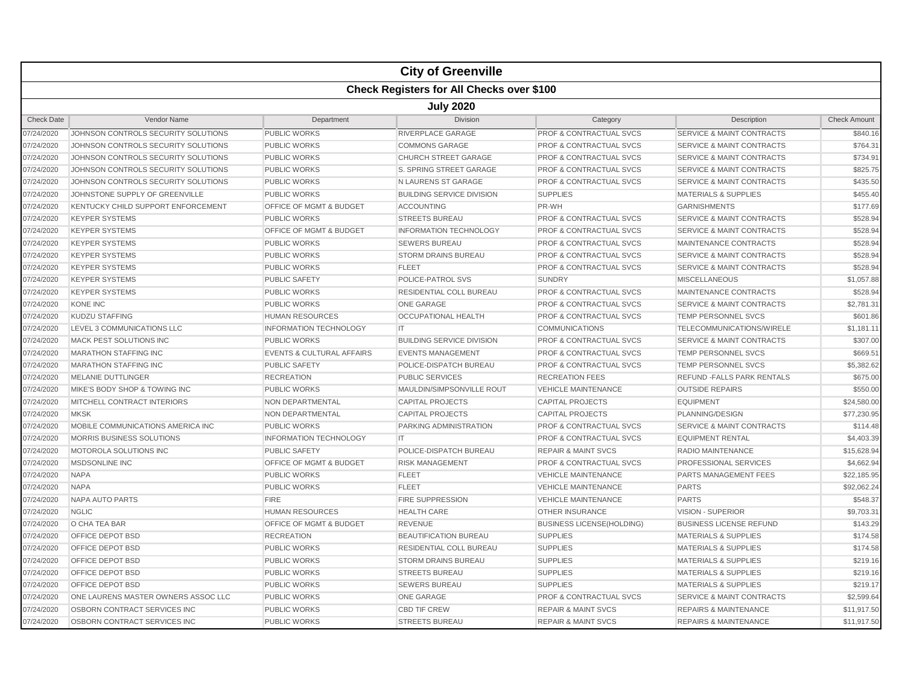# City of Greenville

## Check Registers for All Checks over $100

### July 2020

| Check Date | Vendor Name | Department | Division | Category | Description | Check Amount |
|---|---|---|---|---|---|---|
| 07/24/2020 | JOHNSON CONTROLS SECURITY SOLUTIONS | PUBLIC WORKS | RIVERPLACE GARAGE | PROF & CONTRACTUAL SVCS | SERVICE & MAINT CONTRACTS | $840.16 |
| 07/24/2020 | JOHNSON CONTROLS SECURITY SOLUTIONS | PUBLIC WORKS | COMMONS GARAGE | PROF & CONTRACTUAL SVCS | SERVICE & MAINT CONTRACTS | $764.31 |
| 07/24/2020 | JOHNSON CONTROLS SECURITY SOLUTIONS | PUBLIC WORKS | CHURCH STREET GARAGE | PROF & CONTRACTUAL SVCS | SERVICE & MAINT CONTRACTS | $734.91 |
| 07/24/2020 | JOHNSON CONTROLS SECURITY SOLUTIONS | PUBLIC WORKS | S. SPRING STREET GARAGE | PROF & CONTRACTUAL SVCS | SERVICE & MAINT CONTRACTS | $825.75 |
| 07/24/2020 | JOHNSON CONTROLS SECURITY SOLUTIONS | PUBLIC WORKS | N LAURENS ST GARAGE | PROF & CONTRACTUAL SVCS | SERVICE & MAINT CONTRACTS | $435.50 |
| 07/24/2020 | JOHNSTONE SUPPLY OF GREENVILLE | PUBLIC WORKS | BUILDING SERVICE DIVISION | SUPPLIES | MATERIALS & SUPPLIES | $455.40 |
| 07/24/2020 | KENTUCKY CHILD SUPPORT ENFORCEMENT | OFFICE OF MGMT & BUDGET | ACCOUNTING | PR-WH | GARNISHMENTS | $177.69 |
| 07/24/2020 | KEYPER SYSTEMS | PUBLIC WORKS | STREETS BUREAU | PROF & CONTRACTUAL SVCS | SERVICE & MAINT CONTRACTS | $528.94 |
| 07/24/2020 | KEYPER SYSTEMS | OFFICE OF MGMT & BUDGET | INFORMATION TECHNOLOGY | PROF & CONTRACTUAL SVCS | SERVICE & MAINT CONTRACTS | $528.94 |
| 07/24/2020 | KEYPER SYSTEMS | PUBLIC WORKS | SEWERS BUREAU | PROF & CONTRACTUAL SVCS | MAINTENANCE CONTRACTS | $528.94 |
| 07/24/2020 | KEYPER SYSTEMS | PUBLIC WORKS | STORM DRAINS BUREAU | PROF & CONTRACTUAL SVCS | SERVICE & MAINT CONTRACTS | $528.94 |
| 07/24/2020 | KEYPER SYSTEMS | PUBLIC WORKS | FLEET | PROF & CONTRACTUAL SVCS | SERVICE & MAINT CONTRACTS | $528.94 |
| 07/24/2020 | KEYPER SYSTEMS | PUBLIC SAFETY | POLICE-PATROL SVS | SUNDRY | MISCELLANEOUS | $1,057.88 |
| 07/24/2020 | KEYPER SYSTEMS | PUBLIC WORKS | RESIDENTIAL COLL BUREAU | PROF & CONTRACTUAL SVCS | MAINTENANCE CONTRACTS | $528.94 |
| 07/24/2020 | KONE INC | PUBLIC WORKS | ONE GARAGE | PROF & CONTRACTUAL SVCS | SERVICE & MAINT CONTRACTS | $2,781.31 |
| 07/24/2020 | KUDZU STAFFING | HUMAN RESOURCES | OCCUPATIONAL HEALTH | PROF & CONTRACTUAL SVCS | TEMP PERSONNEL SVCS | $601.86 |
| 07/24/2020 | LEVEL 3 COMMUNICATIONS LLC | INFORMATION TECHNOLOGY | IT | COMMUNICATIONS | TELECOMMUNICATIONS/WIRELE | $1,181.11 |
| 07/24/2020 | MACK PEST SOLUTIONS INC | PUBLIC WORKS | BUILDING SERVICE DIVISION | PROF & CONTRACTUAL SVCS | SERVICE & MAINT CONTRACTS | $307.00 |
| 07/24/2020 | MARATHON STAFFING INC | EVENTS & CULTURAL AFFAIRS | EVENTS MANAGEMENT | PROF & CONTRACTUAL SVCS | TEMP PERSONNEL SVCS | $669.51 |
| 07/24/2020 | MARATHON STAFFING INC | PUBLIC SAFETY | POLICE-DISPATCH BUREAU | PROF & CONTRACTUAL SVCS | TEMP PERSONNEL SVCS | $5,382.62 |
| 07/24/2020 | MELANIE DUTTLINGER | RECREATION | PUBLIC SERVICES | RECREATION FEES | REFUND -FALLS PARK RENTALS | $675.00 |
| 07/24/2020 | MIKE'S BODY SHOP & TOWING INC | PUBLIC WORKS | MAULDIN/SIMPSONVILLE ROUT | VEHICLE MAINTENANCE | OUTSIDE REPAIRS | $550.00 |
| 07/24/2020 | MITCHELL CONTRACT INTERIORS | NON DEPARTMENTAL | CAPITAL PROJECTS | CAPITAL PROJECTS | EQUIPMENT | $24,580.00 |
| 07/24/2020 | MKSK | NON DEPARTMENTAL | CAPITAL PROJECTS | CAPITAL PROJECTS | PLANNING/DESIGN | $77,230.95 |
| 07/24/2020 | MOBILE COMMUNICATIONS AMERICA INC | PUBLIC WORKS | PARKING ADMINISTRATION | PROF & CONTRACTUAL SVCS | SERVICE & MAINT CONTRACTS | $114.48 |
| 07/24/2020 | MORRIS BUSINESS SOLUTIONS | INFORMATION TECHNOLOGY | IT | PROF & CONTRACTUAL SVCS | EQUIPMENT RENTAL | $4,403.39 |
| 07/24/2020 | MOTOROLA SOLUTIONS INC | PUBLIC SAFETY | POLICE-DISPATCH BUREAU | REPAIR & MAINT SVCS | RADIO MAINTENANCE | $15,628.94 |
| 07/24/2020 | MSDSONLINE INC | OFFICE OF MGMT & BUDGET | RISK MANAGEMENT | PROF & CONTRACTUAL SVCS | PROFESSIONAL SERVICES | $4,662.94 |
| 07/24/2020 | NAPA | PUBLIC WORKS | FLEET | VEHICLE MAINTENANCE | PARTS MANAGEMENT FEES | $22,185.95 |
| 07/24/2020 | NAPA | PUBLIC WORKS | FLEET | VEHICLE MAINTENANCE | PARTS | $92,062.24 |
| 07/24/2020 | NAPA AUTO PARTS | FIRE | FIRE SUPPRESSION | VEHICLE MAINTENANCE | PARTS | $548.37 |
| 07/24/2020 | NGLIC | HUMAN RESOURCES | HEALTH CARE | OTHER INSURANCE | VISION - SUPERIOR | $9,703.31 |
| 07/24/2020 | O CHA TEA BAR | OFFICE OF MGMT & BUDGET | REVENUE | BUSINESS LICENSE(HOLDING) | BUSINESS LICENSE REFUND | $143.29 |
| 07/24/2020 | OFFICE DEPOT BSD | RECREATION | BEAUTIFICATION BUREAU | SUPPLIES | MATERIALS & SUPPLIES | $174.58 |
| 07/24/2020 | OFFICE DEPOT BSD | PUBLIC WORKS | RESIDENTIAL COLL BUREAU | SUPPLIES | MATERIALS & SUPPLIES | $174.58 |
| 07/24/2020 | OFFICE DEPOT BSD | PUBLIC WORKS | STORM DRAINS BUREAU | SUPPLIES | MATERIALS & SUPPLIES | $219.16 |
| 07/24/2020 | OFFICE DEPOT BSD | PUBLIC WORKS | STREETS BUREAU | SUPPLIES | MATERIALS & SUPPLIES | $219.16 |
| 07/24/2020 | OFFICE DEPOT BSD | PUBLIC WORKS | SEWERS BUREAU | SUPPLIES | MATERIALS & SUPPLIES | $219.17 |
| 07/24/2020 | ONE LAURENS MASTER OWNERS ASSOC LLC | PUBLIC WORKS | ONE GARAGE | PROF & CONTRACTUAL SVCS | SERVICE & MAINT CONTRACTS | $2,599.64 |
| 07/24/2020 | OSBORN CONTRACT SERVICES INC | PUBLIC WORKS | CBD TIF CREW | REPAIR & MAINT SVCS | REPAIRS & MAINTENANCE | $11,917.50 |
| 07/24/2020 | OSBORN CONTRACT SERVICES INC | PUBLIC WORKS | STREETS BUREAU | REPAIR & MAINT SVCS | REPAIRS & MAINTENANCE | $11,917.50 |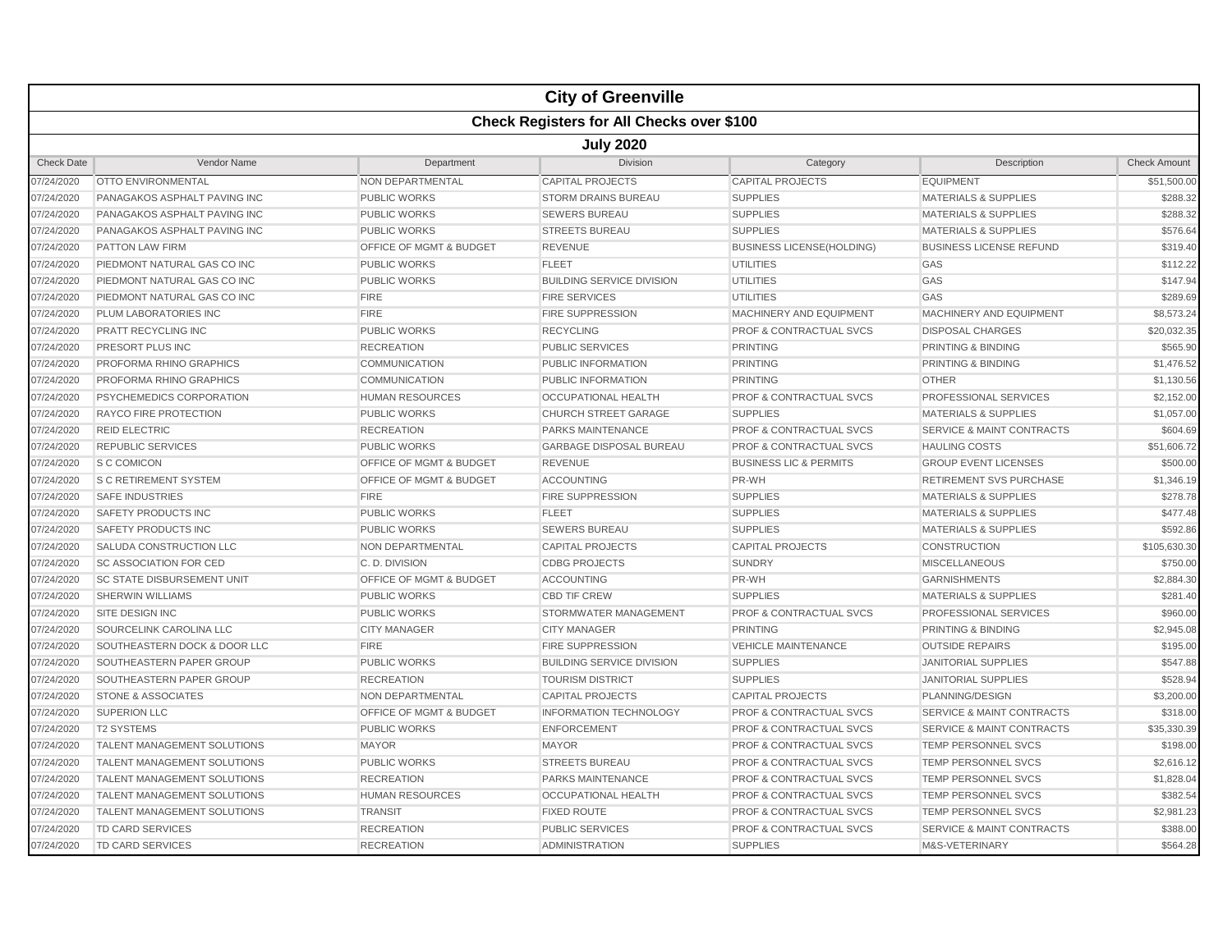# City of Greenville

## Check Registers for All Checks over $100

### July 2020

| Check Date | Vendor Name | Department | Division | Category | Description | Check Amount |
|---|---|---|---|---|---|---|
| 07/24/2020 | OTTO ENVIRONMENTAL | NON DEPARTMENTAL | CAPITAL PROJECTS | CAPITAL PROJECTS | EQUIPMENT | $51,500.00 |
| 07/24/2020 | PANAGAKOS ASPHALT PAVING INC | PUBLIC WORKS | STORM DRAINS BUREAU | SUPPLIES | MATERIALS & SUPPLIES | $288.32 |
| 07/24/2020 | PANAGAKOS ASPHALT PAVING INC | PUBLIC WORKS | SEWERS BUREAU | SUPPLIES | MATERIALS & SUPPLIES | $288.32 |
| 07/24/2020 | PANAGAKOS ASPHALT PAVING INC | PUBLIC WORKS | STREETS BUREAU | SUPPLIES | MATERIALS & SUPPLIES | $576.64 |
| 07/24/2020 | PATTON LAW FIRM | OFFICE OF MGMT & BUDGET | REVENUE | BUSINESS LICENSE(HOLDING) | BUSINESS LICENSE REFUND | $319.40 |
| 07/24/2020 | PIEDMONT NATURAL GAS CO INC | PUBLIC WORKS | FLEET | UTILITIES | GAS | $112.22 |
| 07/24/2020 | PIEDMONT NATURAL GAS CO INC | PUBLIC WORKS | BUILDING SERVICE DIVISION | UTILITIES | GAS | $147.94 |
| 07/24/2020 | PIEDMONT NATURAL GAS CO INC | FIRE | FIRE SERVICES | UTILITIES | GAS | $289.69 |
| 07/24/2020 | PLUM LABORATORIES INC | FIRE | FIRE SUPPRESSION | MACHINERY AND EQUIPMENT | MACHINERY AND EQUIPMENT | $8,573.24 |
| 07/24/2020 | PRATT RECYCLING INC | PUBLIC WORKS | RECYCLING | PROF & CONTRACTUAL SVCS | DISPOSAL CHARGES | $20,032.35 |
| 07/24/2020 | PRESORT PLUS INC | RECREATION | PUBLIC SERVICES | PRINTING | PRINTING & BINDING | $565.90 |
| 07/24/2020 | PROFORMA RHINO GRAPHICS | COMMUNICATION | PUBLIC INFORMATION | PRINTING | PRINTING & BINDING | $1,476.52 |
| 07/24/2020 | PROFORMA RHINO GRAPHICS | COMMUNICATION | PUBLIC INFORMATION | PRINTING | OTHER | $1,130.56 |
| 07/24/2020 | PSYCHEMEDICS CORPORATION | HUMAN RESOURCES | OCCUPATIONAL HEALTH | PROF & CONTRACTUAL SVCS | PROFESSIONAL SERVICES | $2,152.00 |
| 07/24/2020 | RAYCO FIRE PROTECTION | PUBLIC WORKS | CHURCH STREET GARAGE | SUPPLIES | MATERIALS & SUPPLIES | $1,057.00 |
| 07/24/2020 | REID ELECTRIC | RECREATION | PARKS MAINTENANCE | PROF & CONTRACTUAL SVCS | SERVICE & MAINT CONTRACTS | $604.69 |
| 07/24/2020 | REPUBLIC SERVICES | PUBLIC WORKS | GARBAGE DISPOSAL BUREAU | PROF & CONTRACTUAL SVCS | HAULING COSTS | $51,606.72 |
| 07/24/2020 | S C COMICON | OFFICE OF MGMT & BUDGET | REVENUE | BUSINESS LIC & PERMITS | GROUP EVENT LICENSES | $500.00 |
| 07/24/2020 | S C RETIREMENT SYSTEM | OFFICE OF MGMT & BUDGET | ACCOUNTING | PR-WH | RETIREMENT SVS PURCHASE | $1,346.19 |
| 07/24/2020 | SAFE INDUSTRIES | FIRE | FIRE SUPPRESSION | SUPPLIES | MATERIALS & SUPPLIES | $278.78 |
| 07/24/2020 | SAFETY PRODUCTS INC | PUBLIC WORKS | FLEET | SUPPLIES | MATERIALS & SUPPLIES | $477.48 |
| 07/24/2020 | SAFETY PRODUCTS INC | PUBLIC WORKS | SEWERS BUREAU | SUPPLIES | MATERIALS & SUPPLIES | $592.86 |
| 07/24/2020 | SALUDA CONSTRUCTION LLC | NON DEPARTMENTAL | CAPITAL PROJECTS | CAPITAL PROJECTS | CONSTRUCTION | $105,630.30 |
| 07/24/2020 | SC ASSOCIATION FOR CED | C. D. DIVISION | CDBG PROJECTS | SUNDRY | MISCELLANEOUS | $750.00 |
| 07/24/2020 | SC STATE DISBURSEMENT UNIT | OFFICE OF MGMT & BUDGET | ACCOUNTING | PR-WH | GARNISHMENTS | $2,884.30 |
| 07/24/2020 | SHERWIN WILLIAMS | PUBLIC WORKS | CBD TIF CREW | SUPPLIES | MATERIALS & SUPPLIES | $281.40 |
| 07/24/2020 | SITE DESIGN INC | PUBLIC WORKS | STORMWATER MANAGEMENT | PROF & CONTRACTUAL SVCS | PROFESSIONAL SERVICES | $960.00 |
| 07/24/2020 | SOURCELINK CAROLINA LLC | CITY MANAGER | CITY MANAGER | PRINTING | PRINTING & BINDING | $2,945.08 |
| 07/24/2020 | SOUTHEASTERN DOCK & DOOR LLC | FIRE | FIRE SUPPRESSION | VEHICLE MAINTENANCE | OUTSIDE REPAIRS | $195.00 |
| 07/24/2020 | SOUTHEASTERN PAPER GROUP | PUBLIC WORKS | BUILDING SERVICE DIVISION | SUPPLIES | JANITORIAL SUPPLIES | $547.88 |
| 07/24/2020 | SOUTHEASTERN PAPER GROUP | RECREATION | TOURISM DISTRICT | SUPPLIES | JANITORIAL SUPPLIES | $528.94 |
| 07/24/2020 | STONE & ASSOCIATES | NON DEPARTMENTAL | CAPITAL PROJECTS | CAPITAL PROJECTS | PLANNING/DESIGN | $3,200.00 |
| 07/24/2020 | SUPERION LLC | OFFICE OF MGMT & BUDGET | INFORMATION TECHNOLOGY | PROF & CONTRACTUAL SVCS | SERVICE & MAINT CONTRACTS | $318.00 |
| 07/24/2020 | T2 SYSTEMS | PUBLIC WORKS | ENFORCEMENT | PROF & CONTRACTUAL SVCS | SERVICE & MAINT CONTRACTS | $35,330.39 |
| 07/24/2020 | TALENT MANAGEMENT SOLUTIONS | MAYOR | MAYOR | PROF & CONTRACTUAL SVCS | TEMP PERSONNEL SVCS | $198.00 |
| 07/24/2020 | TALENT MANAGEMENT SOLUTIONS | PUBLIC WORKS | STREETS BUREAU | PROF & CONTRACTUAL SVCS | TEMP PERSONNEL SVCS | $2,616.12 |
| 07/24/2020 | TALENT MANAGEMENT SOLUTIONS | RECREATION | PARKS MAINTENANCE | PROF & CONTRACTUAL SVCS | TEMP PERSONNEL SVCS | $1,828.04 |
| 07/24/2020 | TALENT MANAGEMENT SOLUTIONS | HUMAN RESOURCES | OCCUPATIONAL HEALTH | PROF & CONTRACTUAL SVCS | TEMP PERSONNEL SVCS | $382.54 |
| 07/24/2020 | TALENT MANAGEMENT SOLUTIONS | TRANSIT | FIXED ROUTE | PROF & CONTRACTUAL SVCS | TEMP PERSONNEL SVCS | $2,981.23 |
| 07/24/2020 | TD CARD SERVICES | RECREATION | PUBLIC SERVICES | PROF & CONTRACTUAL SVCS | SERVICE & MAINT CONTRACTS | $388.00 |
| 07/24/2020 | TD CARD SERVICES | RECREATION | ADMINISTRATION | SUPPLIES | M&S-VETERINARY | $564.28 |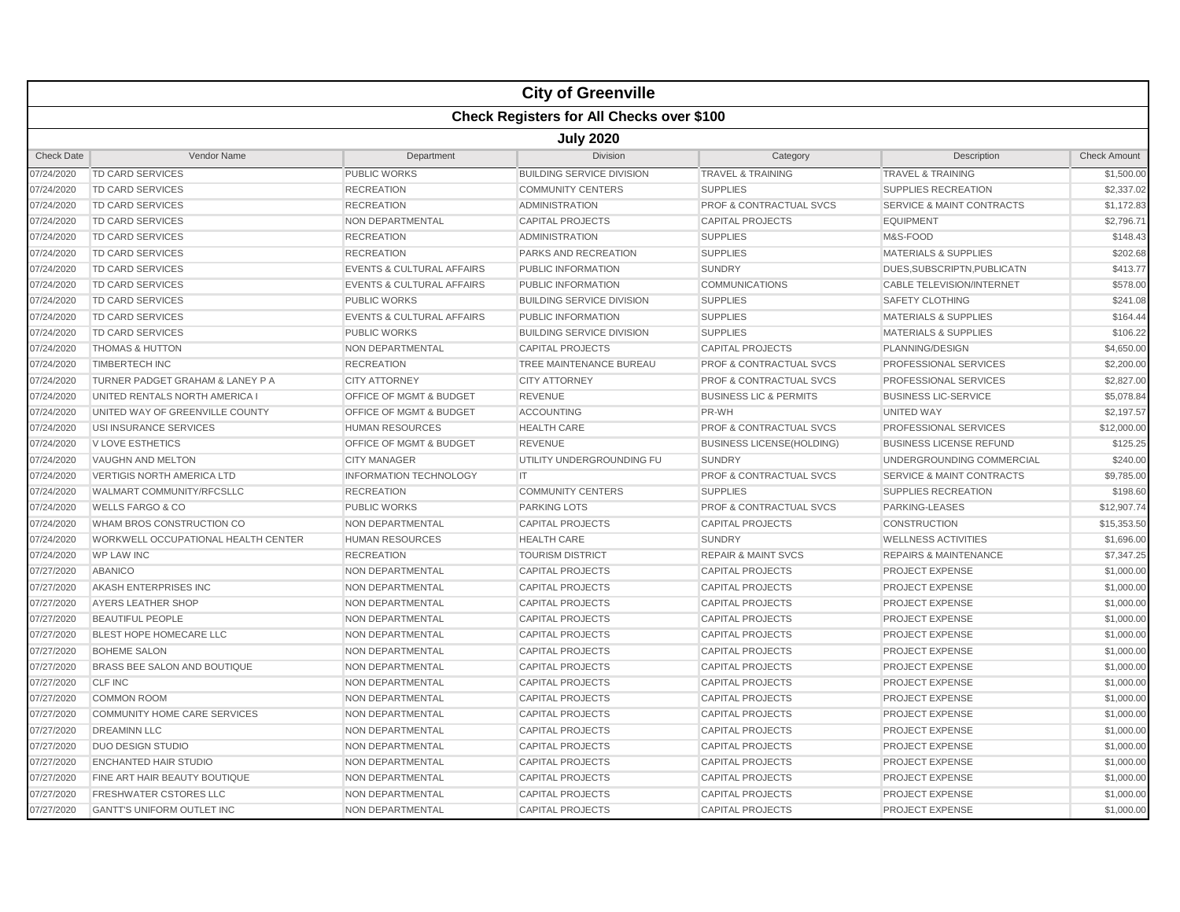# City of Greenville

## Check Registers for All Checks over $100

### July 2020

| Check Date | Vendor Name | Department | Division | Category | Description | Check Amount |
|---|---|---|---|---|---|---|
| 07/24/2020 | TD CARD SERVICES | PUBLIC WORKS | BUILDING SERVICE DIVISION | TRAVEL & TRAINING | TRAVEL & TRAINING | $1,500.00 |
| 07/24/2020 | TD CARD SERVICES | RECREATION | COMMUNITY CENTERS | SUPPLIES | SUPPLIES RECREATION | $2,337.02 |
| 07/24/2020 | TD CARD SERVICES | RECREATION | ADMINISTRATION | PROF & CONTRACTUAL SVCS | SERVICE & MAINT CONTRACTS | $1,172.83 |
| 07/24/2020 | TD CARD SERVICES | NON DEPARTMENTAL | CAPITAL PROJECTS | CAPITAL PROJECTS | EQUIPMENT | $2,796.71 |
| 07/24/2020 | TD CARD SERVICES | RECREATION | ADMINISTRATION | SUPPLIES | M&S-FOOD | $148.43 |
| 07/24/2020 | TD CARD SERVICES | RECREATION | PARKS AND RECREATION | SUPPLIES | MATERIALS & SUPPLIES | $202.68 |
| 07/24/2020 | TD CARD SERVICES | EVENTS & CULTURAL AFFAIRS | PUBLIC INFORMATION | SUNDRY | DUES,SUBSCRIPTN,PUBLICATN | $413.77 |
| 07/24/2020 | TD CARD SERVICES | EVENTS & CULTURAL AFFAIRS | PUBLIC INFORMATION | COMMUNICATIONS | CABLE TELEVISION/INTERNET | $578.00 |
| 07/24/2020 | TD CARD SERVICES | PUBLIC WORKS | BUILDING SERVICE DIVISION | SUPPLIES | SAFETY CLOTHING | $241.08 |
| 07/24/2020 | TD CARD SERVICES | EVENTS & CULTURAL AFFAIRS | PUBLIC INFORMATION | SUPPLIES | MATERIALS & SUPPLIES | $164.44 |
| 07/24/2020 | TD CARD SERVICES | PUBLIC WORKS | BUILDING SERVICE DIVISION | SUPPLIES | MATERIALS & SUPPLIES | $106.22 |
| 07/24/2020 | THOMAS & HUTTON | NON DEPARTMENTAL | CAPITAL PROJECTS | CAPITAL PROJECTS | PLANNING/DESIGN | $4,650.00 |
| 07/24/2020 | TIMBERTECH INC | RECREATION | TREE MAINTENANCE BUREAU | PROF & CONTRACTUAL SVCS | PROFESSIONAL SERVICES | $2,200.00 |
| 07/24/2020 | TURNER PADGET GRAHAM & LANEY P A | CITY ATTORNEY | CITY ATTORNEY | PROF & CONTRACTUAL SVCS | PROFESSIONAL SERVICES | $2,827.00 |
| 07/24/2020 | UNITED RENTALS NORTH AMERICA I | OFFICE OF MGMT & BUDGET | REVENUE | BUSINESS LIC & PERMITS | BUSINESS LIC-SERVICE | $5,078.84 |
| 07/24/2020 | UNITED WAY OF GREENVILLE COUNTY | OFFICE OF MGMT & BUDGET | ACCOUNTING | PR-WH | UNITED WAY | $2,197.57 |
| 07/24/2020 | USI INSURANCE SERVICES | HUMAN RESOURCES | HEALTH CARE | PROF & CONTRACTUAL SVCS | PROFESSIONAL SERVICES | $12,000.00 |
| 07/24/2020 | V LOVE ESTHETICS | OFFICE OF MGMT & BUDGET | REVENUE | BUSINESS LICENSE(HOLDING) | BUSINESS LICENSE REFUND | $125.25 |
| 07/24/2020 | VAUGHN AND MELTON | CITY MANAGER | UTILITY UNDERGROUNDING FU | SUNDRY | UNDERGROUNDING COMMERCIAL | $240.00 |
| 07/24/2020 | VERTIGIS NORTH AMERICA LTD | INFORMATION TECHNOLOGY | IT | PROF & CONTRACTUAL SVCS | SERVICE & MAINT CONTRACTS | $9,785.00 |
| 07/24/2020 | WALMART COMMUNITY/RFCSLLC | RECREATION | COMMUNITY CENTERS | SUPPLIES | SUPPLIES RECREATION | $198.60 |
| 07/24/2020 | WELLS FARGO & CO | PUBLIC WORKS | PARKING LOTS | PROF & CONTRACTUAL SVCS | PARKING-LEASES | $12,907.74 |
| 07/24/2020 | WHAM BROS CONSTRUCTION CO | NON DEPARTMENTAL | CAPITAL PROJECTS | CAPITAL PROJECTS | CONSTRUCTION | $15,353.50 |
| 07/24/2020 | WORKWELL OCCUPATIONAL HEALTH CENTER | HUMAN RESOURCES | HEALTH CARE | SUNDRY | WELLNESS ACTIVITIES | $1,696.00 |
| 07/24/2020 | WP LAW INC | RECREATION | TOURISM DISTRICT | REPAIR & MAINT SVCS | REPAIRS & MAINTENANCE | $7,347.25 |
| 07/27/2020 | ABANICO | NON DEPARTMENTAL | CAPITAL PROJECTS | CAPITAL PROJECTS | PROJECT EXPENSE | $1,000.00 |
| 07/27/2020 | AKASH ENTERPRISES INC | NON DEPARTMENTAL | CAPITAL PROJECTS | CAPITAL PROJECTS | PROJECT EXPENSE | $1,000.00 |
| 07/27/2020 | AYERS LEATHER SHOP | NON DEPARTMENTAL | CAPITAL PROJECTS | CAPITAL PROJECTS | PROJECT EXPENSE | $1,000.00 |
| 07/27/2020 | BEAUTIFUL PEOPLE | NON DEPARTMENTAL | CAPITAL PROJECTS | CAPITAL PROJECTS | PROJECT EXPENSE | $1,000.00 |
| 07/27/2020 | BLEST HOPE HOMECARE LLC | NON DEPARTMENTAL | CAPITAL PROJECTS | CAPITAL PROJECTS | PROJECT EXPENSE | $1,000.00 |
| 07/27/2020 | BOHEME SALON | NON DEPARTMENTAL | CAPITAL PROJECTS | CAPITAL PROJECTS | PROJECT EXPENSE | $1,000.00 |
| 07/27/2020 | BRASS BEE SALON AND BOUTIQUE | NON DEPARTMENTAL | CAPITAL PROJECTS | CAPITAL PROJECTS | PROJECT EXPENSE | $1,000.00 |
| 07/27/2020 | CLF INC | NON DEPARTMENTAL | CAPITAL PROJECTS | CAPITAL PROJECTS | PROJECT EXPENSE | $1,000.00 |
| 07/27/2020 | COMMON ROOM | NON DEPARTMENTAL | CAPITAL PROJECTS | CAPITAL PROJECTS | PROJECT EXPENSE | $1,000.00 |
| 07/27/2020 | COMMUNITY HOME CARE SERVICES | NON DEPARTMENTAL | CAPITAL PROJECTS | CAPITAL PROJECTS | PROJECT EXPENSE | $1,000.00 |
| 07/27/2020 | DREAMINN LLC | NON DEPARTMENTAL | CAPITAL PROJECTS | CAPITAL PROJECTS | PROJECT EXPENSE | $1,000.00 |
| 07/27/2020 | DUO DESIGN STUDIO | NON DEPARTMENTAL | CAPITAL PROJECTS | CAPITAL PROJECTS | PROJECT EXPENSE | $1,000.00 |
| 07/27/2020 | ENCHANTED HAIR STUDIO | NON DEPARTMENTAL | CAPITAL PROJECTS | CAPITAL PROJECTS | PROJECT EXPENSE | $1,000.00 |
| 07/27/2020 | FINE ART HAIR BEAUTY BOUTIQUE | NON DEPARTMENTAL | CAPITAL PROJECTS | CAPITAL PROJECTS | PROJECT EXPENSE | $1,000.00 |
| 07/27/2020 | FRESHWATER CSTORES LLC | NON DEPARTMENTAL | CAPITAL PROJECTS | CAPITAL PROJECTS | PROJECT EXPENSE | $1,000.00 |
| 07/27/2020 | GANTT'S UNIFORM OUTLET INC | NON DEPARTMENTAL | CAPITAL PROJECTS | CAPITAL PROJECTS | PROJECT EXPENSE | $1,000.00 |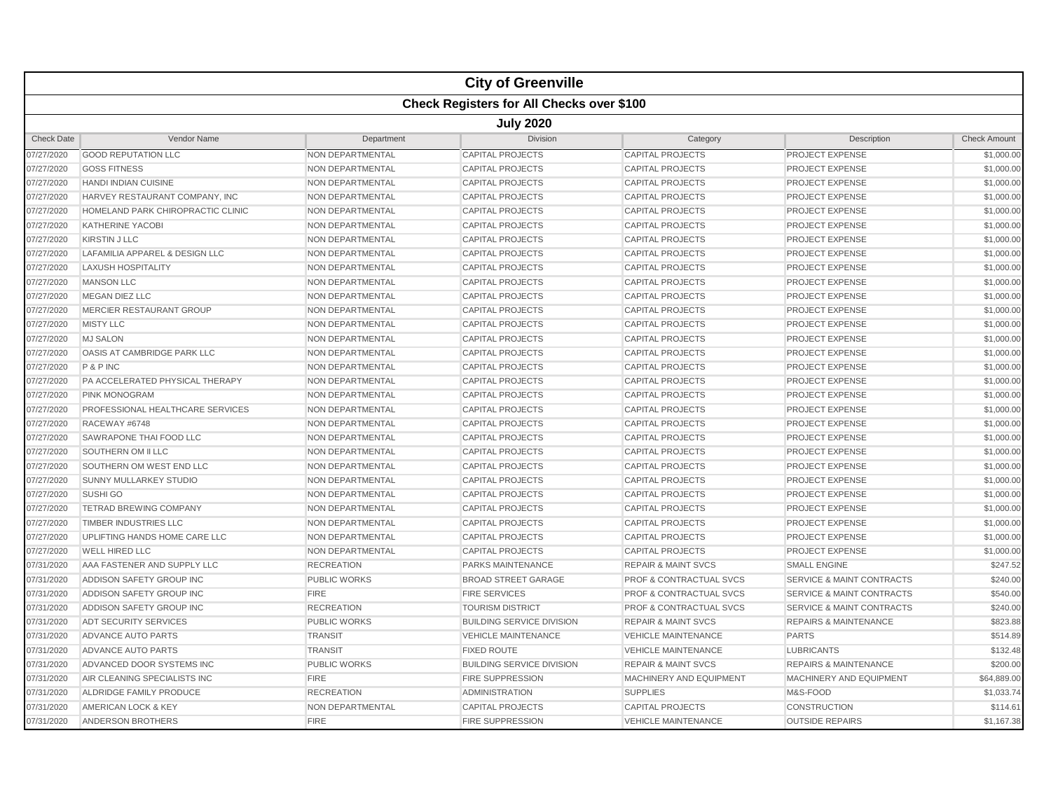# City of Greenville

## Check Registers for All Checks over $100

### July 2020

| Check Date | Vendor Name | Department | Division | Category | Description | Check Amount |
|---|---|---|---|---|---|---|
| 07/27/2020 | GOOD REPUTATION LLC | NON DEPARTMENTAL | CAPITAL PROJECTS | CAPITAL PROJECTS | PROJECT EXPENSE | $1,000.00 |
| 07/27/2020 | GOSS FITNESS | NON DEPARTMENTAL | CAPITAL PROJECTS | CAPITAL PROJECTS | PROJECT EXPENSE | $1,000.00 |
| 07/27/2020 | HANDI INDIAN CUISINE | NON DEPARTMENTAL | CAPITAL PROJECTS | CAPITAL PROJECTS | PROJECT EXPENSE | $1,000.00 |
| 07/27/2020 | HARVEY RESTAURANT COMPANY, INC | NON DEPARTMENTAL | CAPITAL PROJECTS | CAPITAL PROJECTS | PROJECT EXPENSE | $1,000.00 |
| 07/27/2020 | HOMELAND PARK CHIROPRACTIC CLINIC | NON DEPARTMENTAL | CAPITAL PROJECTS | CAPITAL PROJECTS | PROJECT EXPENSE | $1,000.00 |
| 07/27/2020 | KATHERINE YACOBI | NON DEPARTMENTAL | CAPITAL PROJECTS | CAPITAL PROJECTS | PROJECT EXPENSE | $1,000.00 |
| 07/27/2020 | KIRSTIN J LLC | NON DEPARTMENTAL | CAPITAL PROJECTS | CAPITAL PROJECTS | PROJECT EXPENSE | $1,000.00 |
| 07/27/2020 | LAFAMILIA APPAREL & DESIGN LLC | NON DEPARTMENTAL | CAPITAL PROJECTS | CAPITAL PROJECTS | PROJECT EXPENSE | $1,000.00 |
| 07/27/2020 | LAXUSH HOSPITALITY | NON DEPARTMENTAL | CAPITAL PROJECTS | CAPITAL PROJECTS | PROJECT EXPENSE | $1,000.00 |
| 07/27/2020 | MANSON LLC | NON DEPARTMENTAL | CAPITAL PROJECTS | CAPITAL PROJECTS | PROJECT EXPENSE | $1,000.00 |
| 07/27/2020 | MEGAN DIEZ LLC | NON DEPARTMENTAL | CAPITAL PROJECTS | CAPITAL PROJECTS | PROJECT EXPENSE | $1,000.00 |
| 07/27/2020 | MERCIER RESTAURANT GROUP | NON DEPARTMENTAL | CAPITAL PROJECTS | CAPITAL PROJECTS | PROJECT EXPENSE | $1,000.00 |
| 07/27/2020 | MISTY LLC | NON DEPARTMENTAL | CAPITAL PROJECTS | CAPITAL PROJECTS | PROJECT EXPENSE | $1,000.00 |
| 07/27/2020 | MJ SALON | NON DEPARTMENTAL | CAPITAL PROJECTS | CAPITAL PROJECTS | PROJECT EXPENSE | $1,000.00 |
| 07/27/2020 | OASIS AT CAMBRIDGE PARK LLC | NON DEPARTMENTAL | CAPITAL PROJECTS | CAPITAL PROJECTS | PROJECT EXPENSE | $1,000.00 |
| 07/27/2020 | P & P INC | NON DEPARTMENTAL | CAPITAL PROJECTS | CAPITAL PROJECTS | PROJECT EXPENSE | $1,000.00 |
| 07/27/2020 | PA ACCELERATED PHYSICAL THERAPY | NON DEPARTMENTAL | CAPITAL PROJECTS | CAPITAL PROJECTS | PROJECT EXPENSE | $1,000.00 |
| 07/27/2020 | PINK MONOGRAM | NON DEPARTMENTAL | CAPITAL PROJECTS | CAPITAL PROJECTS | PROJECT EXPENSE | $1,000.00 |
| 07/27/2020 | PROFESSIONAL HEALTHCARE SERVICES | NON DEPARTMENTAL | CAPITAL PROJECTS | CAPITAL PROJECTS | PROJECT EXPENSE | $1,000.00 |
| 07/27/2020 | RACEWAY #6748 | NON DEPARTMENTAL | CAPITAL PROJECTS | CAPITAL PROJECTS | PROJECT EXPENSE | $1,000.00 |
| 07/27/2020 | SAWRAPONE THAI FOOD LLC | NON DEPARTMENTAL | CAPITAL PROJECTS | CAPITAL PROJECTS | PROJECT EXPENSE | $1,000.00 |
| 07/27/2020 | SOUTHERN OM II LLC | NON DEPARTMENTAL | CAPITAL PROJECTS | CAPITAL PROJECTS | PROJECT EXPENSE | $1,000.00 |
| 07/27/2020 | SOUTHERN OM WEST END LLC | NON DEPARTMENTAL | CAPITAL PROJECTS | CAPITAL PROJECTS | PROJECT EXPENSE | $1,000.00 |
| 07/27/2020 | SUNNY MULLARKEY STUDIO | NON DEPARTMENTAL | CAPITAL PROJECTS | CAPITAL PROJECTS | PROJECT EXPENSE | $1,000.00 |
| 07/27/2020 | SUSHI GO | NON DEPARTMENTAL | CAPITAL PROJECTS | CAPITAL PROJECTS | PROJECT EXPENSE | $1,000.00 |
| 07/27/2020 | TETRAD BREWING COMPANY | NON DEPARTMENTAL | CAPITAL PROJECTS | CAPITAL PROJECTS | PROJECT EXPENSE | $1,000.00 |
| 07/27/2020 | TIMBER INDUSTRIES LLC | NON DEPARTMENTAL | CAPITAL PROJECTS | CAPITAL PROJECTS | PROJECT EXPENSE | $1,000.00 |
| 07/27/2020 | UPLIFTING HANDS HOME CARE LLC | NON DEPARTMENTAL | CAPITAL PROJECTS | CAPITAL PROJECTS | PROJECT EXPENSE | $1,000.00 |
| 07/27/2020 | WELL HIRED LLC | NON DEPARTMENTAL | CAPITAL PROJECTS | CAPITAL PROJECTS | PROJECT EXPENSE | $1,000.00 |
| 07/31/2020 | AAA FASTENER AND SUPPLY LLC | RECREATION | PARKS MAINTENANCE | REPAIR & MAINT SVCS | SMALL ENGINE | $247.52 |
| 07/31/2020 | ADDISON SAFETY GROUP INC | PUBLIC WORKS | BROAD STREET GARAGE | PROF & CONTRACTUAL SVCS | SERVICE & MAINT CONTRACTS | $240.00 |
| 07/31/2020 | ADDISON SAFETY GROUP INC | FIRE | FIRE SERVICES | PROF & CONTRACTUAL SVCS | SERVICE & MAINT CONTRACTS | $540.00 |
| 07/31/2020 | ADDISON SAFETY GROUP INC | RECREATION | TOURISM DISTRICT | PROF & CONTRACTUAL SVCS | SERVICE & MAINT CONTRACTS | $240.00 |
| 07/31/2020 | ADT SECURITY SERVICES | PUBLIC WORKS | BUILDING SERVICE DIVISION | REPAIR & MAINT SVCS | REPAIRS & MAINTENANCE | $823.88 |
| 07/31/2020 | ADVANCE AUTO PARTS | TRANSIT | VEHICLE MAINTENANCE | VEHICLE MAINTENANCE | PARTS | $514.89 |
| 07/31/2020 | ADVANCE AUTO PARTS | TRANSIT | FIXED ROUTE | VEHICLE MAINTENANCE | LUBRICANTS | $132.48 |
| 07/31/2020 | ADVANCED DOOR SYSTEMS INC | PUBLIC WORKS | BUILDING SERVICE DIVISION | REPAIR & MAINT SVCS | REPAIRS & MAINTENANCE | $200.00 |
| 07/31/2020 | AIR CLEANING SPECIALISTS INC | FIRE | FIRE SUPPRESSION | MACHINERY AND EQUIPMENT | MACHINERY AND EQUIPMENT | $64,889.00 |
| 07/31/2020 | ALDRIDGE FAMILY PRODUCE | RECREATION | ADMINISTRATION | SUPPLIES | M&S-FOOD | $1,033.74 |
| 07/31/2020 | AMERICAN LOCK & KEY | NON DEPARTMENTAL | CAPITAL PROJECTS | CAPITAL PROJECTS | CONSTRUCTION | $114.61 |
| 07/31/2020 | ANDERSON BROTHERS | FIRE | FIRE SUPPRESSION | VEHICLE MAINTENANCE | OUTSIDE REPAIRS | $1,167.38 |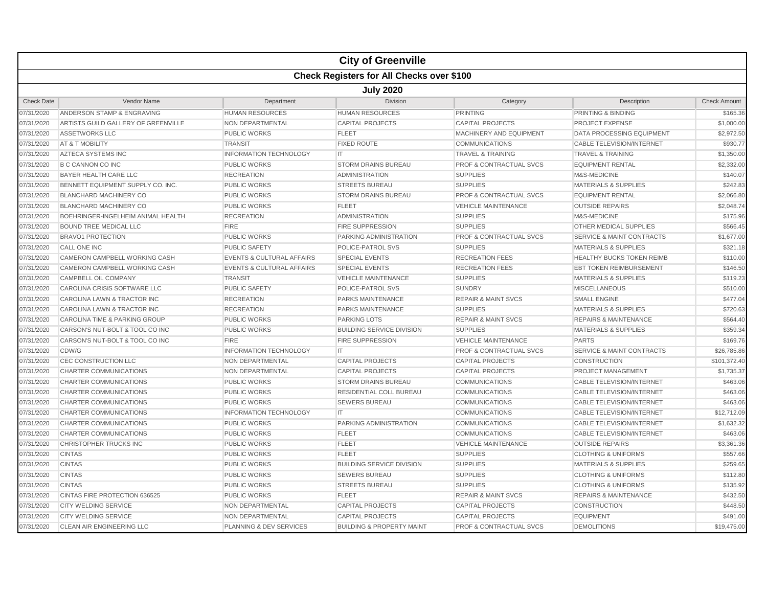# City of Greenville

## Check Registers for All Checks over $100

### July 2020

| Check Date | Vendor Name | Department | Division | Category | Description | Check Amount |
|---|---|---|---|---|---|---|
| 07/31/2020 | ANDERSON STAMP & ENGRAVING | HUMAN RESOURCES | HUMAN RESOURCES | PRINTING | PRINTING & BINDING | $165.36 |
| 07/31/2020 | ARTISTS GUILD GALLERY OF GREENVILLE | NON DEPARTMENTAL | CAPITAL PROJECTS | CAPITAL PROJECTS | PROJECT EXPENSE | $1,000.00 |
| 07/31/2020 | ASSETWORKS LLC | PUBLIC WORKS | FLEET | MACHINERY AND EQUIPMENT | DATA PROCESSING EQUIPMENT | $2,972.50 |
| 07/31/2020 | AT & T MOBILITY | TRANSIT | FIXED ROUTE | COMMUNICATIONS | CABLE TELEVISION/INTERNET | $930.77 |
| 07/31/2020 | AZTECA SYSTEMS INC | INFORMATION TECHNOLOGY | IT | TRAVEL & TRAINING | TRAVEL & TRAINING | $1,350.00 |
| 07/31/2020 | B C CANNON CO INC | PUBLIC WORKS | STORM DRAINS BUREAU | PROF & CONTRACTUAL SVCS | EQUIPMENT RENTAL | $2,332.00 |
| 07/31/2020 | BAYER HEALTH CARE LLC | RECREATION | ADMINISTRATION | SUPPLIES | M&S-MEDICINE | $140.07 |
| 07/31/2020 | BENNETT EQUIPMENT SUPPLY CO. INC. | PUBLIC WORKS | STREETS BUREAU | SUPPLIES | MATERIALS & SUPPLIES | $242.83 |
| 07/31/2020 | BLANCHARD MACHINERY CO | PUBLIC WORKS | STORM DRAINS BUREAU | PROF & CONTRACTUAL SVCS | EQUIPMENT RENTAL | $2,066.80 |
| 07/31/2020 | BLANCHARD MACHINERY CO | PUBLIC WORKS | FLEET | VEHICLE MAINTENANCE | OUTSIDE REPAIRS | $2,048.74 |
| 07/31/2020 | BOEHRINGER-INGELHEIM ANIMAL HEALTH | RECREATION | ADMINISTRATION | SUPPLIES | M&S-MEDICINE | $175.96 |
| 07/31/2020 | BOUND TREE MEDICAL LLC | FIRE | FIRE SUPPRESSION | SUPPLIES | OTHER MEDICAL SUPPLIES | $566.45 |
| 07/31/2020 | BRAVO1 PROTECTION | PUBLIC WORKS | PARKING ADMINISTRATION | PROF & CONTRACTUAL SVCS | SERVICE & MAINT CONTRACTS | $1,677.00 |
| 07/31/2020 | CALL ONE INC | PUBLIC SAFETY | POLICE-PATROL SVS | SUPPLIES | MATERIALS & SUPPLIES | $321.18 |
| 07/31/2020 | CAMERON CAMPBELL WORKING CASH | EVENTS & CULTURAL AFFAIRS | SPECIAL EVENTS | RECREATION FEES | HEALTHY BUCKS TOKEN REIMB | $110.00 |
| 07/31/2020 | CAMERON CAMPBELL WORKING CASH | EVENTS & CULTURAL AFFAIRS | SPECIAL EVENTS | RECREATION FEES | EBT TOKEN REIMBURSEMENT | $146.50 |
| 07/31/2020 | CAMPBELL OIL COMPANY | TRANSIT | VEHICLE MAINTENANCE | SUPPLIES | MATERIALS & SUPPLIES | $119.23 |
| 07/31/2020 | CAROLINA CRISIS SOFTWARE LLC | PUBLIC SAFETY | POLICE-PATROL SVS | SUNDRY | MISCELLANEOUS | $510.00 |
| 07/31/2020 | CAROLINA LAWN & TRACTOR INC | RECREATION | PARKS MAINTENANCE | REPAIR & MAINT SVCS | SMALL ENGINE | $477.04 |
| 07/31/2020 | CAROLINA LAWN & TRACTOR INC | RECREATION | PARKS MAINTENANCE | SUPPLIES | MATERIALS & SUPPLIES | $720.63 |
| 07/31/2020 | CAROLINA TIME & PARKING GROUP | PUBLIC WORKS | PARKING LOTS | REPAIR & MAINT SVCS | REPAIRS & MAINTENANCE | $564.40 |
| 07/31/2020 | CARSON'S NUT-BOLT & TOOL CO INC | PUBLIC WORKS | BUILDING SERVICE DIVISION | SUPPLIES | MATERIALS & SUPPLIES | $359.34 |
| 07/31/2020 | CARSON'S NUT-BOLT & TOOL CO INC | FIRE | FIRE SUPPRESSION | VEHICLE MAINTENANCE | PARTS | $169.76 |
| 07/31/2020 | CDW/G | INFORMATION TECHNOLOGY | IT | PROF & CONTRACTUAL SVCS | SERVICE & MAINT CONTRACTS | $26,785.86 |
| 07/31/2020 | CEC CONSTRUCTION LLC | NON DEPARTMENTAL | CAPITAL PROJECTS | CAPITAL PROJECTS | CONSTRUCTION | $101,372.40 |
| 07/31/2020 | CHARTER COMMUNICATIONS | NON DEPARTMENTAL | CAPITAL PROJECTS | CAPITAL PROJECTS | PROJECT MANAGEMENT | $1,735.37 |
| 07/31/2020 | CHARTER COMMUNICATIONS | PUBLIC WORKS | STORM DRAINS BUREAU | COMMUNICATIONS | CABLE TELEVISION/INTERNET | $463.06 |
| 07/31/2020 | CHARTER COMMUNICATIONS | PUBLIC WORKS | RESIDENTIAL COLL BUREAU | COMMUNICATIONS | CABLE TELEVISION/INTERNET | $463.06 |
| 07/31/2020 | CHARTER COMMUNICATIONS | PUBLIC WORKS | SEWERS BUREAU | COMMUNICATIONS | CABLE TELEVISION/INTERNET | $463.06 |
| 07/31/2020 | CHARTER COMMUNICATIONS | INFORMATION TECHNOLOGY | IT | COMMUNICATIONS | CABLE TELEVISION/INTERNET | $12,712.09 |
| 07/31/2020 | CHARTER COMMUNICATIONS | PUBLIC WORKS | PARKING ADMINISTRATION | COMMUNICATIONS | CABLE TELEVISION/INTERNET | $1,632.32 |
| 07/31/2020 | CHARTER COMMUNICATIONS | PUBLIC WORKS | FLEET | COMMUNICATIONS | CABLE TELEVISION/INTERNET | $463.06 |
| 07/31/2020 | CHRISTOPHER TRUCKS INC | PUBLIC WORKS | FLEET | VEHICLE MAINTENANCE | OUTSIDE REPAIRS | $3,361.36 |
| 07/31/2020 | CINTAS | PUBLIC WORKS | FLEET | SUPPLIES | CLOTHING & UNIFORMS | $557.66 |
| 07/31/2020 | CINTAS | PUBLIC WORKS | BUILDING SERVICE DIVISION | SUPPLIES | MATERIALS & SUPPLIES | $259.65 |
| 07/31/2020 | CINTAS | PUBLIC WORKS | SEWERS BUREAU | SUPPLIES | CLOTHING & UNIFORMS | $112.80 |
| 07/31/2020 | CINTAS | PUBLIC WORKS | STREETS BUREAU | SUPPLIES | CLOTHING & UNIFORMS | $135.92 |
| 07/31/2020 | CINTAS FIRE PROTECTION 636525 | PUBLIC WORKS | FLEET | REPAIR & MAINT SVCS | REPAIRS & MAINTENANCE | $432.50 |
| 07/31/2020 | CITY WELDING SERVICE | NON DEPARTMENTAL | CAPITAL PROJECTS | CAPITAL PROJECTS | CONSTRUCTION | $448.50 |
| 07/31/2020 | CITY WELDING SERVICE | NON DEPARTMENTAL | CAPITAL PROJECTS | CAPITAL PROJECTS | EQUIPMENT | $491.00 |
| 07/31/2020 | CLEAN AIR ENGINEERING LLC | PLANNING & DEV SERVICES | BUILDING & PROPERTY MAINT | PROF & CONTRACTUAL SVCS | DEMOLITIONS | $19,475.00 |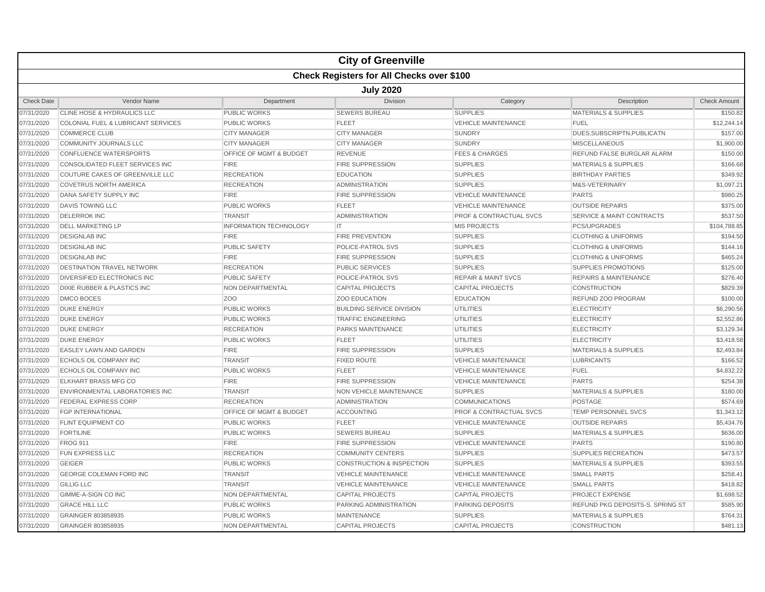# City of Greenville

## Check Registers for All Checks over $100

### July 2020

| Check Date | Vendor Name | Department | Division | Category | Description | Check Amount |
|---|---|---|---|---|---|---|
| 07/31/2020 | CLINE HOSE & HYDRAULICS LLC | PUBLIC WORKS | SEWERS BUREAU | SUPPLIES | MATERIALS & SUPPLIES | $150.82 |
| 07/31/2020 | COLONIAL FUEL & LUBRICANT SERVICES | PUBLIC WORKS | FLEET | VEHICLE MAINTENANCE | FUEL | $12,244.14 |
| 07/31/2020 | COMMERCE CLUB | CITY MANAGER | CITY MANAGER | SUNDRY | DUES,SUBSCRIPTN,PUBLICATN | $157.00 |
| 07/31/2020 | COMMUNITY JOURNALS LLC | CITY MANAGER | CITY MANAGER | SUNDRY | MISCELLANEOUS | $1,900.00 |
| 07/31/2020 | CONFLUENCE WATERSPORTS | OFFICE OF MGMT & BUDGET | REVENUE | FEES & CHARGES | REFUND FALSE BURGLAR ALARM | $150.00 |
| 07/31/2020 | CONSOLIDATED FLEET SERVICES INC | FIRE | FIRE SUPPRESSION | SUPPLIES | MATERIALS & SUPPLIES | $166.68 |
| 07/31/2020 | COUTURE CAKES OF GREENVILLE LLC | RECREATION | EDUCATION | SUPPLIES | BIRTHDAY PARTIES | $349.92 |
| 07/31/2020 | COVETRUS NORTH AMERICA | RECREATION | ADMINISTRATION | SUPPLIES | M&S-VETERINARY | $1,097.21 |
| 07/31/2020 | DANA SAFETY SUPPLY INC | FIRE | FIRE SUPPRESSION | VEHICLE MAINTENANCE | PARTS | $980.25 |
| 07/31/2020 | DAVIS TOWING LLC | PUBLIC WORKS | FLEET | VEHICLE MAINTENANCE | OUTSIDE REPAIRS | $375.00 |
| 07/31/2020 | DELERROK INC | TRANSIT | ADMINISTRATION | PROF & CONTRACTUAL SVCS | SERVICE & MAINT CONTRACTS | $537.50 |
| 07/31/2020 | DELL MARKETING LP | INFORMATION TECHNOLOGY | IT | MIS PROJECTS | PCS/UPGRADES | $104,788.85 |
| 07/31/2020 | DESIGNLAB INC | FIRE | FIRE PREVENTION | SUPPLIES | CLOTHING & UNIFORMS | $194.50 |
| 07/31/2020 | DESIGNLAB INC | PUBLIC SAFETY | POLICE-PATROL SVS | SUPPLIES | CLOTHING & UNIFORMS | $144.16 |
| 07/31/2020 | DESIGNLAB INC | FIRE | FIRE SUPPRESSION | SUPPLIES | CLOTHING & UNIFORMS | $465.24 |
| 07/31/2020 | DESTINATION TRAVEL NETWORK | RECREATION | PUBLIC SERVICES | SUPPLIES | SUPPLIES PROMOTIONS | $125.00 |
| 07/31/2020 | DIVERSIFIED ELECTRONICS INC | PUBLIC SAFETY | POLICE-PATROL SVS | REPAIR & MAINT SVCS | REPAIRS & MAINTENANCE | $276.40 |
| 07/31/2020 | DIXIE RUBBER & PLASTICS INC | NON DEPARTMENTAL | CAPITAL PROJECTS | CAPITAL PROJECTS | CONSTRUCTION | $829.39 |
| 07/31/2020 | DMCO BOCES | ZOO | ZOO EDUCATION | EDUCATION | REFUND ZOO PROGRAM | $100.00 |
| 07/31/2020 | DUKE ENERGY | PUBLIC WORKS | BUILDING SERVICE DIVISION | UTILITIES | ELECTRICITY | $6,290.56 |
| 07/31/2020 | DUKE ENERGY | PUBLIC WORKS | TRAFFIC ENGINEERING | UTILITIES | ELECTRICITY | $2,552.86 |
| 07/31/2020 | DUKE ENERGY | RECREATION | PARKS MAINTENANCE | UTILITIES | ELECTRICITY | $3,129.34 |
| 07/31/2020 | DUKE ENERGY | PUBLIC WORKS | FLEET | UTILITIES | ELECTRICITY | $3,418.58 |
| 07/31/2020 | EASLEY LAWN AND GARDEN | FIRE | FIRE SUPPRESSION | SUPPLIES | MATERIALS & SUPPLIES | $2,493.84 |
| 07/31/2020 | ECHOLS OIL COMPANY INC | TRANSIT | FIXED ROUTE | VEHICLE MAINTENANCE | LUBRICANTS | $166.52 |
| 07/31/2020 | ECHOLS OIL COMPANY INC | PUBLIC WORKS | FLEET | VEHICLE MAINTENANCE | FUEL | $4,832.22 |
| 07/31/2020 | ELKHART BRASS MFG CO | FIRE | FIRE SUPPRESSION | VEHICLE MAINTENANCE | PARTS | $254.38 |
| 07/31/2020 | ENVIRONMENTAL LABORATORIES INC | TRANSIT | NON VEHICLE MAINTENANCE | SUPPLIES | MATERIALS & SUPPLIES | $180.00 |
| 07/31/2020 | FEDERAL EXPRESS CORP | RECREATION | ADMINISTRATION | COMMUNICATIONS | POSTAGE | $574.69 |
| 07/31/2020 | FGP INTERNATIONAL | OFFICE OF MGMT & BUDGET | ACCOUNTING | PROF & CONTRACTUAL SVCS | TEMP PERSONNEL SVCS | $1,343.12 |
| 07/31/2020 | FLINT EQUIPMENT CO | PUBLIC WORKS | FLEET | VEHICLE MAINTENANCE | OUTSIDE REPAIRS | $5,434.76 |
| 07/31/2020 | FORTILINE | PUBLIC WORKS | SEWERS BUREAU | SUPPLIES | MATERIALS & SUPPLIES | $636.00 |
| 07/31/2020 | FROG 911 | FIRE | FIRE SUPPRESSION | VEHICLE MAINTENANCE | PARTS | $190.80 |
| 07/31/2020 | FUN EXPRESS LLC | RECREATION | COMMUNITY CENTERS | SUPPLIES | SUPPLIES RECREATION | $473.57 |
| 07/31/2020 | GEIGER | PUBLIC WORKS | CONSTRUCTION & INSPECTION | SUPPLIES | MATERIALS & SUPPLIES | $393.55 |
| 07/31/2020 | GEORGE COLEMAN FORD INC | TRANSIT | VEHICLE MAINTENANCE | VEHICLE MAINTENANCE | SMALL PARTS | $258.41 |
| 07/31/2020 | GILLIG LLC | TRANSIT | VEHICLE MAINTENANCE | VEHICLE MAINTENANCE | SMALL PARTS | $418.82 |
| 07/31/2020 | GIMME-A-SIGN CO INC | NON DEPARTMENTAL | CAPITAL PROJECTS | CAPITAL PROJECTS | PROJECT EXPENSE | $1,698.52 |
| 07/31/2020 | GRACE HILL LLC | PUBLIC WORKS | PARKING ADMINISTRATION | PARKING DEPOSITS | REFUND PKG DEPOSITS-S. SPRING ST | $585.90 |
| 07/31/2020 | GRAINGER 803858935 | PUBLIC WORKS | MAINTENANCE | SUPPLIES | MATERIALS & SUPPLIES | $764.31 |
| 07/31/2020 | GRAINGER 803858935 | NON DEPARTMENTAL | CAPITAL PROJECTS | CAPITAL PROJECTS | CONSTRUCTION | $481.13 |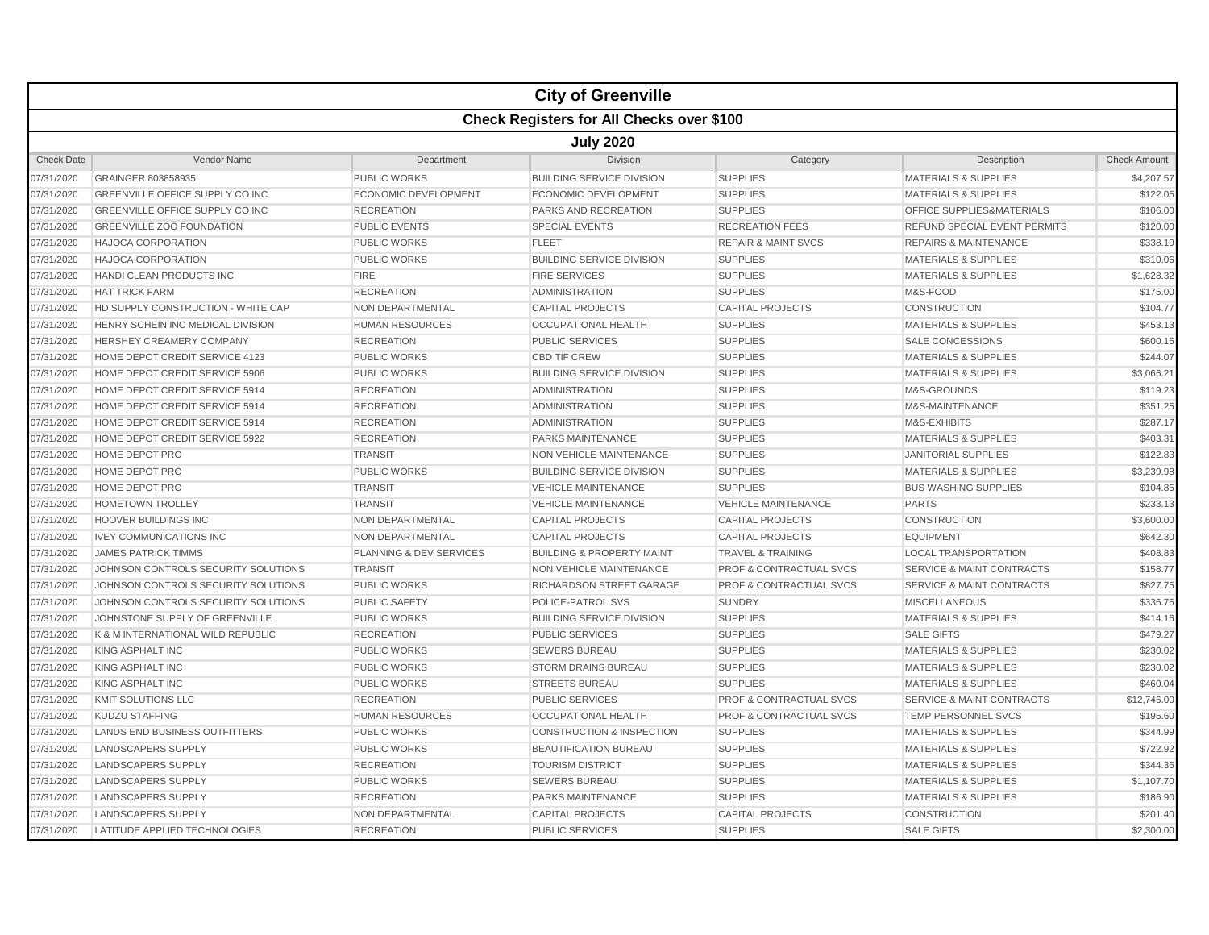# City of Greenville

## Check Registers for All Checks over $100

### July 2020

| Check Date | Vendor Name | Department | Division | Category | Description | Check Amount |
|---|---|---|---|---|---|---|
| 07/31/2020 | GRAINGER 803858935 | PUBLIC WORKS | BUILDING SERVICE DIVISION | SUPPLIES | MATERIALS & SUPPLIES | $4,207.57 |
| 07/31/2020 | GREENVILLE OFFICE SUPPLY CO INC | ECONOMIC DEVELOPMENT | ECONOMIC DEVELOPMENT | SUPPLIES | MATERIALS & SUPPLIES | $122.05 |
| 07/31/2020 | GREENVILLE OFFICE SUPPLY CO INC | RECREATION | PARKS AND RECREATION | SUPPLIES | OFFICE SUPPLIES&MATERIALS | $106.00 |
| 07/31/2020 | GREENVILLE ZOO FOUNDATION | PUBLIC EVENTS | SPECIAL EVENTS | RECREATION FEES | REFUND SPECIAL EVENT PERMITS | $120.00 |
| 07/31/2020 | HAJOCA CORPORATION | PUBLIC WORKS | FLEET | REPAIR & MAINT SVCS | REPAIRS & MAINTENANCE | $338.19 |
| 07/31/2020 | HAJOCA CORPORATION | PUBLIC WORKS | BUILDING SERVICE DIVISION | SUPPLIES | MATERIALS & SUPPLIES | $310.06 |
| 07/31/2020 | HANDI CLEAN PRODUCTS INC | FIRE | FIRE SERVICES | SUPPLIES | MATERIALS & SUPPLIES | $1,628.32 |
| 07/31/2020 | HAT TRICK FARM | RECREATION | ADMINISTRATION | SUPPLIES | M&S-FOOD | $175.00 |
| 07/31/2020 | HD SUPPLY CONSTRUCTION - WHITE CAP | NON DEPARTMENTAL | CAPITAL PROJECTS | CAPITAL PROJECTS | CONSTRUCTION | $104.77 |
| 07/31/2020 | HENRY SCHEIN INC MEDICAL DIVISION | HUMAN RESOURCES | OCCUPATIONAL HEALTH | SUPPLIES | MATERIALS & SUPPLIES | $453.13 |
| 07/31/2020 | HERSHEY CREAMERY COMPANY | RECREATION | PUBLIC SERVICES | SUPPLIES | SALE CONCESSIONS | $600.16 |
| 07/31/2020 | HOME DEPOT CREDIT SERVICE 4123 | PUBLIC WORKS | CBD TIF CREW | SUPPLIES | MATERIALS & SUPPLIES | $244.07 |
| 07/31/2020 | HOME DEPOT CREDIT SERVICE 5906 | PUBLIC WORKS | BUILDING SERVICE DIVISION | SUPPLIES | MATERIALS & SUPPLIES | $3,066.21 |
| 07/31/2020 | HOME DEPOT CREDIT SERVICE 5914 | RECREATION | ADMINISTRATION | SUPPLIES | M&S-GROUNDS | $119.23 |
| 07/31/2020 | HOME DEPOT CREDIT SERVICE 5914 | RECREATION | ADMINISTRATION | SUPPLIES | M&S-MAINTENANCE | $351.25 |
| 07/31/2020 | HOME DEPOT CREDIT SERVICE 5914 | RECREATION | ADMINISTRATION | SUPPLIES | M&S-EXHIBITS | $287.17 |
| 07/31/2020 | HOME DEPOT CREDIT SERVICE 5922 | RECREATION | PARKS MAINTENANCE | SUPPLIES | MATERIALS & SUPPLIES | $403.31 |
| 07/31/2020 | HOME DEPOT PRO | TRANSIT | NON VEHICLE MAINTENANCE | SUPPLIES | JANITORIAL SUPPLIES | $122.83 |
| 07/31/2020 | HOME DEPOT PRO | PUBLIC WORKS | BUILDING SERVICE DIVISION | SUPPLIES | MATERIALS & SUPPLIES | $3,239.98 |
| 07/31/2020 | HOME DEPOT PRO | TRANSIT | VEHICLE MAINTENANCE | SUPPLIES | BUS WASHING SUPPLIES | $104.85 |
| 07/31/2020 | HOMETOWN TROLLEY | TRANSIT | VEHICLE MAINTENANCE | VEHICLE MAINTENANCE | PARTS | $233.13 |
| 07/31/2020 | HOOVER BUILDINGS INC | NON DEPARTMENTAL | CAPITAL PROJECTS | CAPITAL PROJECTS | CONSTRUCTION | $3,600.00 |
| 07/31/2020 | IVEY COMMUNICATIONS INC | NON DEPARTMENTAL | CAPITAL PROJECTS | CAPITAL PROJECTS | EQUIPMENT | $642.30 |
| 07/31/2020 | JAMES PATRICK TIMMS | PLANNING & DEV SERVICES | BUILDING & PROPERTY MAINT | TRAVEL & TRAINING | LOCAL TRANSPORTATION | $408.83 |
| 07/31/2020 | JOHNSON CONTROLS SECURITY SOLUTIONS | TRANSIT | NON VEHICLE MAINTENANCE | PROF & CONTRACTUAL SVCS | SERVICE & MAINT CONTRACTS | $158.77 |
| 07/31/2020 | JOHNSON CONTROLS SECURITY SOLUTIONS | PUBLIC WORKS | RICHARDSON STREET GARAGE | PROF & CONTRACTUAL SVCS | SERVICE & MAINT CONTRACTS | $827.75 |
| 07/31/2020 | JOHNSON CONTROLS SECURITY SOLUTIONS | PUBLIC SAFETY | POLICE-PATROL SVS | SUNDRY | MISCELLANEOUS | $336.76 |
| 07/31/2020 | JOHNSTONE SUPPLY OF GREENVILLE | PUBLIC WORKS | BUILDING SERVICE DIVISION | SUPPLIES | MATERIALS & SUPPLIES | $414.16 |
| 07/31/2020 | K & M INTERNATIONAL WILD REPUBLIC | RECREATION | PUBLIC SERVICES | SUPPLIES | SALE GIFTS | $479.27 |
| 07/31/2020 | KING ASPHALT INC | PUBLIC WORKS | SEWERS BUREAU | SUPPLIES | MATERIALS & SUPPLIES | $230.02 |
| 07/31/2020 | KING ASPHALT INC | PUBLIC WORKS | STORM DRAINS BUREAU | SUPPLIES | MATERIALS & SUPPLIES | $230.02 |
| 07/31/2020 | KING ASPHALT INC | PUBLIC WORKS | STREETS BUREAU | SUPPLIES | MATERIALS & SUPPLIES | $460.04 |
| 07/31/2020 | KMIT SOLUTIONS LLC | RECREATION | PUBLIC SERVICES | PROF & CONTRACTUAL SVCS | SERVICE & MAINT CONTRACTS | $12,746.00 |
| 07/31/2020 | KUDZU STAFFING | HUMAN RESOURCES | OCCUPATIONAL HEALTH | PROF & CONTRACTUAL SVCS | TEMP PERSONNEL SVCS | $195.60 |
| 07/31/2020 | LANDS END BUSINESS OUTFITTERS | PUBLIC WORKS | CONSTRUCTION & INSPECTION | SUPPLIES | MATERIALS & SUPPLIES | $344.99 |
| 07/31/2020 | LANDSCAPERS SUPPLY | PUBLIC WORKS | BEAUTIFICATION BUREAU | SUPPLIES | MATERIALS & SUPPLIES | $722.92 |
| 07/31/2020 | LANDSCAPERS SUPPLY | RECREATION | TOURISM DISTRICT | SUPPLIES | MATERIALS & SUPPLIES | $344.36 |
| 07/31/2020 | LANDSCAPERS SUPPLY | PUBLIC WORKS | SEWERS BUREAU | SUPPLIES | MATERIALS & SUPPLIES | $1,107.70 |
| 07/31/2020 | LANDSCAPERS SUPPLY | RECREATION | PARKS MAINTENANCE | SUPPLIES | MATERIALS & SUPPLIES | $186.90 |
| 07/31/2020 | LANDSCAPERS SUPPLY | NON DEPARTMENTAL | CAPITAL PROJECTS | CAPITAL PROJECTS | CONSTRUCTION | $201.40 |
| 07/31/2020 | LATITUDE APPLIED TECHNOLOGIES | RECREATION | PUBLIC SERVICES | SUPPLIES | SALE GIFTS | $2,300.00 |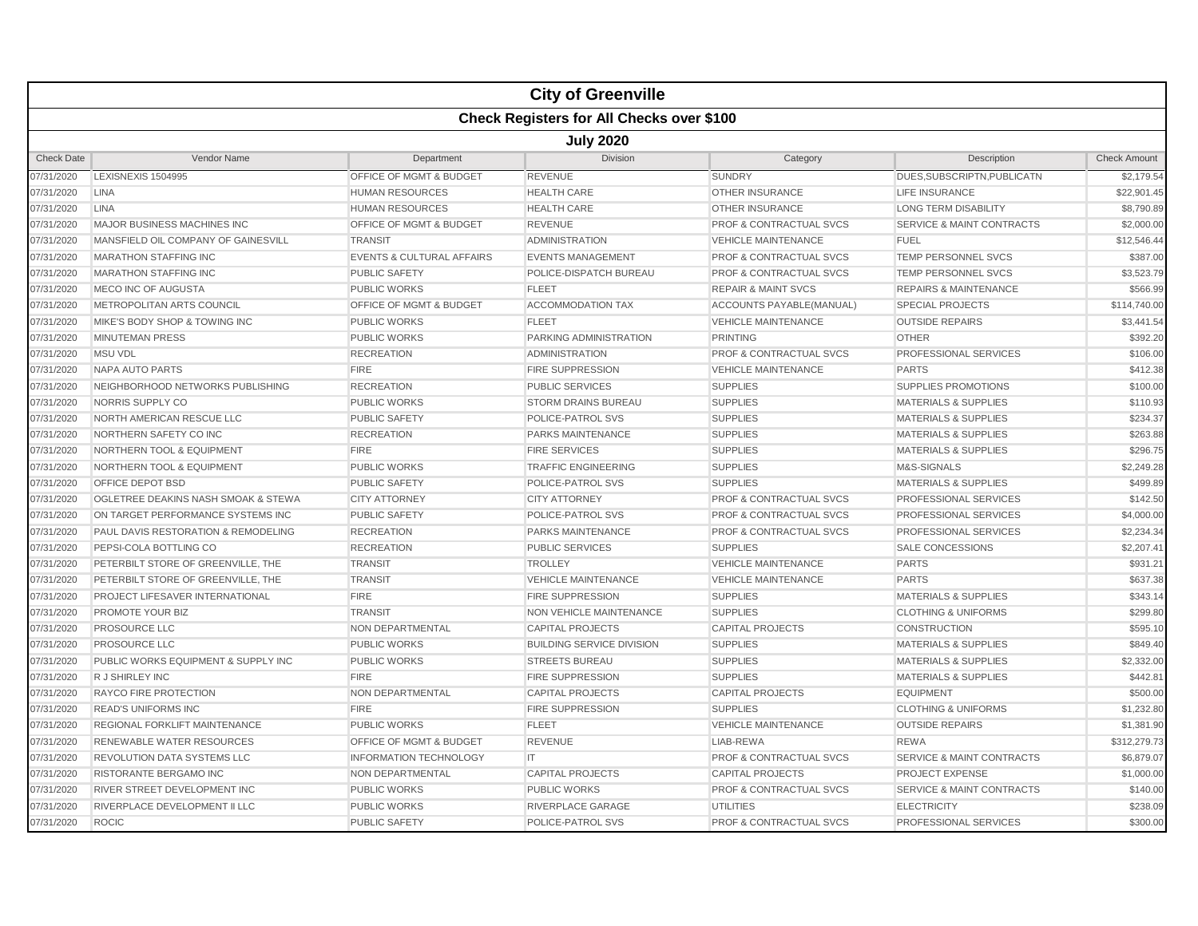# City of Greenville

## Check Registers for All Checks over $100

### July 2020

| Check Date | Vendor Name | Department | Division | Category | Description | Check Amount |
|---|---|---|---|---|---|---|
| 07/31/2020 | LEXISNEXIS 1504995 | OFFICE OF MGMT & BUDGET | REVENUE | SUNDRY | DUES,SUBSCRIPTN,PUBLICATN | $2,179.54 |
| 07/31/2020 | LINA | HUMAN RESOURCES | HEALTH CARE | OTHER INSURANCE | LIFE INSURANCE | $22,901.45 |
| 07/31/2020 | LINA | HUMAN RESOURCES | HEALTH CARE | OTHER INSURANCE | LONG TERM DISABILITY | $8,790.89 |
| 07/31/2020 | MAJOR BUSINESS MACHINES INC | OFFICE OF MGMT & BUDGET | REVENUE | PROF & CONTRACTUAL SVCS | SERVICE & MAINT CONTRACTS | $2,000.00 |
| 07/31/2020 | MANSFIELD OIL COMPANY OF GAINESVILL | TRANSIT | ADMINISTRATION | VEHICLE MAINTENANCE | FUEL | $12,546.44 |
| 07/31/2020 | MARATHON STAFFING INC | EVENTS & CULTURAL AFFAIRS | EVENTS MANAGEMENT | PROF & CONTRACTUAL SVCS | TEMP PERSONNEL SVCS | $387.00 |
| 07/31/2020 | MARATHON STAFFING INC | PUBLIC SAFETY | POLICE-DISPATCH BUREAU | PROF & CONTRACTUAL SVCS | TEMP PERSONNEL SVCS | $3,523.79 |
| 07/31/2020 | MECO INC OF AUGUSTA | PUBLIC WORKS | FLEET | REPAIR & MAINT SVCS | REPAIRS & MAINTENANCE | $566.99 |
| 07/31/2020 | METROPOLITAN ARTS COUNCIL | OFFICE OF MGMT & BUDGET | ACCOMMODATION TAX | ACCOUNTS PAYABLE(MANUAL) | SPECIAL PROJECTS | $114,740.00 |
| 07/31/2020 | MIKE'S BODY SHOP & TOWING INC | PUBLIC WORKS | FLEET | VEHICLE MAINTENANCE | OUTSIDE REPAIRS | $3,441.54 |
| 07/31/2020 | MINUTEMAN PRESS | PUBLIC WORKS | PARKING ADMINISTRATION | PRINTING | OTHER | $392.20 |
| 07/31/2020 | MSU VDL | RECREATION | ADMINISTRATION | PROF & CONTRACTUAL SVCS | PROFESSIONAL SERVICES | $106.00 |
| 07/31/2020 | NAPA AUTO PARTS | FIRE | FIRE SUPPRESSION | VEHICLE MAINTENANCE | PARTS | $412.38 |
| 07/31/2020 | NEIGHBORHOOD NETWORKS PUBLISHING | RECREATION | PUBLIC SERVICES | SUPPLIES | SUPPLIES PROMOTIONS | $100.00 |
| 07/31/2020 | NORRIS SUPPLY CO | PUBLIC WORKS | STORM DRAINS BUREAU | SUPPLIES | MATERIALS & SUPPLIES | $110.93 |
| 07/31/2020 | NORTH AMERICAN RESCUE LLC | PUBLIC SAFETY | POLICE-PATROL SVS | SUPPLIES | MATERIALS & SUPPLIES | $234.37 |
| 07/31/2020 | NORTHERN SAFETY CO INC | RECREATION | PARKS MAINTENANCE | SUPPLIES | MATERIALS & SUPPLIES | $263.88 |
| 07/31/2020 | NORTHERN TOOL & EQUIPMENT | FIRE | FIRE SERVICES | SUPPLIES | MATERIALS & SUPPLIES | $296.75 |
| 07/31/2020 | NORTHERN TOOL & EQUIPMENT | PUBLIC WORKS | TRAFFIC ENGINEERING | SUPPLIES | M&S-SIGNALS | $2,249.28 |
| 07/31/2020 | OFFICE DEPOT BSD | PUBLIC SAFETY | POLICE-PATROL SVS | SUPPLIES | MATERIALS & SUPPLIES | $499.89 |
| 07/31/2020 | OGLETREE DEAKINS NASH SMOAK & STEWA | CITY ATTORNEY | CITY ATTORNEY | PROF & CONTRACTUAL SVCS | PROFESSIONAL SERVICES | $142.50 |
| 07/31/2020 | ON TARGET PERFORMANCE SYSTEMS INC | PUBLIC SAFETY | POLICE-PATROL SVS | PROF & CONTRACTUAL SVCS | PROFESSIONAL SERVICES | $4,000.00 |
| 07/31/2020 | PAUL DAVIS RESTORATION & REMODELING | RECREATION | PARKS MAINTENANCE | PROF & CONTRACTUAL SVCS | PROFESSIONAL SERVICES | $2,234.34 |
| 07/31/2020 | PEPSI-COLA BOTTLING CO | RECREATION | PUBLIC SERVICES | SUPPLIES | SALE CONCESSIONS | $2,207.41 |
| 07/31/2020 | PETERBILT STORE OF GREENVILLE, THE | TRANSIT | TROLLEY | VEHICLE MAINTENANCE | PARTS | $931.21 |
| 07/31/2020 | PETERBILT STORE OF GREENVILLE, THE | TRANSIT | VEHICLE MAINTENANCE | VEHICLE MAINTENANCE | PARTS | $637.38 |
| 07/31/2020 | PROJECT LIFESAVER INTERNATIONAL | FIRE | FIRE SUPPRESSION | SUPPLIES | MATERIALS & SUPPLIES | $343.14 |
| 07/31/2020 | PROMOTE YOUR BIZ | TRANSIT | NON VEHICLE MAINTENANCE | SUPPLIES | CLOTHING & UNIFORMS | $299.80 |
| 07/31/2020 | PROSOURCE LLC | NON DEPARTMENTAL | CAPITAL PROJECTS | CAPITAL PROJECTS | CONSTRUCTION | $595.10 |
| 07/31/2020 | PROSOURCE LLC | PUBLIC WORKS | BUILDING SERVICE DIVISION | SUPPLIES | MATERIALS & SUPPLIES | $849.40 |
| 07/31/2020 | PUBLIC WORKS EQUIPMENT & SUPPLY INC | PUBLIC WORKS | STREETS BUREAU | SUPPLIES | MATERIALS & SUPPLIES | $2,332.00 |
| 07/31/2020 | R J SHIRLEY INC | FIRE | FIRE SUPPRESSION | SUPPLIES | MATERIALS & SUPPLIES | $442.81 |
| 07/31/2020 | RAYCO FIRE PROTECTION | NON DEPARTMENTAL | CAPITAL PROJECTS | CAPITAL PROJECTS | EQUIPMENT | $500.00 |
| 07/31/2020 | READ'S UNIFORMS INC | FIRE | FIRE SUPPRESSION | SUPPLIES | CLOTHING & UNIFORMS | $1,232.80 |
| 07/31/2020 | REGIONAL FORKLIFT MAINTENANCE | PUBLIC WORKS | FLEET | VEHICLE MAINTENANCE | OUTSIDE REPAIRS | $1,381.90 |
| 07/31/2020 | RENEWABLE WATER RESOURCES | OFFICE OF MGMT & BUDGET | REVENUE | LIAB-REWA | REWA | $312,279.73 |
| 07/31/2020 | REVOLUTION DATA SYSTEMS LLC | INFORMATION TECHNOLOGY | IT | PROF & CONTRACTUAL SVCS | SERVICE & MAINT CONTRACTS | $6,879.07 |
| 07/31/2020 | RISTORANTE BERGAMO INC | NON DEPARTMENTAL | CAPITAL PROJECTS | CAPITAL PROJECTS | PROJECT EXPENSE | $1,000.00 |
| 07/31/2020 | RIVER STREET DEVELOPMENT INC | PUBLIC WORKS | PUBLIC WORKS | PROF & CONTRACTUAL SVCS | SERVICE & MAINT CONTRACTS | $140.00 |
| 07/31/2020 | RIVERPLACE DEVELOPMENT II LLC | PUBLIC WORKS | RIVERPLACE GARAGE | UTILITIES | ELECTRICITY | $238.09 |
| 07/31/2020 | ROCIC | PUBLIC SAFETY | POLICE-PATROL SVS | PROF & CONTRACTUAL SVCS | PROFESSIONAL SERVICES | $300.00 |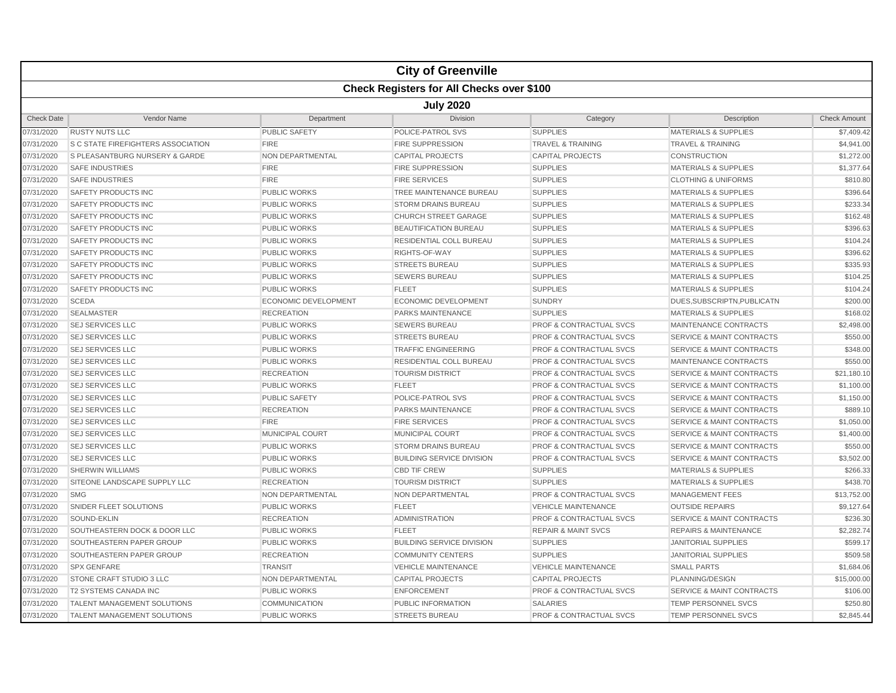# City of Greenville

## Check Registers for All Checks over $100

### July 2020

| Check Date | Vendor Name | Department | Division | Category | Description | Check Amount |
|---|---|---|---|---|---|---|
| 07/31/2020 | RUSTY NUTS LLC | PUBLIC SAFETY | POLICE-PATROL SVS | SUPPLIES | MATERIALS & SUPPLIES | $7,409.42 |
| 07/31/2020 | S C STATE FIREFIGHTERS ASSOCIATION | FIRE | FIRE SUPPRESSION | TRAVEL & TRAINING | TRAVEL & TRAINING | $4,941.00 |
| 07/31/2020 | S PLEASANTBURG NURSERY & GARDE | NON DEPARTMENTAL | CAPITAL PROJECTS | CAPITAL PROJECTS | CONSTRUCTION | $1,272.00 |
| 07/31/2020 | SAFE INDUSTRIES | FIRE | FIRE SUPPRESSION | SUPPLIES | MATERIALS & SUPPLIES | $1,377.64 |
| 07/31/2020 | SAFE INDUSTRIES | FIRE | FIRE SERVICES | SUPPLIES | CLOTHING & UNIFORMS | $810.80 |
| 07/31/2020 | SAFETY PRODUCTS INC | PUBLIC WORKS | TREE MAINTENANCE BUREAU | SUPPLIES | MATERIALS & SUPPLIES | $396.64 |
| 07/31/2020 | SAFETY PRODUCTS INC | PUBLIC WORKS | STORM DRAINS BUREAU | SUPPLIES | MATERIALS & SUPPLIES | $233.34 |
| 07/31/2020 | SAFETY PRODUCTS INC | PUBLIC WORKS | CHURCH STREET GARAGE | SUPPLIES | MATERIALS & SUPPLIES | $162.48 |
| 07/31/2020 | SAFETY PRODUCTS INC | PUBLIC WORKS | BEAUTIFICATION BUREAU | SUPPLIES | MATERIALS & SUPPLIES | $396.63 |
| 07/31/2020 | SAFETY PRODUCTS INC | PUBLIC WORKS | RESIDENTIAL COLL BUREAU | SUPPLIES | MATERIALS & SUPPLIES | $104.24 |
| 07/31/2020 | SAFETY PRODUCTS INC | PUBLIC WORKS | RIGHTS-OF-WAY | SUPPLIES | MATERIALS & SUPPLIES | $396.62 |
| 07/31/2020 | SAFETY PRODUCTS INC | PUBLIC WORKS | STREETS BUREAU | SUPPLIES | MATERIALS & SUPPLIES | $335.93 |
| 07/31/2020 | SAFETY PRODUCTS INC | PUBLIC WORKS | SEWERS BUREAU | SUPPLIES | MATERIALS & SUPPLIES | $104.25 |
| 07/31/2020 | SAFETY PRODUCTS INC | PUBLIC WORKS | FLEET | SUPPLIES | MATERIALS & SUPPLIES | $104.24 |
| 07/31/2020 | SCEDA | ECONOMIC DEVELOPMENT | ECONOMIC DEVELOPMENT | SUNDRY | DUES,SUBSCRIPTN,PUBLICATN | $200.00 |
| 07/31/2020 | SEALMASTER | RECREATION | PARKS MAINTENANCE | SUPPLIES | MATERIALS & SUPPLIES | $168.02 |
| 07/31/2020 | SEJ SERVICES LLC | PUBLIC WORKS | SEWERS BUREAU | PROF & CONTRACTUAL SVCS | MAINTENANCE CONTRACTS | $2,498.00 |
| 07/31/2020 | SEJ SERVICES LLC | PUBLIC WORKS | STREETS BUREAU | PROF & CONTRACTUAL SVCS | SERVICE & MAINT CONTRACTS | $550.00 |
| 07/31/2020 | SEJ SERVICES LLC | PUBLIC WORKS | TRAFFIC ENGINEERING | PROF & CONTRACTUAL SVCS | SERVICE & MAINT CONTRACTS | $348.00 |
| 07/31/2020 | SEJ SERVICES LLC | PUBLIC WORKS | RESIDENTIAL COLL BUREAU | PROF & CONTRACTUAL SVCS | MAINTENANCE CONTRACTS | $550.00 |
| 07/31/2020 | SEJ SERVICES LLC | RECREATION | TOURISM DISTRICT | PROF & CONTRACTUAL SVCS | SERVICE & MAINT CONTRACTS | $21,180.10 |
| 07/31/2020 | SEJ SERVICES LLC | PUBLIC WORKS | FLEET | PROF & CONTRACTUAL SVCS | SERVICE & MAINT CONTRACTS | $1,100.00 |
| 07/31/2020 | SEJ SERVICES LLC | PUBLIC SAFETY | POLICE-PATROL SVS | PROF & CONTRACTUAL SVCS | SERVICE & MAINT CONTRACTS | $1,150.00 |
| 07/31/2020 | SEJ SERVICES LLC | RECREATION | PARKS MAINTENANCE | PROF & CONTRACTUAL SVCS | SERVICE & MAINT CONTRACTS | $889.10 |
| 07/31/2020 | SEJ SERVICES LLC | FIRE | FIRE SERVICES | PROF & CONTRACTUAL SVCS | SERVICE & MAINT CONTRACTS | $1,050.00 |
| 07/31/2020 | SEJ SERVICES LLC | MUNICIPAL COURT | MUNICIPAL COURT | PROF & CONTRACTUAL SVCS | SERVICE & MAINT CONTRACTS | $1,400.00 |
| 07/31/2020 | SEJ SERVICES LLC | PUBLIC WORKS | STORM DRAINS BUREAU | PROF & CONTRACTUAL SVCS | SERVICE & MAINT CONTRACTS | $550.00 |
| 07/31/2020 | SEJ SERVICES LLC | PUBLIC WORKS | BUILDING SERVICE DIVISION | PROF & CONTRACTUAL SVCS | SERVICE & MAINT CONTRACTS | $3,502.00 |
| 07/31/2020 | SHERWIN WILLIAMS | PUBLIC WORKS | CBD TIF CREW | SUPPLIES | MATERIALS & SUPPLIES | $266.33 |
| 07/31/2020 | SITEONE LANDSCAPE SUPPLY LLC | RECREATION | TOURISM DISTRICT | SUPPLIES | MATERIALS & SUPPLIES | $438.70 |
| 07/31/2020 | SMG | NON DEPARTMENTAL | NON DEPARTMENTAL | PROF & CONTRACTUAL SVCS | MANAGEMENT FEES | $13,752.00 |
| 07/31/2020 | SNIDER FLEET SOLUTIONS | PUBLIC WORKS | FLEET | VEHICLE MAINTENANCE | OUTSIDE REPAIRS | $9,127.64 |
| 07/31/2020 | SOUND-EKLIN | RECREATION | ADMINISTRATION | PROF & CONTRACTUAL SVCS | SERVICE & MAINT CONTRACTS | $236.30 |
| 07/31/2020 | SOUTHEASTERN DOCK & DOOR LLC | PUBLIC WORKS | FLEET | REPAIR & MAINT SVCS | REPAIRS & MAINTENANCE | $2,282.74 |
| 07/31/2020 | SOUTHEASTERN PAPER GROUP | PUBLIC WORKS | BUILDING SERVICE DIVISION | SUPPLIES | JANITORIAL SUPPLIES | $599.17 |
| 07/31/2020 | SOUTHEASTERN PAPER GROUP | RECREATION | COMMUNITY CENTERS | SUPPLIES | JANITORIAL SUPPLIES | $509.58 |
| 07/31/2020 | SPX GENFARE | TRANSIT | VEHICLE MAINTENANCE | VEHICLE MAINTENANCE | SMALL PARTS | $1,684.06 |
| 07/31/2020 | STONE CRAFT STUDIO 3 LLC | NON DEPARTMENTAL | CAPITAL PROJECTS | CAPITAL PROJECTS | PLANNING/DESIGN | $15,000.00 |
| 07/31/2020 | T2 SYSTEMS CANADA INC | PUBLIC WORKS | ENFORCEMENT | PROF & CONTRACTUAL SVCS | SERVICE & MAINT CONTRACTS | $106.00 |
| 07/31/2020 | TALENT MANAGEMENT SOLUTIONS | COMMUNICATION | PUBLIC INFORMATION | SALARIES | TEMP PERSONNEL SVCS | $250.80 |
| 07/31/2020 | TALENT MANAGEMENT SOLUTIONS | PUBLIC WORKS | STREETS BUREAU | PROF & CONTRACTUAL SVCS | TEMP PERSONNEL SVCS | $2,845.44 |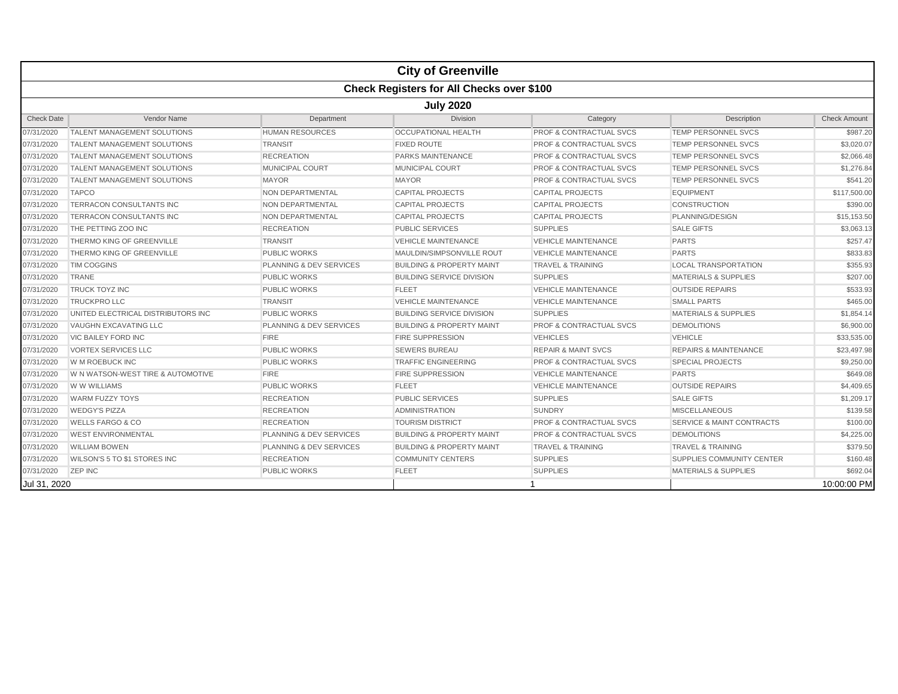# City of Greenville

## Check Registers for All Checks over $100

### July 2020

| Check Date | Vendor Name | Department | Division | Category | Description | Check Amount |
|---|---|---|---|---|---|---|
| 07/31/2020 | TALENT MANAGEMENT SOLUTIONS | HUMAN RESOURCES | OCCUPATIONAL HEALTH | PROF & CONTRACTUAL SVCS | TEMP PERSONNEL SVCS | $987.20 |
| 07/31/2020 | TALENT MANAGEMENT SOLUTIONS | TRANSIT | FIXED ROUTE | PROF & CONTRACTUAL SVCS | TEMP PERSONNEL SVCS | $3,020.07 |
| 07/31/2020 | TALENT MANAGEMENT SOLUTIONS | RECREATION | PARKS MAINTENANCE | PROF & CONTRACTUAL SVCS | TEMP PERSONNEL SVCS | $2,066.48 |
| 07/31/2020 | TALENT MANAGEMENT SOLUTIONS | MUNICIPAL COURT | MUNICIPAL COURT | PROF & CONTRACTUAL SVCS | TEMP PERSONNEL SVCS | $1,276.84 |
| 07/31/2020 | TALENT MANAGEMENT SOLUTIONS | MAYOR | MAYOR | PROF & CONTRACTUAL SVCS | TEMP PERSONNEL SVCS | $541.20 |
| 07/31/2020 | TAPCO | NON DEPARTMENTAL | CAPITAL PROJECTS | CAPITAL PROJECTS | EQUIPMENT | $117,500.00 |
| 07/31/2020 | TERRACON CONSULTANTS INC | NON DEPARTMENTAL | CAPITAL PROJECTS | CAPITAL PROJECTS | CONSTRUCTION | $390.00 |
| 07/31/2020 | TERRACON CONSULTANTS INC | NON DEPARTMENTAL | CAPITAL PROJECTS | CAPITAL PROJECTS | PLANNING/DESIGN | $15,153.50 |
| 07/31/2020 | THE PETTING ZOO INC | RECREATION | PUBLIC SERVICES | SUPPLIES | SALE GIFTS | $3,063.13 |
| 07/31/2020 | THERMO KING OF GREENVILLE | TRANSIT | VEHICLE MAINTENANCE | VEHICLE MAINTENANCE | PARTS | $257.47 |
| 07/31/2020 | THERMO KING OF GREENVILLE | PUBLIC WORKS | MAULDIN/SIMPSONVILLE ROUT | VEHICLE MAINTENANCE | PARTS | $833.83 |
| 07/31/2020 | TIM COGGINS | PLANNING & DEV SERVICES | BUILDING & PROPERTY MAINT | TRAVEL & TRAINING | LOCAL TRANSPORTATION | $355.93 |
| 07/31/2020 | TRANE | PUBLIC WORKS | BUILDING SERVICE DIVISION | SUPPLIES | MATERIALS & SUPPLIES | $207.00 |
| 07/31/2020 | TRUCK TOYZ INC | PUBLIC WORKS | FLEET | VEHICLE MAINTENANCE | OUTSIDE REPAIRS | $533.93 |
| 07/31/2020 | TRUCKPRO LLC | TRANSIT | VEHICLE MAINTENANCE | VEHICLE MAINTENANCE | SMALL PARTS | $465.00 |
| 07/31/2020 | UNITED ELECTRICAL DISTRIBUTORS INC | PUBLIC WORKS | BUILDING SERVICE DIVISION | SUPPLIES | MATERIALS & SUPPLIES | $1,854.14 |
| 07/31/2020 | VAUGHN EXCAVATING LLC | PLANNING & DEV SERVICES | BUILDING & PROPERTY MAINT | PROF & CONTRACTUAL SVCS | DEMOLITIONS | $6,900.00 |
| 07/31/2020 | VIC BAILEY FORD INC | FIRE | FIRE SUPPRESSION | VEHICLES | VEHICLE | $33,535.00 |
| 07/31/2020 | VORTEX SERVICES LLC | PUBLIC WORKS | SEWERS BUREAU | REPAIR & MAINT SVCS | REPAIRS & MAINTENANCE | $23,497.98 |
| 07/31/2020 | W M ROEBUCK INC | PUBLIC WORKS | TRAFFIC ENGINEERING | PROF & CONTRACTUAL SVCS | SPECIAL PROJECTS | $9,250.00 |
| 07/31/2020 | W N WATSON-WEST TIRE & AUTOMOTIVE | FIRE | FIRE SUPPRESSION | VEHICLE MAINTENANCE | PARTS | $649.08 |
| 07/31/2020 | W W WILLIAMS | PUBLIC WORKS | FLEET | VEHICLE MAINTENANCE | OUTSIDE REPAIRS | $4,409.65 |
| 07/31/2020 | WARM FUZZY TOYS | RECREATION | PUBLIC SERVICES | SUPPLIES | SALE GIFTS | $1,209.17 |
| 07/31/2020 | WEDGY'S PIZZA | RECREATION | ADMINISTRATION | SUNDRY | MISCELLANEOUS | $139.58 |
| 07/31/2020 | WELLS FARGO & CO | RECREATION | TOURISM DISTRICT | PROF & CONTRACTUAL SVCS | SERVICE & MAINT CONTRACTS | $100.00 |
| 07/31/2020 | WEST ENVIRONMENTAL | PLANNING & DEV SERVICES | BUILDING & PROPERTY MAINT | PROF & CONTRACTUAL SVCS | DEMOLITIONS | $4,225.00 |
| 07/31/2020 | WILLIAM BOWEN | PLANNING & DEV SERVICES | BUILDING & PROPERTY MAINT | TRAVEL & TRAINING | TRAVEL & TRAINING | $379.50 |
| 07/31/2020 | WILSON'S 5 TO $1 STORES INC | RECREATION | COMMUNITY CENTERS | SUPPLIES | SUPPLIES COMMUNITY CENTER | $160.48 |
| 07/31/2020 | ZEP INC | PUBLIC WORKS | FLEET | SUPPLIES | MATERIALS & SUPPLIES | $692.04 |

Jul 31, 2020 10:00:00 PM